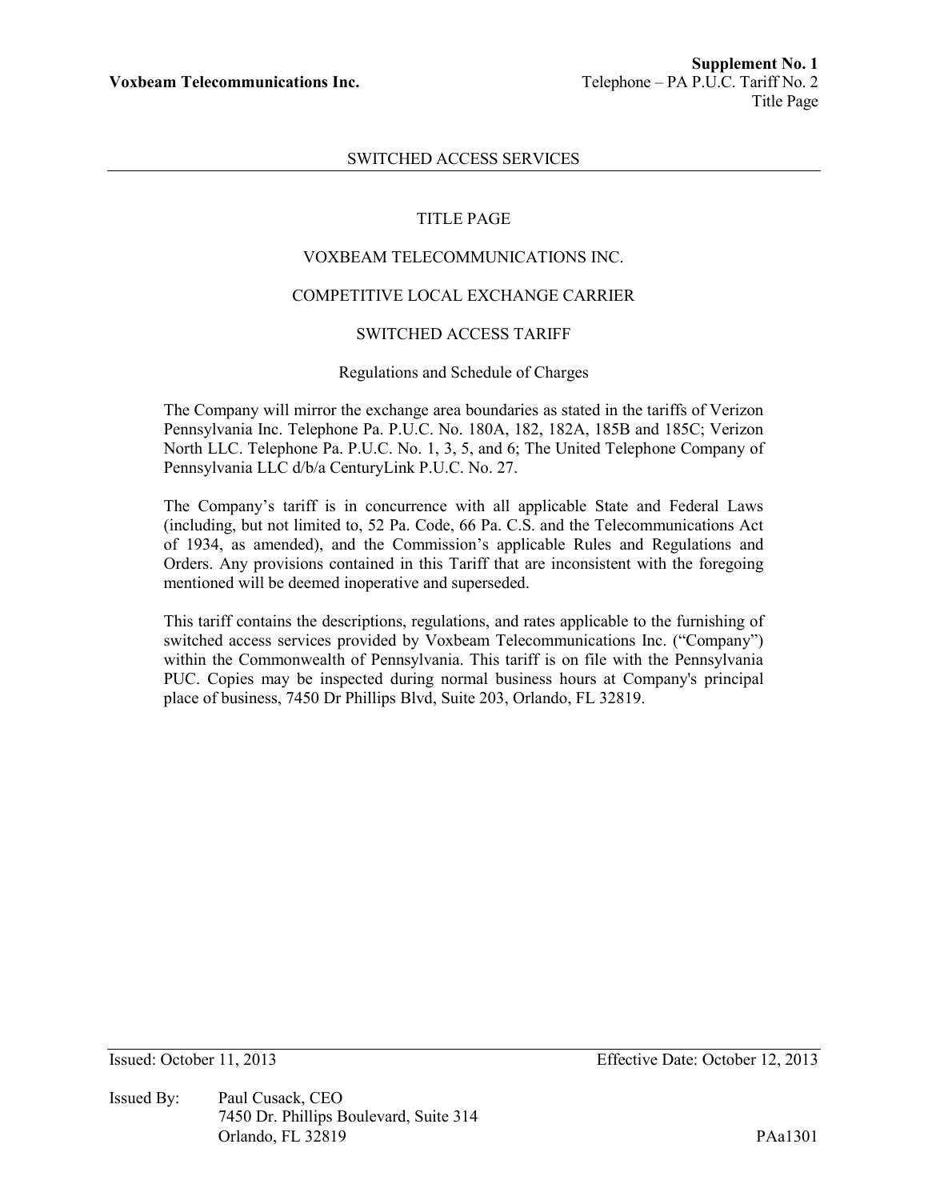**Voxbeam Telecommunications Inc.**

**Supplement No. 1**
Telephone – PA P.U.C. Tariff No. 2
Title Page

SWITCHED ACCESS SERVICES

# TITLE PAGE

## VOXBEAM TELECOMMUNICATIONS INC.

## COMPETITIVE LOCAL EXCHANGE CARRIER

## SWITCHED ACCESS TARIFF

Regulations and Schedule of Charges

The Company will mirror the exchange area boundaries as stated in the tariffs of Verizon Pennsylvania Inc. Telephone Pa. P.U.C. No. 180A, 182, 182A, 185B and 185C; Verizon North LLC. Telephone Pa. P.U.C. No. 1, 3, 5, and 6; The United Telephone Company of Pennsylvania LLC d/b/a CenturyLink P.U.C. No. 27.

The Company's tariff is in concurrence with all applicable State and Federal Laws (including, but not limited to, 52 Pa. Code, 66 Pa. C.S. and the Telecommunications Act of 1934, as amended), and the Commission's applicable Rules and Regulations and Orders. Any provisions contained in this Tariff that are inconsistent with the foregoing mentioned will be deemed inoperative and superseded.

This tariff contains the descriptions, regulations, and rates applicable to the furnishing of switched access services provided by Voxbeam Telecommunications Inc. ("Company") within the Commonwealth of Pennsylvania. This tariff is on file with the Pennsylvania PUC. Copies may be inspected during normal business hours at Company's principal place of business, 7450 Dr Phillips Blvd, Suite 203, Orlando, FL 32819.

Issued: October 11, 2013 Effective Date: October 12, 2013

Issued By: Paul Cusack, CEO
7450 Dr. Phillips Boulevard, Suite 314
Orlando, FL 32819

PAa1301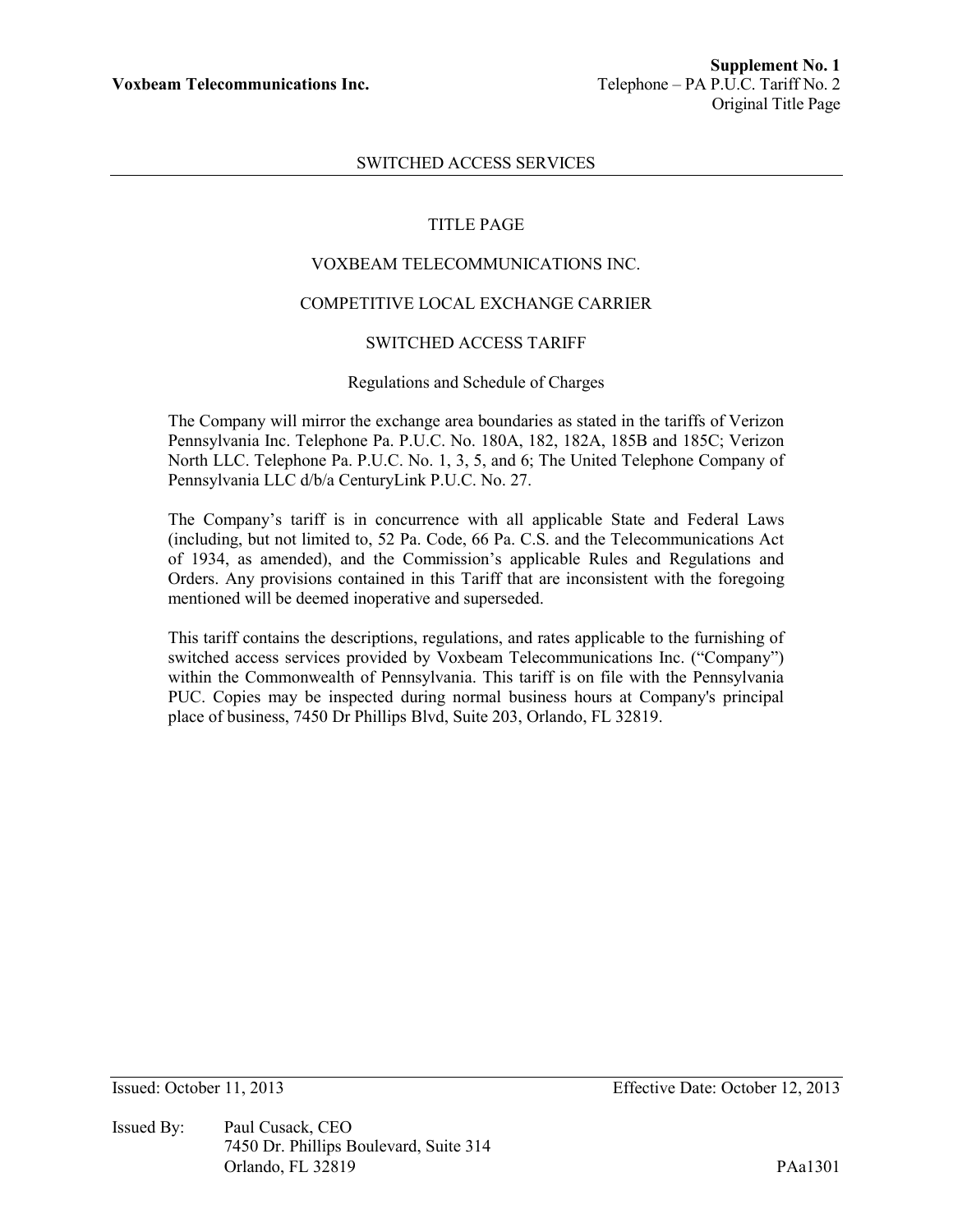SWITCHED ACCESS SERVICES

# TITLE PAGE

## VOXBEAM TELECOMMUNICATIONS INC.

## COMPETITIVE LOCAL EXCHANGE CARRIER

## SWITCHED ACCESS TARIFF

Regulations and Schedule of Charges

The Company will mirror the exchange area boundaries as stated in the tariffs of Verizon Pennsylvania Inc. Telephone Pa. P.U.C. No. 180A, 182, 182A, 185B and 185C; Verizon North LLC. Telephone Pa. P.U.C. No. 1, 3, 5, and 6; The United Telephone Company of Pennsylvania LLC d/b/a CenturyLink P.U.C. No. 27.

The Company's tariff is in concurrence with all applicable State and Federal Laws (including, but not limited to, 52 Pa. Code, 66 Pa. C.S. and the Telecommunications Act of 1934, as amended), and the Commission's applicable Rules and Regulations and Orders. Any provisions contained in this Tariff that are inconsistent with the foregoing mentioned will be deemed inoperative and superseded.

This tariff contains the descriptions, regulations, and rates applicable to the furnishing of switched access services provided by Voxbeam Telecommunications Inc. ("Company") within the Commonwealth of Pennsylvania. This tariff is on file with the Pennsylvania PUC. Copies may be inspected during normal business hours at Company's principal place of business, 7450 Dr Phillips Blvd, Suite 203, Orlando, FL 32819.

Issued: October 11, 2013 Effective Date: October 12, 2013

Issued By: Paul Cusack, CEO
7450 Dr. Phillips Boulevard, Suite 314
Orlando, FL 32819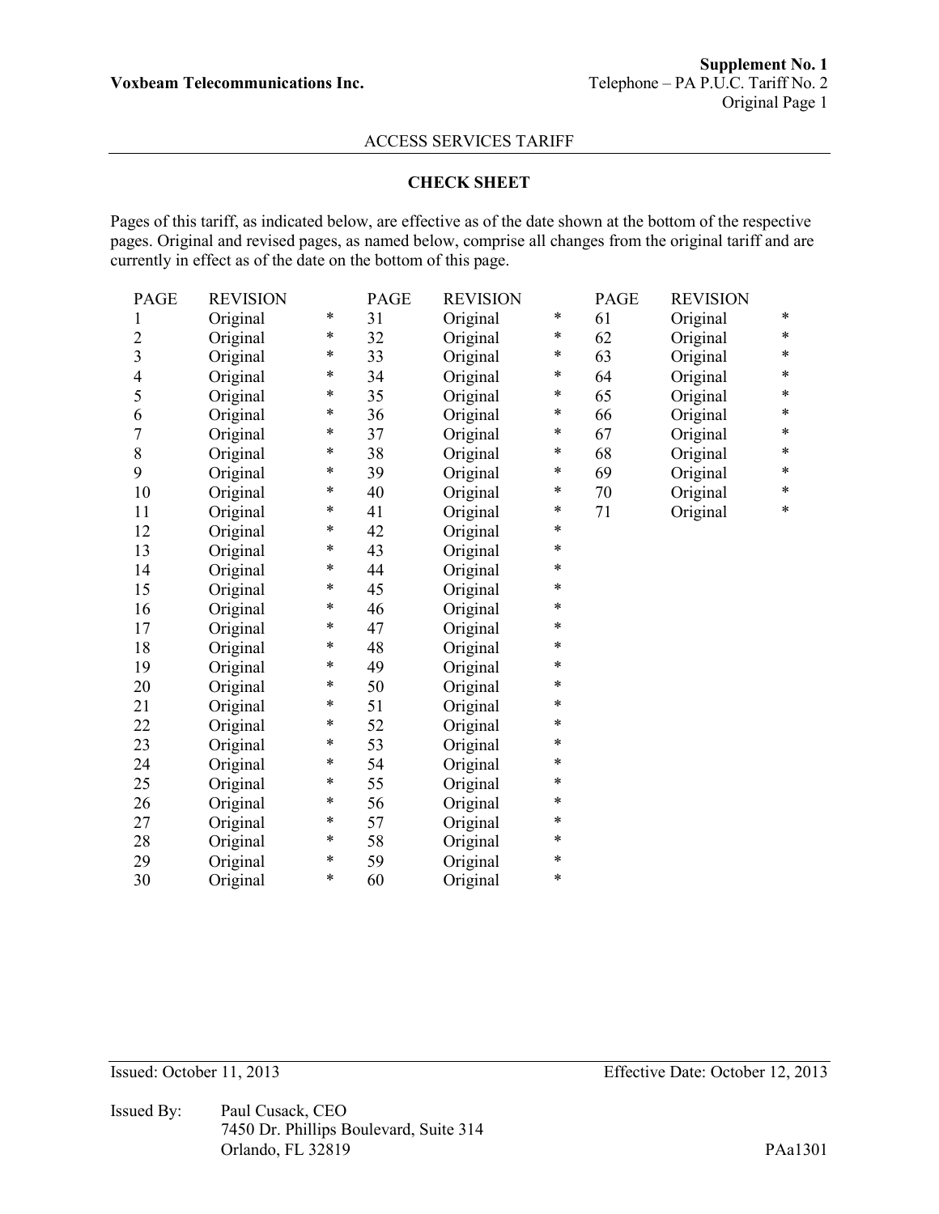**Voxbeam Telecommunications Inc.**

**Supplement No. 1**
Telephone – PA P.U.C. Tariff No. 2
Original Page 1

ACCESS SERVICES TARIFF

## CHECK SHEET

Pages of this tariff, as indicated below, are effective as of the date shown at the bottom of the respective pages. Original and revised pages, as named below, comprise all changes from the original tariff and are currently in effect as of the date on the bottom of this page.

| PAGE | REVISION | | PAGE | REVISION | | PAGE | REVISION | |
|---|---|---|---|---|---|---|---|---|
| 1 | Original | * | 31 | Original | * | 61 | Original | * |
| 2 | Original | * | 32 | Original | * | 62 | Original | * |
| 3 | Original | * | 33 | Original | * | 63 | Original | * |
| 4 | Original | * | 34 | Original | * | 64 | Original | * |
| 5 | Original | * | 35 | Original | * | 65 | Original | * |
| 6 | Original | * | 36 | Original | * | 66 | Original | * |
| 7 | Original | * | 37 | Original | * | 67 | Original | * |
| 8 | Original | * | 38 | Original | * | 68 | Original | * |
| 9 | Original | * | 39 | Original | * | 69 | Original | * |
| 10 | Original | * | 40 | Original | * | 70 | Original | * |
| 11 | Original | * | 41 | Original | * | 71 | Original | * |
| 12 | Original | * | 42 | Original | * | | | |
| 13 | Original | * | 43 | Original | * | | | |
| 14 | Original | * | 44 | Original | * | | | |
| 15 | Original | * | 45 | Original | * | | | |
| 16 | Original | * | 46 | Original | * | | | |
| 17 | Original | * | 47 | Original | * | | | |
| 18 | Original | * | 48 | Original | * | | | |
| 19 | Original | * | 49 | Original | * | | | |
| 20 | Original | * | 50 | Original | * | | | |
| 21 | Original | * | 51 | Original | * | | | |
| 22 | Original | * | 52 | Original | * | | | |
| 23 | Original | * | 53 | Original | * | | | |
| 24 | Original | * | 54 | Original | * | | | |
| 25 | Original | * | 55 | Original | * | | | |
| 26 | Original | * | 56 | Original | * | | | |
| 27 | Original | * | 57 | Original | * | | | |
| 28 | Original | * | 58 | Original | * | | | |
| 29 | Original | * | 59 | Original | * | | | |
| 30 | Original | * | 60 | Original | * | | | |

Issued: October 11, 2013  Effective Date: October 12, 2013

Issued By: Paul Cusack, CEO
7450 Dr. Phillips Boulevard, Suite 314
Orlando, FL 32819

PAa1301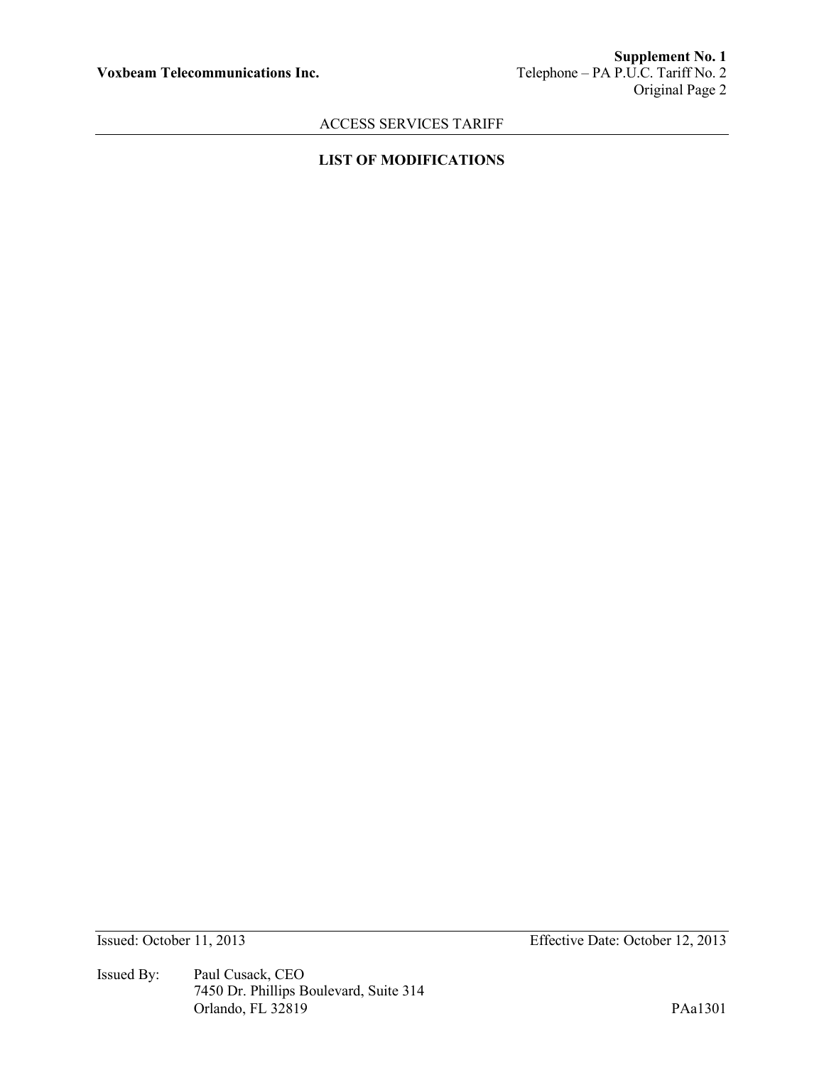## LIST OF MODIFICATIONS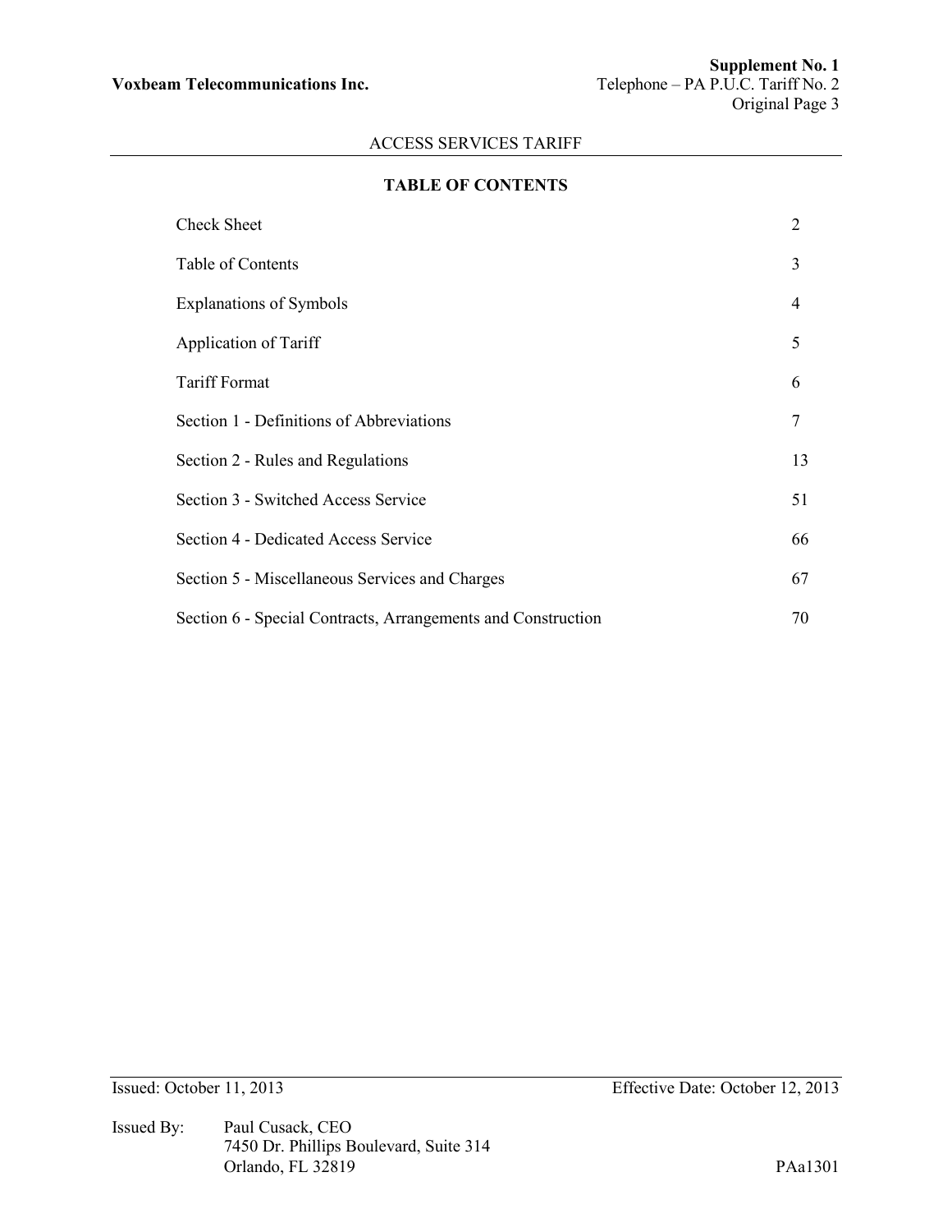## ACCESS SERVICES TARIFF

## TABLE OF CONTENTS

| | |
|---|---|
| Check Sheet | 2 |
| Table of Contents | 3 |
| Explanations of Symbols | 4 |
| Application of Tariff | 5 |
| Tariff Format | 6 |
| Section 1 - Definitions of Abbreviations | 7 |
| Section 2 - Rules and Regulations | 13 |
| Section 3 - Switched Access Service | 51 |
| Section 4 - Dedicated Access Service | 66 |
| Section 5 - Miscellaneous Services and Charges | 67 |
| Section 6 - Special Contracts, Arrangements and Construction | 70 |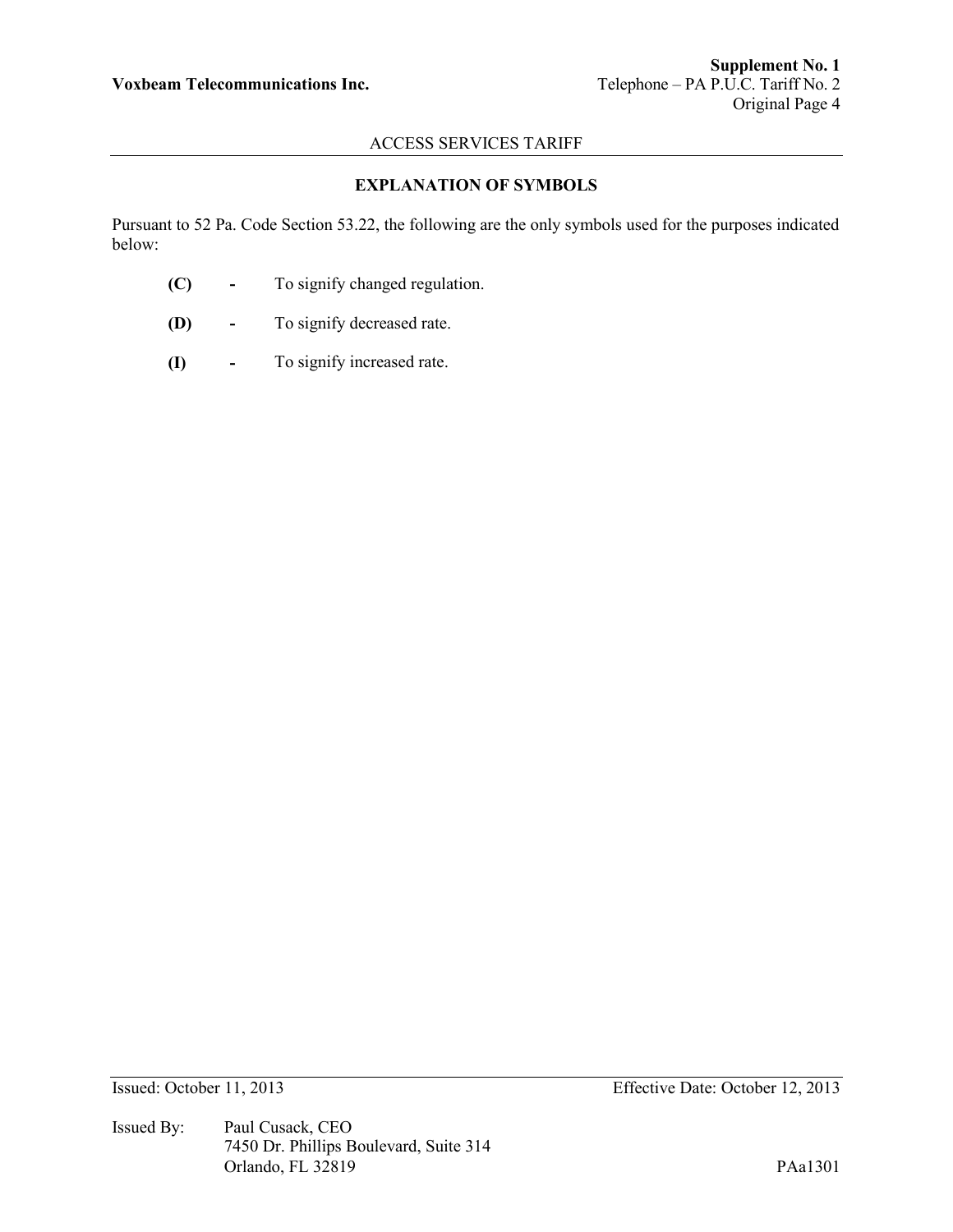## EXPLANATION OF SYMBOLS

Pursuant to 52 Pa. Code Section 53.22, the following are the only symbols used for the purposes indicated below:

**(C)** - To signify changed regulation.

**(D)** - To signify decreased rate.

**(I)** - To signify increased rate.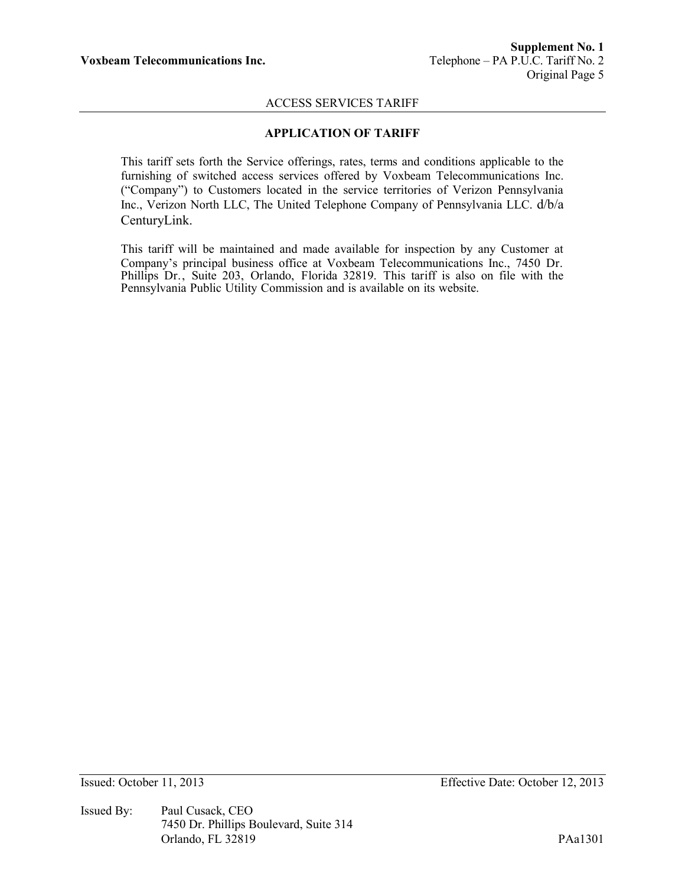## APPLICATION OF TARIFF

This tariff sets forth the Service offerings, rates, terms and conditions applicable to the furnishing of switched access services offered by Voxbeam Telecommunications Inc. ("Company") to Customers located in the service territories of Verizon Pennsylvania Inc., Verizon North LLC, The United Telephone Company of Pennsylvania LLC. d/b/a CenturyLink.

This tariff will be maintained and made available for inspection by any Customer at Company's principal business office at Voxbeam Telecommunications Inc., 7450 Dr. Phillips Dr., Suite 203, Orlando, Florida 32819. This tariff is also on file with the Pennsylvania Public Utility Commission and is available on its website.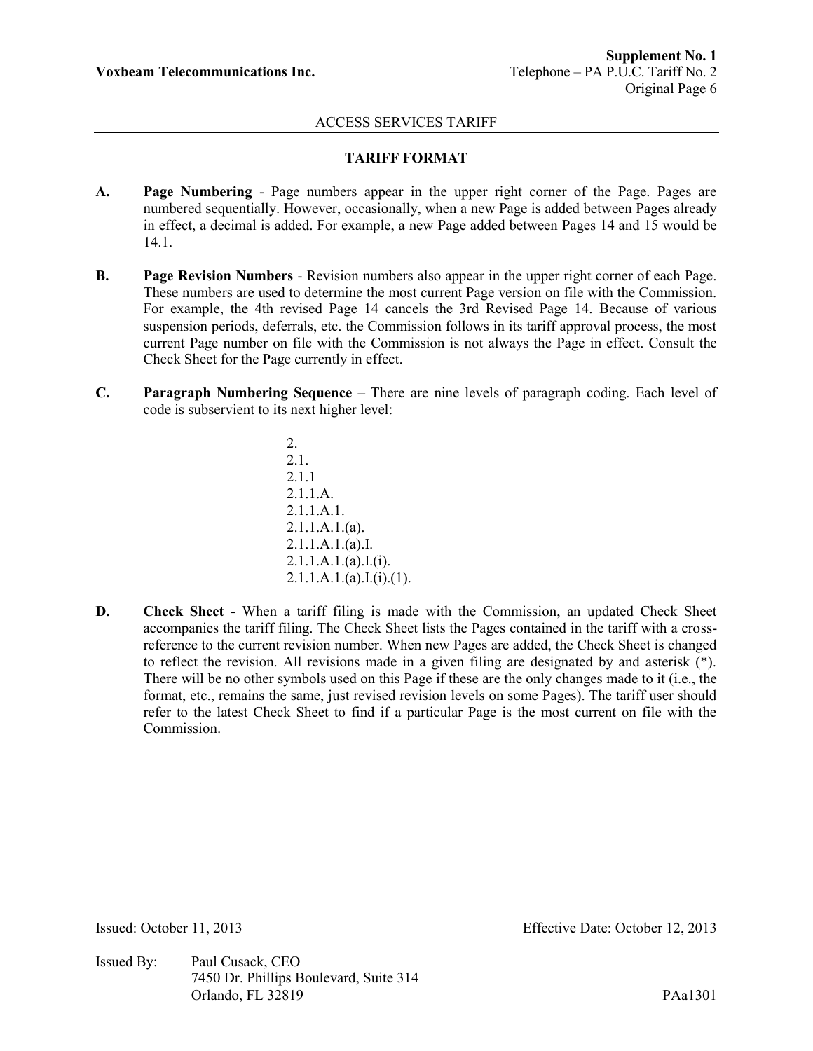# TARIFF FORMAT

**A.** **Page Numbering** - Page numbers appear in the upper right corner of the Page. Pages are numbered sequentially. However, occasionally, when a new Page is added between Pages already in effect, a decimal is added. For example, a new Page added between Pages 14 and 15 would be 14.1.

**B.** **Page Revision Numbers** - Revision numbers also appear in the upper right corner of each Page. These numbers are used to determine the most current Page version on file with the Commission. For example, the 4th revised Page 14 cancels the 3rd Revised Page 14. Because of various suspension periods, deferrals, etc. the Commission follows in its tariff approval process, the most current Page number on file with the Commission is not always the Page in effect. Consult the Check Sheet for the Page currently in effect.

**C.** **Paragraph Numbering Sequence** – There are nine levels of paragraph coding. Each level of code is subservient to its next higher level:

2.
2.1.
2.1.1
2.1.1.A.
2.1.1.A.1.
2.1.1.A.1.(a).
2.1.1.A.1.(a).I.
2.1.1.A.1.(a).I.(i).
2.1.1.A.1.(a).I.(i).(1).

**D.** **Check Sheet** - When a tariff filing is made with the Commission, an updated Check Sheet accompanies the tariff filing. The Check Sheet lists the Pages contained in the tariff with a cross-reference to the current revision number. When new Pages are added, the Check Sheet is changed to reflect the revision. All revisions made in a given filing are designated by and asterisk (*). There will be no other symbols used on this Page if these are the only changes made to it (i.e., the format, etc., remains the same, just revised revision levels on some Pages). The tariff user should refer to the latest Check Sheet to find if a particular Page is the most current on file with the Commission.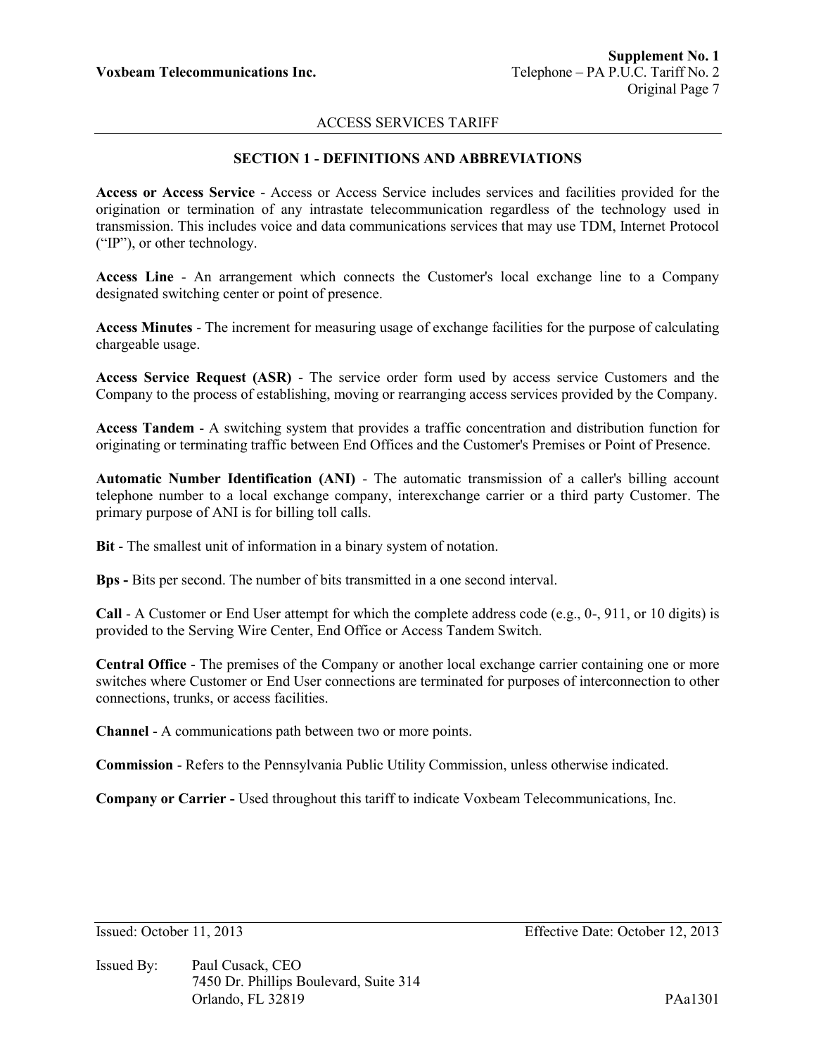## SECTION 1 - DEFINITIONS AND ABBREVIATIONS

**Access or Access Service** - Access or Access Service includes services and facilities provided for the origination or termination of any intrastate telecommunication regardless of the technology used in transmission. This includes voice and data communications services that may use TDM, Internet Protocol ("IP"), or other technology.

**Access Line** - An arrangement which connects the Customer's local exchange line to a Company designated switching center or point of presence.

**Access Minutes** - The increment for measuring usage of exchange facilities for the purpose of calculating chargeable usage.

**Access Service Request (ASR)** - The service order form used by access service Customers and the Company to the process of establishing, moving or rearranging access services provided by the Company.

**Access Tandem** - A switching system that provides a traffic concentration and distribution function for originating or terminating traffic between End Offices and the Customer's Premises or Point of Presence.

**Automatic Number Identification (ANI)** - The automatic transmission of a caller's billing account telephone number to a local exchange company, interexchange carrier or a third party Customer. The primary purpose of ANI is for billing toll calls.

**Bit** - The smallest unit of information in a binary system of notation.

**Bps -** Bits per second. The number of bits transmitted in a one second interval.

**Call** - A Customer or End User attempt for which the complete address code (e.g., 0-, 911, or 10 digits) is provided to the Serving Wire Center, End Office or Access Tandem Switch.

**Central Office** - The premises of the Company or another local exchange carrier containing one or more switches where Customer or End User connections are terminated for purposes of interconnection to other connections, trunks, or access facilities.

**Channel** - A communications path between two or more points.

**Commission** - Refers to the Pennsylvania Public Utility Commission, unless otherwise indicated.

**Company or Carrier -** Used throughout this tariff to indicate Voxbeam Telecommunications, Inc.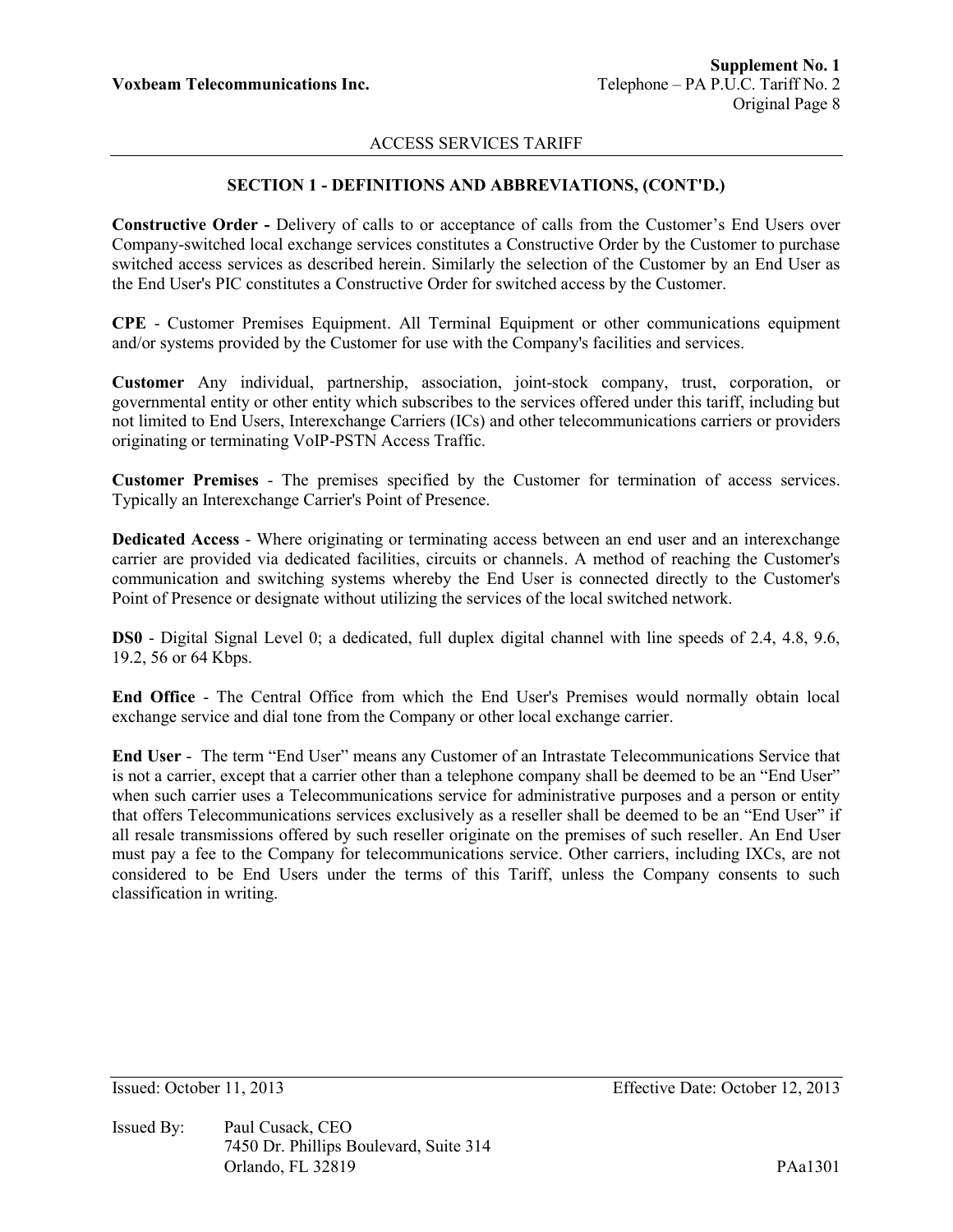ACCESS SERVICES TARIFF

## SECTION 1 - DEFINITIONS AND ABBREVIATIONS, (CONT'D.)

**Constructive Order -** Delivery of calls to or acceptance of calls from the Customer's End Users over Company-switched local exchange services constitutes a Constructive Order by the Customer to purchase switched access services as described herein. Similarly the selection of the Customer by an End User as the End User's PIC constitutes a Constructive Order for switched access by the Customer.

**CPE** - Customer Premises Equipment. All Terminal Equipment or other communications equipment and/or systems provided by the Customer for use with the Company's facilities and services.

**Customer** Any individual, partnership, association, joint-stock company, trust, corporation, or governmental entity or other entity which subscribes to the services offered under this tariff, including but not limited to End Users, Interexchange Carriers (ICs) and other telecommunications carriers or providers originating or terminating VoIP-PSTN Access Traffic.

**Customer Premises** - The premises specified by the Customer for termination of access services. Typically an Interexchange Carrier's Point of Presence.

**Dedicated Access** - Where originating or terminating access between an end user and an interexchange carrier are provided via dedicated facilities, circuits or channels. A method of reaching the Customer's communication and switching systems whereby the End User is connected directly to the Customer's Point of Presence or designate without utilizing the services of the local switched network.

**DS0** - Digital Signal Level 0; a dedicated, full duplex digital channel with line speeds of 2.4, 4.8, 9.6, 19.2, 56 or 64 Kbps.

**End Office** - The Central Office from which the End User's Premises would normally obtain local exchange service and dial tone from the Company or other local exchange carrier.

**End User** - The term "End User" means any Customer of an Intrastate Telecommunications Service that is not a carrier, except that a carrier other than a telephone company shall be deemed to be an "End User" when such carrier uses a Telecommunications service for administrative purposes and a person or entity that offers Telecommunications services exclusively as a reseller shall be deemed to be an "End User" if all resale transmissions offered by such reseller originate on the premises of such reseller. An End User must pay a fee to the Company for telecommunications service. Other carriers, including IXCs, are not considered to be End Users under the terms of this Tariff, unless the Company consents to such classification in writing.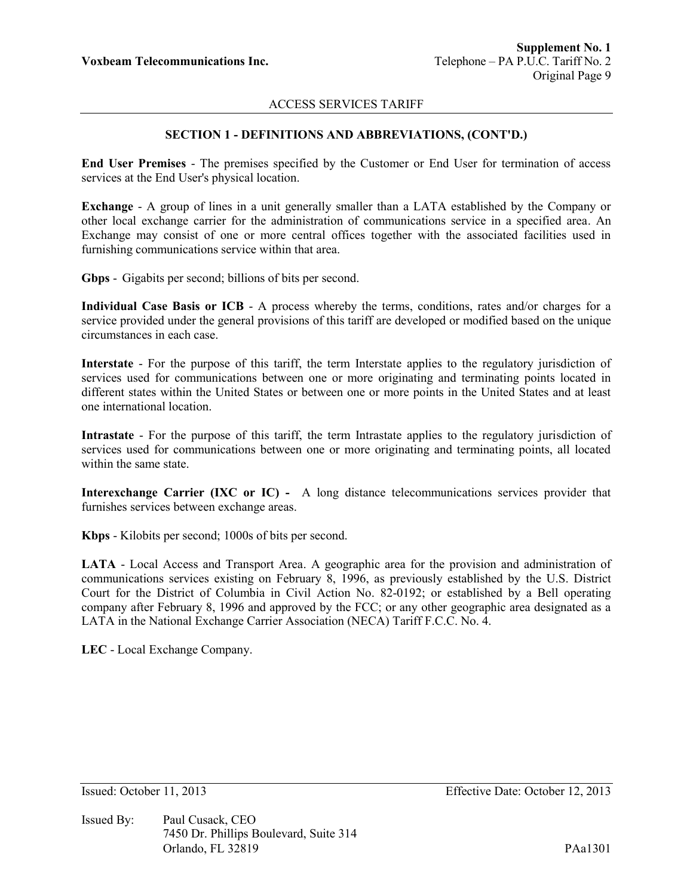## SECTION 1 - DEFINITIONS AND ABBREVIATIONS, (CONT'D.)

**End User Premises** - The premises specified by the Customer or End User for termination of access services at the End User's physical location.

**Exchange** - A group of lines in a unit generally smaller than a LATA established by the Company or other local exchange carrier for the administration of communications service in a specified area. An Exchange may consist of one or more central offices together with the associated facilities used in furnishing communications service within that area.

**Gbps** - Gigabits per second; billions of bits per second.

**Individual Case Basis or ICB** - A process whereby the terms, conditions, rates and/or charges for a service provided under the general provisions of this tariff are developed or modified based on the unique circumstances in each case.

**Interstate** - For the purpose of this tariff, the term Interstate applies to the regulatory jurisdiction of services used for communications between one or more originating and terminating points located in different states within the United States or between one or more points in the United States and at least one international location.

**Intrastate** - For the purpose of this tariff, the term Intrastate applies to the regulatory jurisdiction of services used for communications between one or more originating and terminating points, all located within the same state.

**Interexchange Carrier (IXC or IC) -** A long distance telecommunications services provider that furnishes services between exchange areas.

**Kbps** - Kilobits per second; 1000s of bits per second.

**LATA** - Local Access and Transport Area. A geographic area for the provision and administration of communications services existing on February 8, 1996, as previously established by the U.S. District Court for the District of Columbia in Civil Action No. 82-0192; or established by a Bell operating company after February 8, 1996 and approved by the FCC; or any other geographic area designated as a LATA in the National Exchange Carrier Association (NECA) Tariff F.C.C. No. 4.

**LEC** - Local Exchange Company.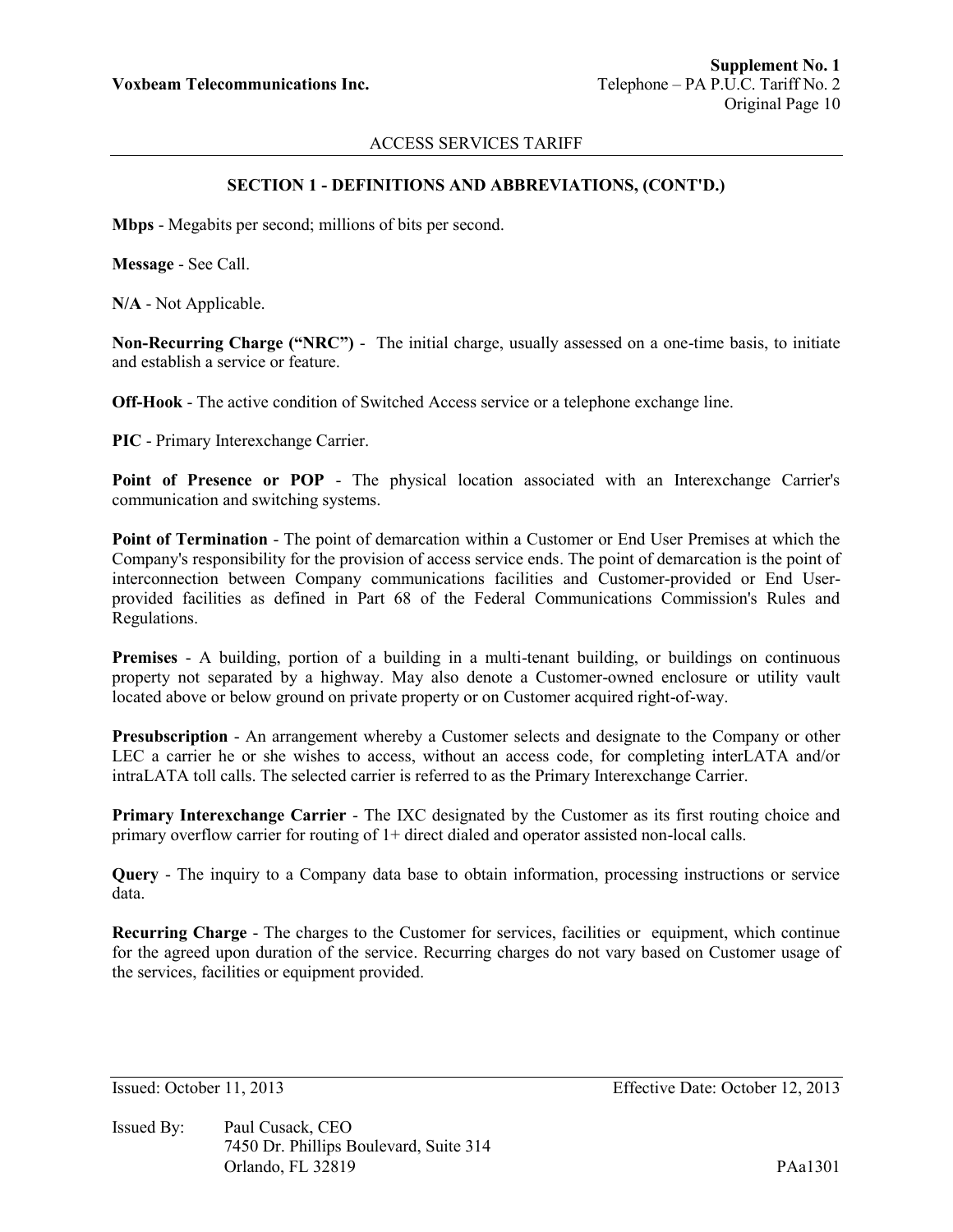## SECTION 1 - DEFINITIONS AND ABBREVIATIONS, (CONT'D.)

**Mbps** - Megabits per second; millions of bits per second.

**Message** - See Call.

**N/A** - Not Applicable.

**Non-Recurring Charge ("NRC")** - The initial charge, usually assessed on a one-time basis, to initiate and establish a service or feature.

**Off-Hook** - The active condition of Switched Access service or a telephone exchange line.

**PIC** - Primary Interexchange Carrier.

**Point of Presence or POP** - The physical location associated with an Interexchange Carrier's communication and switching systems.

**Point of Termination** - The point of demarcation within a Customer or End User Premises at which the Company's responsibility for the provision of access service ends. The point of demarcation is the point of interconnection between Company communications facilities and Customer-provided or End User-provided facilities as defined in Part 68 of the Federal Communications Commission's Rules and Regulations.

**Premises** - A building, portion of a building in a multi-tenant building, or buildings on continuous property not separated by a highway. May also denote a Customer-owned enclosure or utility vault located above or below ground on private property or on Customer acquired right-of-way.

**Presubscription** - An arrangement whereby a Customer selects and designate to the Company or other LEC a carrier he or she wishes to access, without an access code, for completing interLATA and/or intraLATA toll calls. The selected carrier is referred to as the Primary Interexchange Carrier.

**Primary Interexchange Carrier** - The IXC designated by the Customer as its first routing choice and primary overflow carrier for routing of 1+ direct dialed and operator assisted non-local calls.

**Query** - The inquiry to a Company data base to obtain information, processing instructions or service data.

**Recurring Charge** - The charges to the Customer for services, facilities or equipment, which continue for the agreed upon duration of the service. Recurring charges do not vary based on Customer usage of the services, facilities or equipment provided.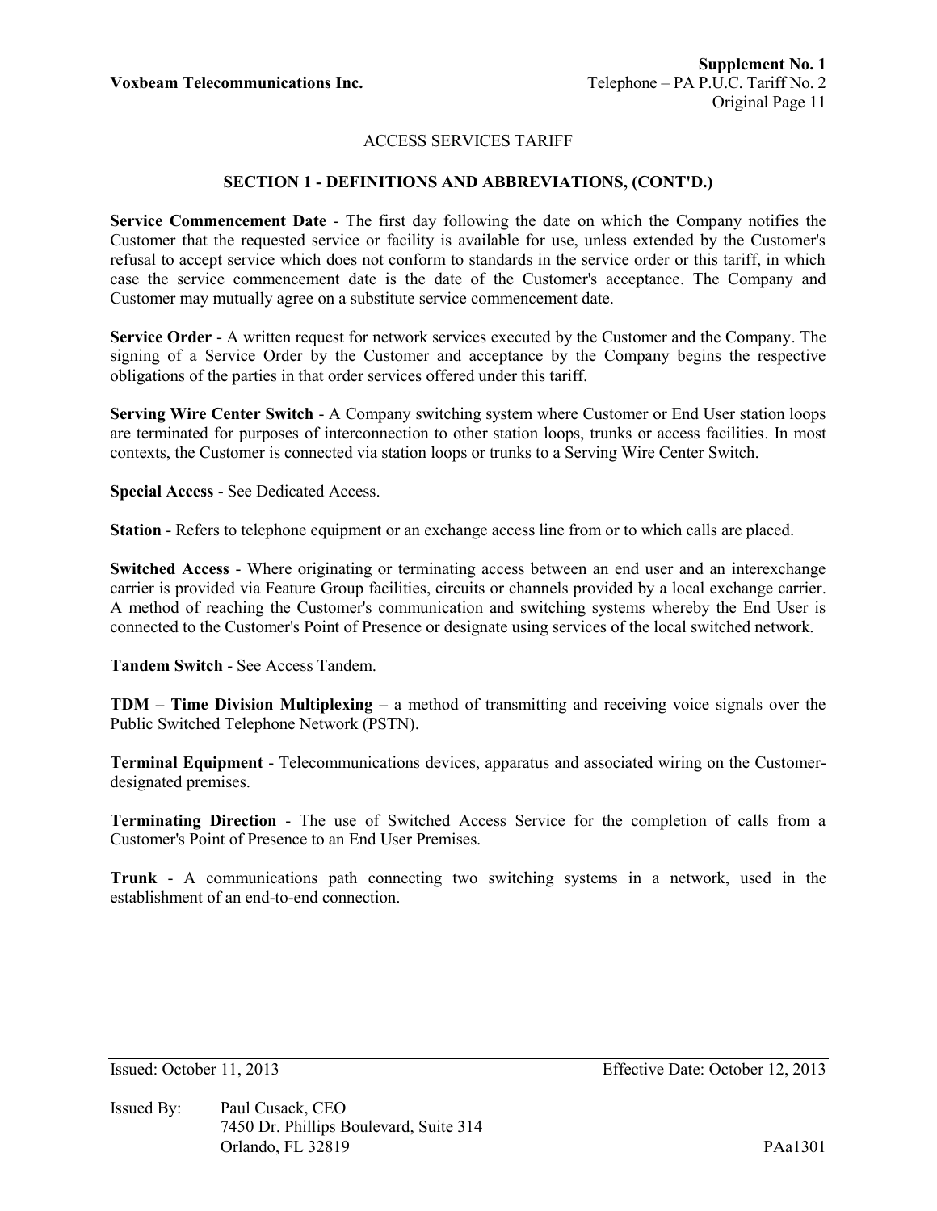## SECTION 1 - DEFINITIONS AND ABBREVIATIONS, (CONT'D.)

**Service Commencement Date** - The first day following the date on which the Company notifies the Customer that the requested service or facility is available for use, unless extended by the Customer's refusal to accept service which does not conform to standards in the service order or this tariff, in which case the service commencement date is the date of the Customer's acceptance. The Company and Customer may mutually agree on a substitute service commencement date.

**Service Order** - A written request for network services executed by the Customer and the Company. The signing of a Service Order by the Customer and acceptance by the Company begins the respective obligations of the parties in that order services offered under this tariff.

**Serving Wire Center Switch** - A Company switching system where Customer or End User station loops are terminated for purposes of interconnection to other station loops, trunks or access facilities. In most contexts, the Customer is connected via station loops or trunks to a Serving Wire Center Switch.

**Special Access** - See Dedicated Access.

**Station** - Refers to telephone equipment or an exchange access line from or to which calls are placed.

**Switched Access** - Where originating or terminating access between an end user and an interexchange carrier is provided via Feature Group facilities, circuits or channels provided by a local exchange carrier. A method of reaching the Customer's communication and switching systems whereby the End User is connected to the Customer's Point of Presence or designate using services of the local switched network.

**Tandem Switch** - See Access Tandem.

**TDM – Time Division Multiplexing** – a method of transmitting and receiving voice signals over the Public Switched Telephone Network (PSTN).

**Terminal Equipment** - Telecommunications devices, apparatus and associated wiring on the Customer-designated premises.

**Terminating Direction** - The use of Switched Access Service for the completion of calls from a Customer's Point of Presence to an End User Premises.

**Trunk** - A communications path connecting two switching systems in a network, used in the establishment of an end-to-end connection.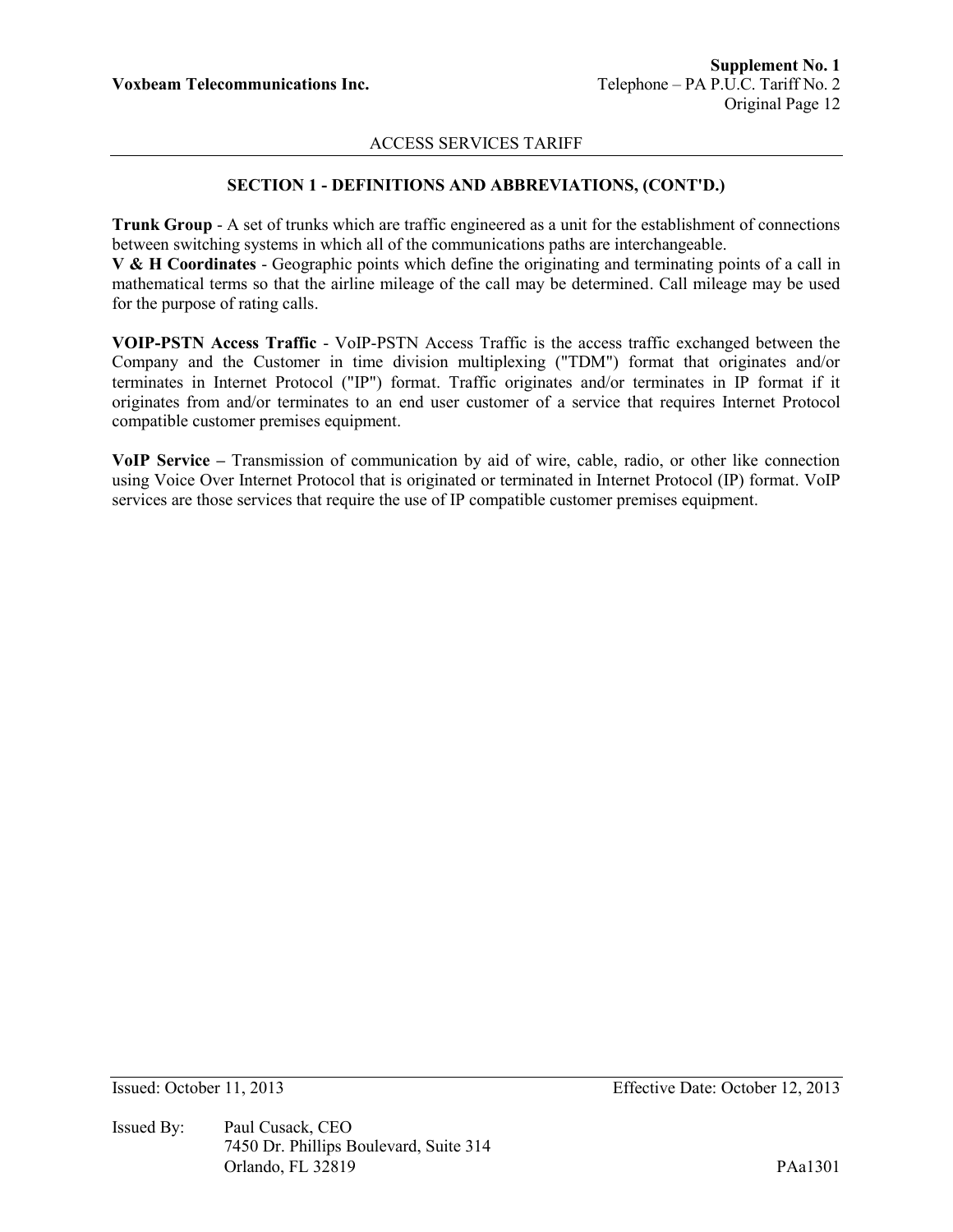## SECTION 1 - DEFINITIONS AND ABBREVIATIONS, (CONT'D.)

**Trunk Group** - A set of trunks which are traffic engineered as a unit for the establishment of connections between switching systems in which all of the communications paths are interchangeable.

**V & H Coordinates** - Geographic points which define the originating and terminating points of a call in mathematical terms so that the airline mileage of the call may be determined. Call mileage may be used for the purpose of rating calls.

**VOIP-PSTN Access Traffic** - VoIP-PSTN Access Traffic is the access traffic exchanged between the Company and the Customer in time division multiplexing ("TDM") format that originates and/or terminates in Internet Protocol ("IP") format. Traffic originates and/or terminates in IP format if it originates from and/or terminates to an end user customer of a service that requires Internet Protocol compatible customer premises equipment.

**VoIP Service –** Transmission of communication by aid of wire, cable, radio, or other like connection using Voice Over Internet Protocol that is originated or terminated in Internet Protocol (IP) format. VoIP services are those services that require the use of IP compatible customer premises equipment.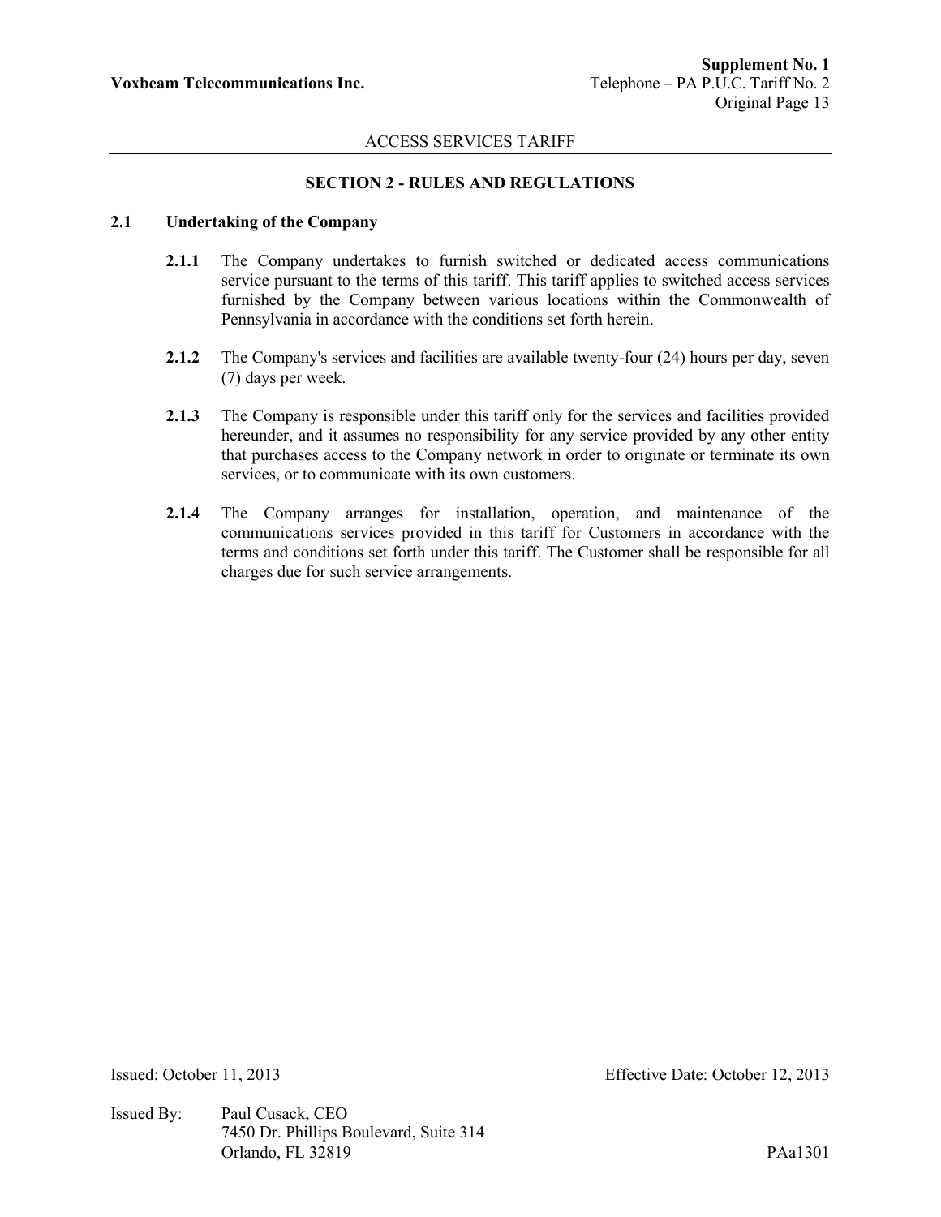## SECTION 2 - RULES AND REGULATIONS

### 2.1 Undertaking of the Company

**2.1.1** The Company undertakes to furnish switched or dedicated access communications service pursuant to the terms of this tariff. This tariff applies to switched access services furnished by the Company between various locations within the Commonwealth of Pennsylvania in accordance with the conditions set forth herein.

**2.1.2** The Company's services and facilities are available twenty-four (24) hours per day, seven (7) days per week.

**2.1.3** The Company is responsible under this tariff only for the services and facilities provided hereunder, and it assumes no responsibility for any service provided by any other entity that purchases access to the Company network in order to originate or terminate its own services, or to communicate with its own customers.

**2.1.4** The Company arranges for installation, operation, and maintenance of the communications services provided in this tariff for Customers in accordance with the terms and conditions set forth under this tariff. The Customer shall be responsible for all charges due for such service arrangements.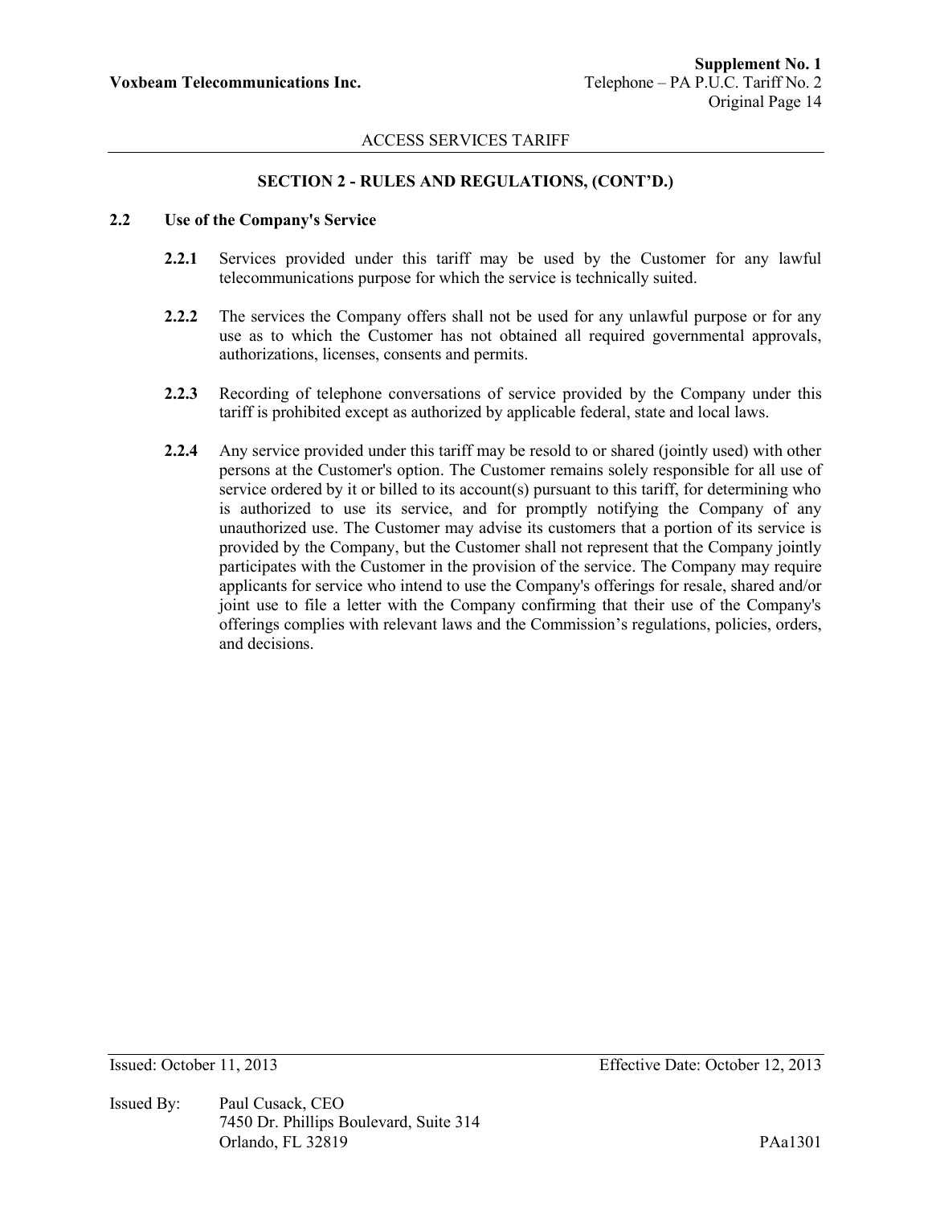## SECTION 2 - RULES AND REGULATIONS, (CONT'D.)

### 2.2 Use of the Company's Service

**2.2.1** Services provided under this tariff may be used by the Customer for any lawful telecommunications purpose for which the service is technically suited.

**2.2.2** The services the Company offers shall not be used for any unlawful purpose or for any use as to which the Customer has not obtained all required governmental approvals, authorizations, licenses, consents and permits.

**2.2.3** Recording of telephone conversations of service provided by the Company under this tariff is prohibited except as authorized by applicable federal, state and local laws.

**2.2.4** Any service provided under this tariff may be resold to or shared (jointly used) with other persons at the Customer's option. The Customer remains solely responsible for all use of service ordered by it or billed to its account(s) pursuant to this tariff, for determining who is authorized to use its service, and for promptly notifying the Company of any unauthorized use. The Customer may advise its customers that a portion of its service is provided by the Company, but the Customer shall not represent that the Company jointly participates with the Customer in the provision of the service. The Company may require applicants for service who intend to use the Company's offerings for resale, shared and/or joint use to file a letter with the Company confirming that their use of the Company's offerings complies with relevant laws and the Commission's regulations, policies, orders, and decisions.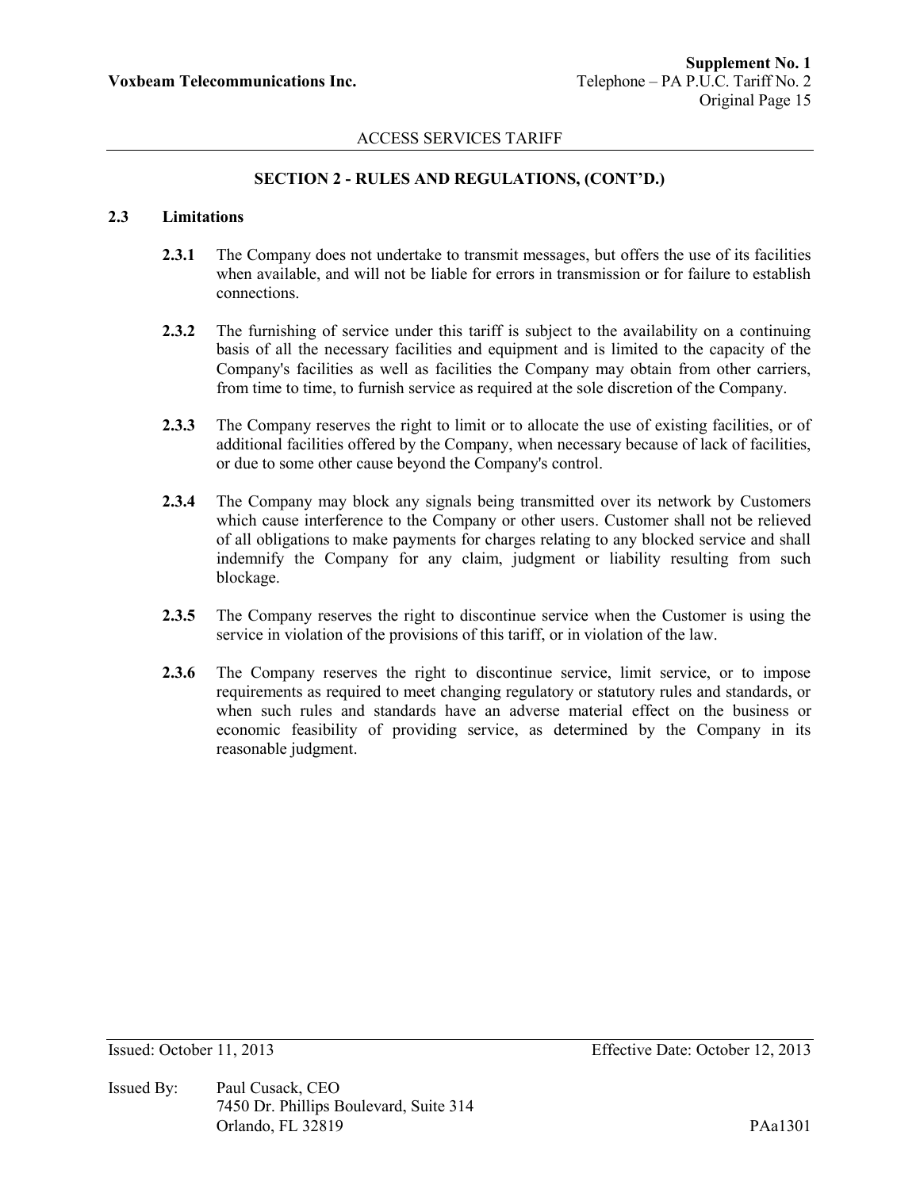## SECTION 2 - RULES AND REGULATIONS, (CONT'D.)

### 2.3 Limitations

**2.3.1** The Company does not undertake to transmit messages, but offers the use of its facilities when available, and will not be liable for errors in transmission or for failure to establish connections.

**2.3.2** The furnishing of service under this tariff is subject to the availability on a continuing basis of all the necessary facilities and equipment and is limited to the capacity of the Company's facilities as well as facilities the Company may obtain from other carriers, from time to time, to furnish service as required at the sole discretion of the Company.

**2.3.3** The Company reserves the right to limit or to allocate the use of existing facilities, or of additional facilities offered by the Company, when necessary because of lack of facilities, or due to some other cause beyond the Company's control.

**2.3.4** The Company may block any signals being transmitted over its network by Customers which cause interference to the Company or other users. Customer shall not be relieved of all obligations to make payments for charges relating to any blocked service and shall indemnify the Company for any claim, judgment or liability resulting from such blockage.

**2.3.5** The Company reserves the right to discontinue service when the Customer is using the service in violation of the provisions of this tariff, or in violation of the law.

**2.3.6** The Company reserves the right to discontinue service, limit service, or to impose requirements as required to meet changing regulatory or statutory rules and standards, or when such rules and standards have an adverse material effect on the business or economic feasibility of providing service, as determined by the Company in its reasonable judgment.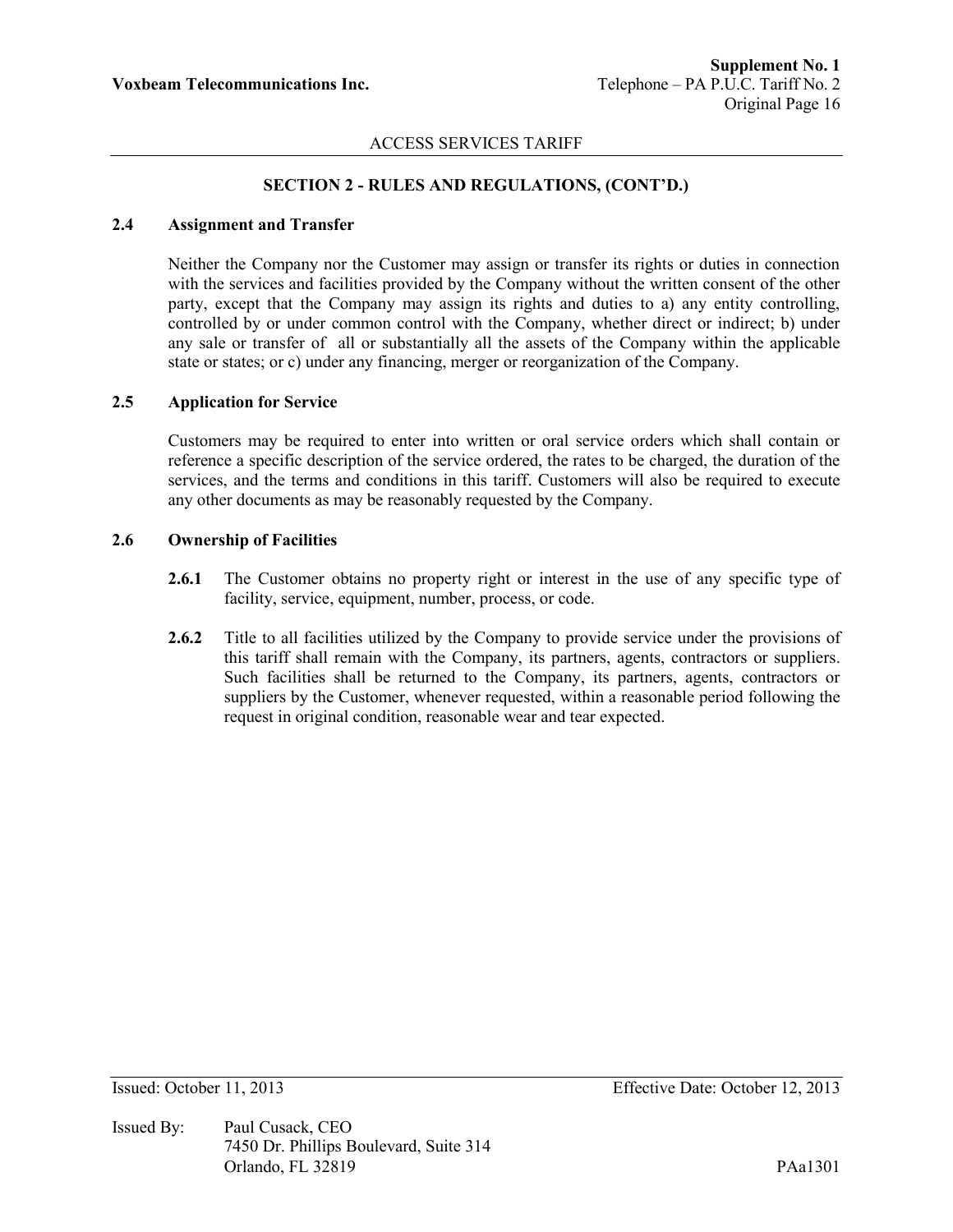## SECTION 2 - RULES AND REGULATIONS, (CONT'D.)

### 2.4 Assignment and Transfer

Neither the Company nor the Customer may assign or transfer its rights or duties in connection with the services and facilities provided by the Company without the written consent of the other party, except that the Company may assign its rights and duties to a) any entity controlling, controlled by or under common control with the Company, whether direct or indirect; b) under any sale or transfer of all or substantially all the assets of the Company within the applicable state or states; or c) under any financing, merger or reorganization of the Company.

### 2.5 Application for Service

Customers may be required to enter into written or oral service orders which shall contain or reference a specific description of the service ordered, the rates to be charged, the duration of the services, and the terms and conditions in this tariff. Customers will also be required to execute any other documents as may be reasonably requested by the Company.

### 2.6 Ownership of Facilities

**2.6.1** The Customer obtains no property right or interest in the use of any specific type of facility, service, equipment, number, process, or code.

**2.6.2** Title to all facilities utilized by the Company to provide service under the provisions of this tariff shall remain with the Company, its partners, agents, contractors or suppliers. Such facilities shall be returned to the Company, its partners, agents, contractors or suppliers by the Customer, whenever requested, within a reasonable period following the request in original condition, reasonable wear and tear expected.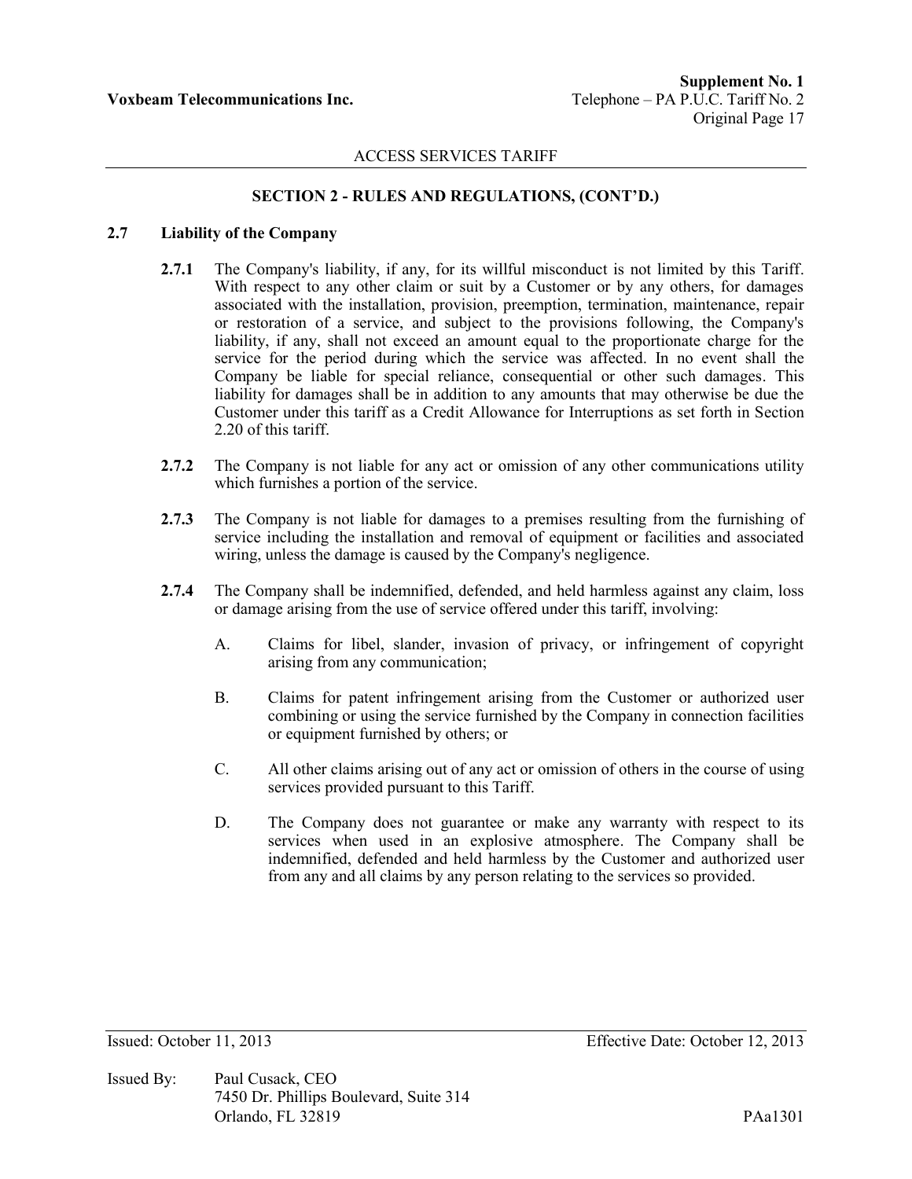## SECTION 2 - RULES AND REGULATIONS, (CONT'D.)

### 2.7 Liability of the Company

**2.7.1** The Company's liability, if any, for its willful misconduct is not limited by this Tariff. With respect to any other claim or suit by a Customer or by any others, for damages associated with the installation, provision, preemption, termination, maintenance, repair or restoration of a service, and subject to the provisions following, the Company's liability, if any, shall not exceed an amount equal to the proportionate charge for the service for the period during which the service was affected. In no event shall the Company be liable for special reliance, consequential or other such damages. This liability for damages shall be in addition to any amounts that may otherwise be due the Customer under this tariff as a Credit Allowance for Interruptions as set forth in Section 2.20 of this tariff.

**2.7.2** The Company is not liable for any act or omission of any other communications utility which furnishes a portion of the service.

**2.7.3** The Company is not liable for damages to a premises resulting from the furnishing of service including the installation and removal of equipment or facilities and associated wiring, unless the damage is caused by the Company's negligence.

**2.7.4** The Company shall be indemnified, defended, and held harmless against any claim, loss or damage arising from the use of service offered under this tariff, involving:

A. Claims for libel, slander, invasion of privacy, or infringement of copyright arising from any communication;

B. Claims for patent infringement arising from the Customer or authorized user combining or using the service furnished by the Company in connection facilities or equipment furnished by others; or

C. All other claims arising out of any act or omission of others in the course of using services provided pursuant to this Tariff.

D. The Company does not guarantee or make any warranty with respect to its services when used in an explosive atmosphere. The Company shall be indemnified, defended and held harmless by the Customer and authorized user from any and all claims by any person relating to the services so provided.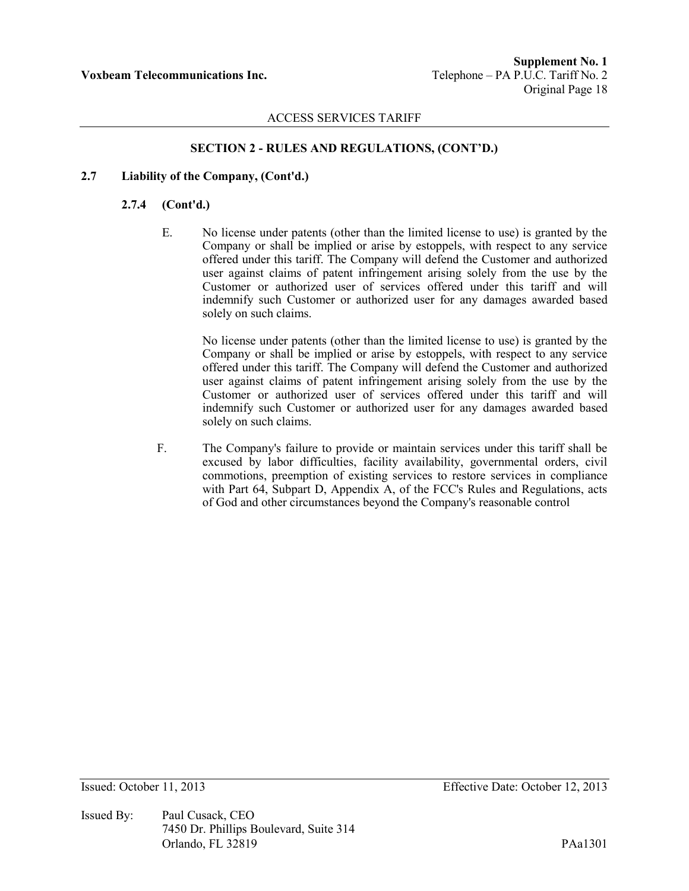ACCESS SERVICES TARIFF

## SECTION 2 - RULES AND REGULATIONS, (CONT'D.)

### 2.7 Liability of the Company, (Cont'd.)

#### 2.7.4 (Cont'd.)

E. No license under patents (other than the limited license to use) is granted by the Company or shall be implied or arise by estoppels, with respect to any service offered under this tariff. The Company will defend the Customer and authorized user against claims of patent infringement arising solely from the use by the Customer or authorized user of services offered under this tariff and will indemnify such Customer or authorized user for any damages awarded based solely on such claims.

No license under patents (other than the limited license to use) is granted by the Company or shall be implied or arise by estoppels, with respect to any service offered under this tariff. The Company will defend the Customer and authorized user against claims of patent infringement arising solely from the use by the Customer or authorized user of services offered under this tariff and will indemnify such Customer or authorized user for any damages awarded based solely on such claims.

F. The Company's failure to provide or maintain services under this tariff shall be excused by labor difficulties, facility availability, governmental orders, civil commotions, preemption of existing services to restore services in compliance with Part 64, Subpart D, Appendix A, of the FCC's Rules and Regulations, acts of God and other circumstances beyond the Company's reasonable control

Issued: October 11, 2013 Effective Date: October 12, 2013

Issued By: Paul Cusack, CEO
7450 Dr. Phillips Boulevard, Suite 314
Orlando, FL 32819 PAa1301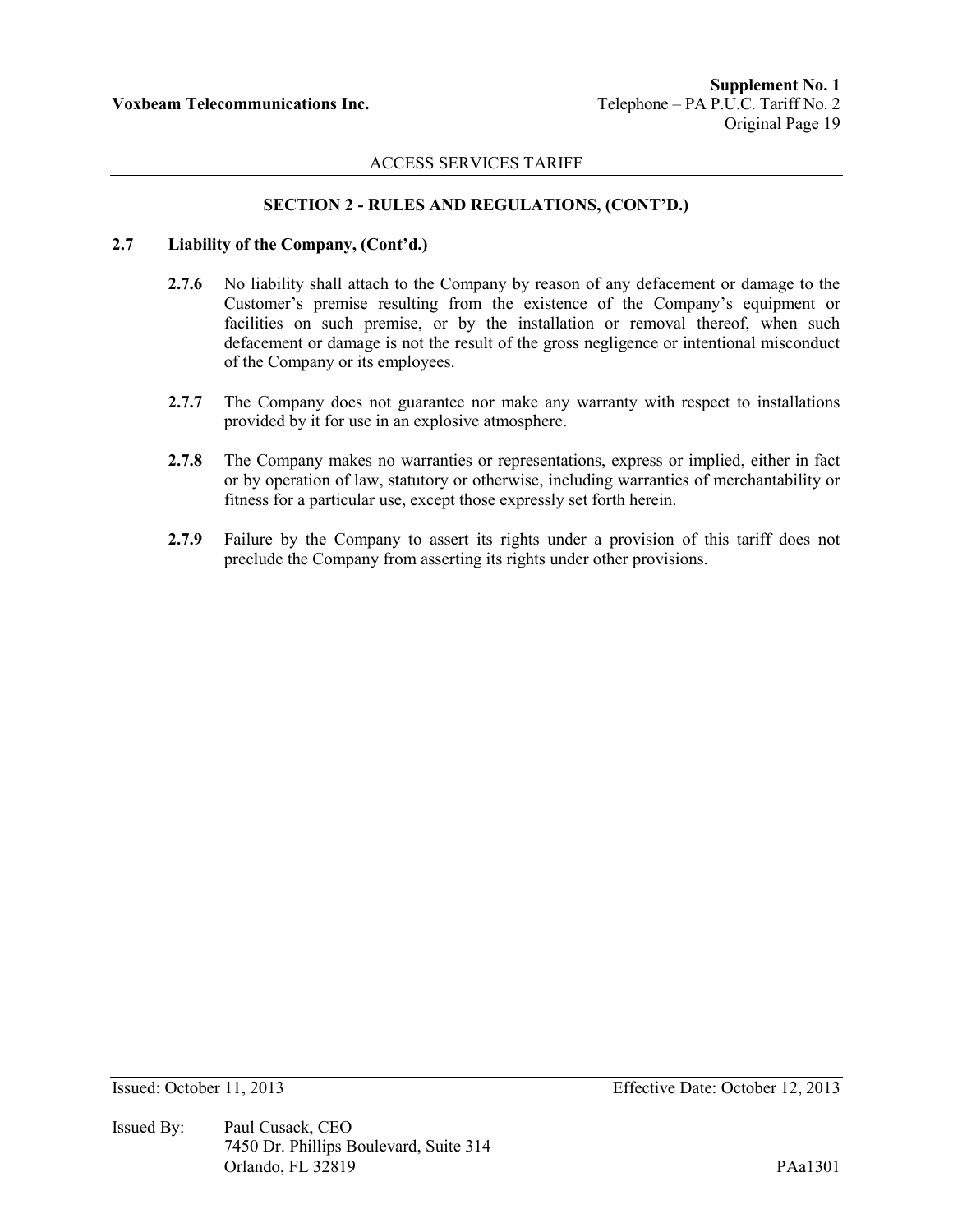## SECTION 2 - RULES AND REGULATIONS, (CONT'D.)

### 2.7 Liability of the Company, (Cont'd.)

**2.7.6** No liability shall attach to the Company by reason of any defacement or damage to the Customer's premise resulting from the existence of the Company's equipment or facilities on such premise, or by the installation or removal thereof, when such defacement or damage is not the result of the gross negligence or intentional misconduct of the Company or its employees.

**2.7.7** The Company does not guarantee nor make any warranty with respect to installations provided by it for use in an explosive atmosphere.

**2.7.8** The Company makes no warranties or representations, express or implied, either in fact or by operation of law, statutory or otherwise, including warranties of merchantability or fitness for a particular use, except those expressly set forth herein.

**2.7.9** Failure by the Company to assert its rights under a provision of this tariff does not preclude the Company from asserting its rights under other provisions.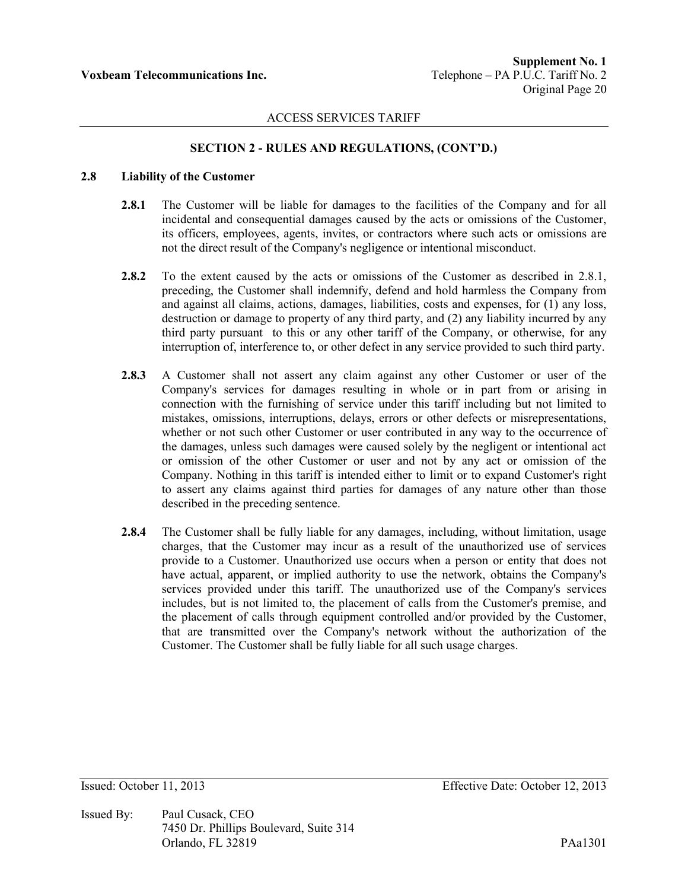## SECTION 2 - RULES AND REGULATIONS, (CONT'D.)

### 2.8 Liability of the Customer

**2.8.1** The Customer will be liable for damages to the facilities of the Company and for all incidental and consequential damages caused by the acts or omissions of the Customer, its officers, employees, agents, invites, or contractors where such acts or omissions are not the direct result of the Company's negligence or intentional misconduct.

**2.8.2** To the extent caused by the acts or omissions of the Customer as described in 2.8.1, preceding, the Customer shall indemnify, defend and hold harmless the Company from and against all claims, actions, damages, liabilities, costs and expenses, for (1) any loss, destruction or damage to property of any third party, and (2) any liability incurred by any third party pursuant to this or any other tariff of the Company, or otherwise, for any interruption of, interference to, or other defect in any service provided to such third party.

**2.8.3** A Customer shall not assert any claim against any other Customer or user of the Company's services for damages resulting in whole or in part from or arising in connection with the furnishing of service under this tariff including but not limited to mistakes, omissions, interruptions, delays, errors or other defects or misrepresentations, whether or not such other Customer or user contributed in any way to the occurrence of the damages, unless such damages were caused solely by the negligent or intentional act or omission of the other Customer or user and not by any act or omission of the Company. Nothing in this tariff is intended either to limit or to expand Customer's right to assert any claims against third parties for damages of any nature other than those described in the preceding sentence.

**2.8.4** The Customer shall be fully liable for any damages, including, without limitation, usage charges, that the Customer may incur as a result of the unauthorized use of services provide to a Customer. Unauthorized use occurs when a person or entity that does not have actual, apparent, or implied authority to use the network, obtains the Company's services provided under this tariff. The unauthorized use of the Company's services includes, but is not limited to, the placement of calls from the Customer's premise, and the placement of calls through equipment controlled and/or provided by the Customer, that are transmitted over the Company's network without the authorization of the Customer. The Customer shall be fully liable for all such usage charges.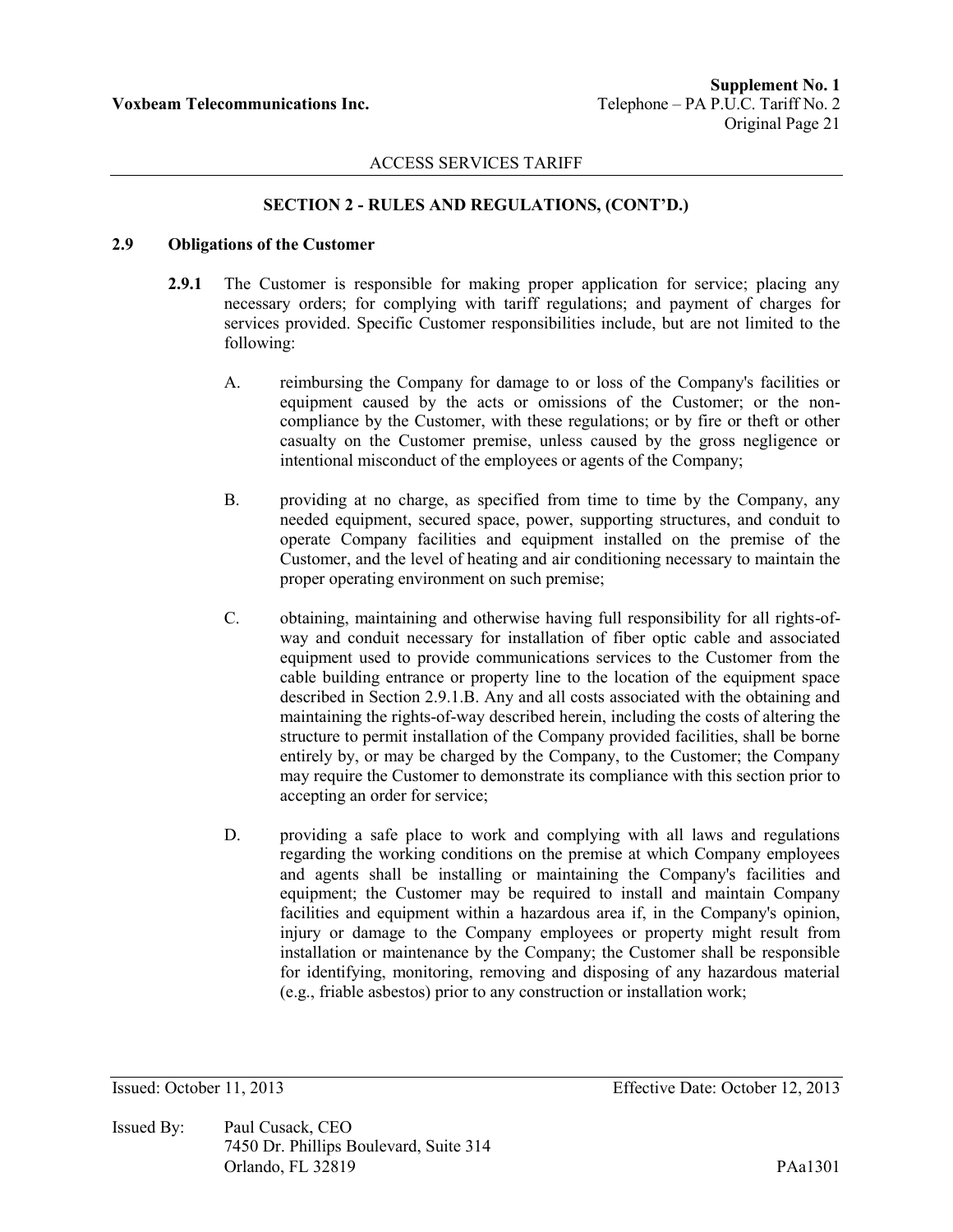ACCESS SERVICES TARIFF

### SECTION 2 - RULES AND REGULATIONS, (CONT'D.)

#### 2.9 Obligations of the Customer

**2.9.1** The Customer is responsible for making proper application for service; placing any necessary orders; for complying with tariff regulations; and payment of charges for services provided. Specific Customer responsibilities include, but are not limited to the following:

A. reimbursing the Company for damage to or loss of the Company's facilities or equipment caused by the acts or omissions of the Customer; or the non-compliance by the Customer, with these regulations; or by fire or theft or other casualty on the Customer premise, unless caused by the gross negligence or intentional misconduct of the employees or agents of the Company;

B. providing at no charge, as specified from time to time by the Company, any needed equipment, secured space, power, supporting structures, and conduit to operate Company facilities and equipment installed on the premise of the Customer, and the level of heating and air conditioning necessary to maintain the proper operating environment on such premise;

C. obtaining, maintaining and otherwise having full responsibility for all rights-of-way and conduit necessary for installation of fiber optic cable and associated equipment used to provide communications services to the Customer from the cable building entrance or property line to the location of the equipment space described in Section 2.9.1.B. Any and all costs associated with the obtaining and maintaining the rights-of-way described herein, including the costs of altering the structure to permit installation of the Company provided facilities, shall be borne entirely by, or may be charged by the Company, to the Customer; the Company may require the Customer to demonstrate its compliance with this section prior to accepting an order for service;

D. providing a safe place to work and complying with all laws and regulations regarding the working conditions on the premise at which Company employees and agents shall be installing or maintaining the Company's facilities and equipment; the Customer may be required to install and maintain Company facilities and equipment within a hazardous area if, in the Company's opinion, injury or damage to the Company employees or property might result from installation or maintenance by the Company; the Customer shall be responsible for identifying, monitoring, removing and disposing of any hazardous material (e.g., friable asbestos) prior to any construction or installation work;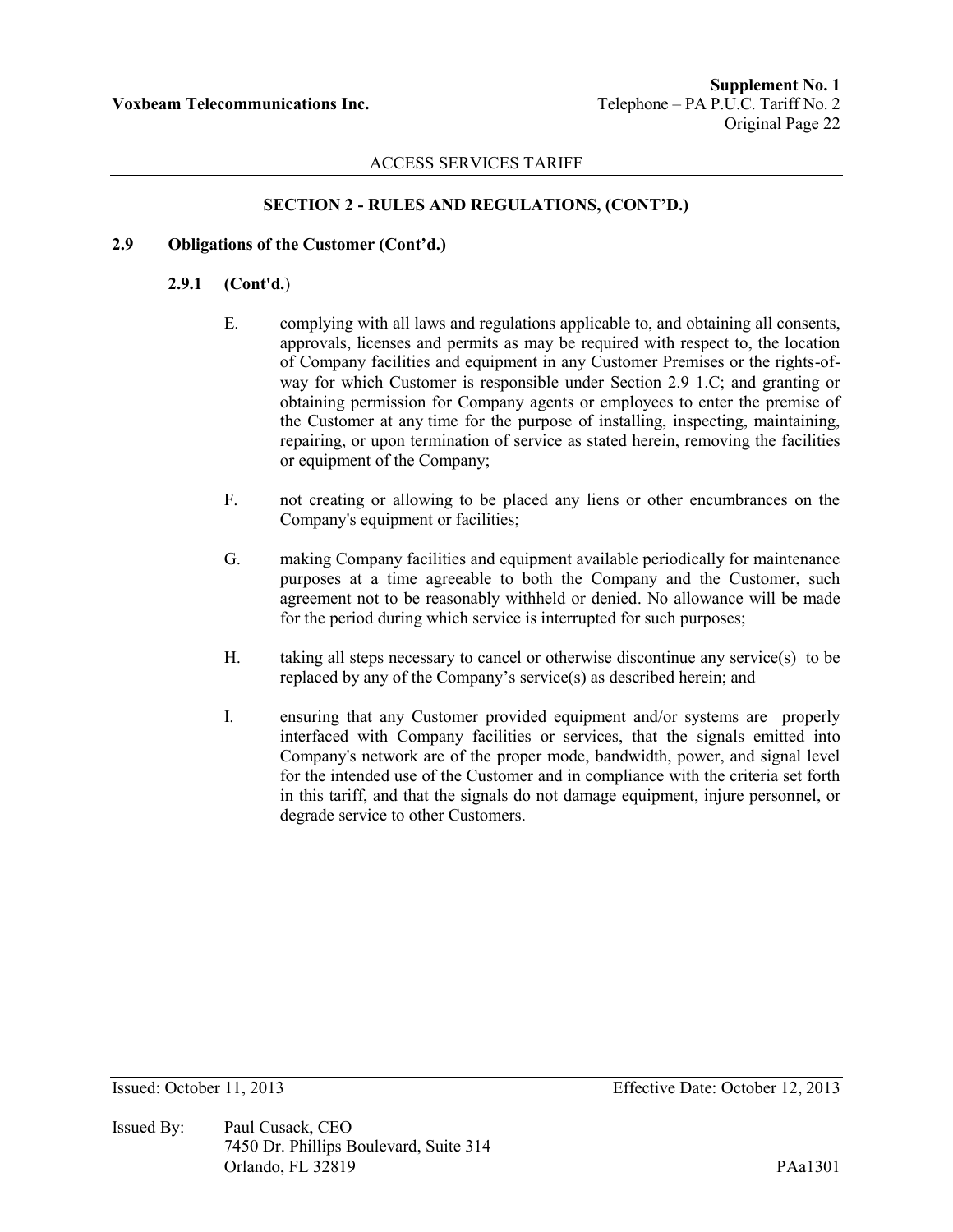ACCESS SERVICES TARIFF

## SECTION 2 - RULES AND REGULATIONS, (CONT'D.)

### 2.9 Obligations of the Customer (Cont'd.)

#### 2.9.1 (Cont'd.)

E. complying with all laws and regulations applicable to, and obtaining all consents, approvals, licenses and permits as may be required with respect to, the location of Company facilities and equipment in any Customer Premises or the rights-of-way for which Customer is responsible under Section 2.9 1.C; and granting or obtaining permission for Company agents or employees to enter the premise of the Customer at any time for the purpose of installing, inspecting, maintaining, repairing, or upon termination of service as stated herein, removing the facilities or equipment of the Company;

F. not creating or allowing to be placed any liens or other encumbrances on the Company's equipment or facilities;

G. making Company facilities and equipment available periodically for maintenance purposes at a time agreeable to both the Company and the Customer, such agreement not to be reasonably withheld or denied. No allowance will be made for the period during which service is interrupted for such purposes;

H. taking all steps necessary to cancel or otherwise discontinue any service(s) to be replaced by any of the Company's service(s) as described herein; and

I. ensuring that any Customer provided equipment and/or systems are properly interfaced with Company facilities or services, that the signals emitted into Company's network are of the proper mode, bandwidth, power, and signal level for the intended use of the Customer and in compliance with the criteria set forth in this tariff, and that the signals do not damage equipment, injure personnel, or degrade service to other Customers.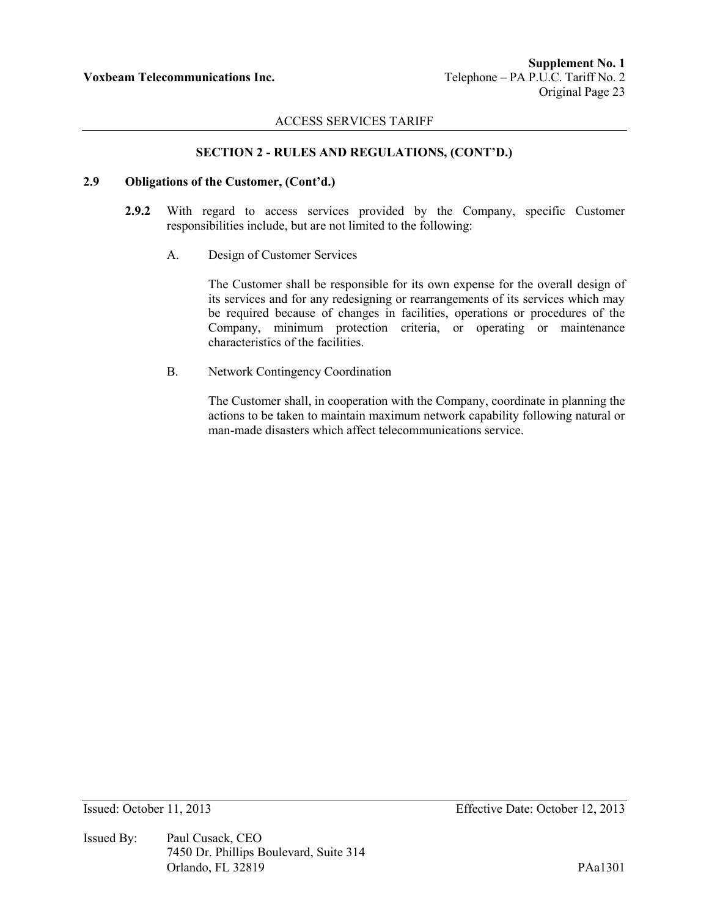## SECTION 2 - RULES AND REGULATIONS, (CONT'D.)

### 2.9 Obligations of the Customer, (Cont'd.)

**2.9.2** With regard to access services provided by the Company, specific Customer responsibilities include, but are not limited to the following:

A. Design of Customer Services

The Customer shall be responsible for its own expense for the overall design of its services and for any redesigning or rearrangements of its services which may be required because of changes in facilities, operations or procedures of the Company, minimum protection criteria, or operating or maintenance characteristics of the facilities.

B. Network Contingency Coordination

The Customer shall, in cooperation with the Company, coordinate in planning the actions to be taken to maintain maximum network capability following natural or man-made disasters which affect telecommunications service.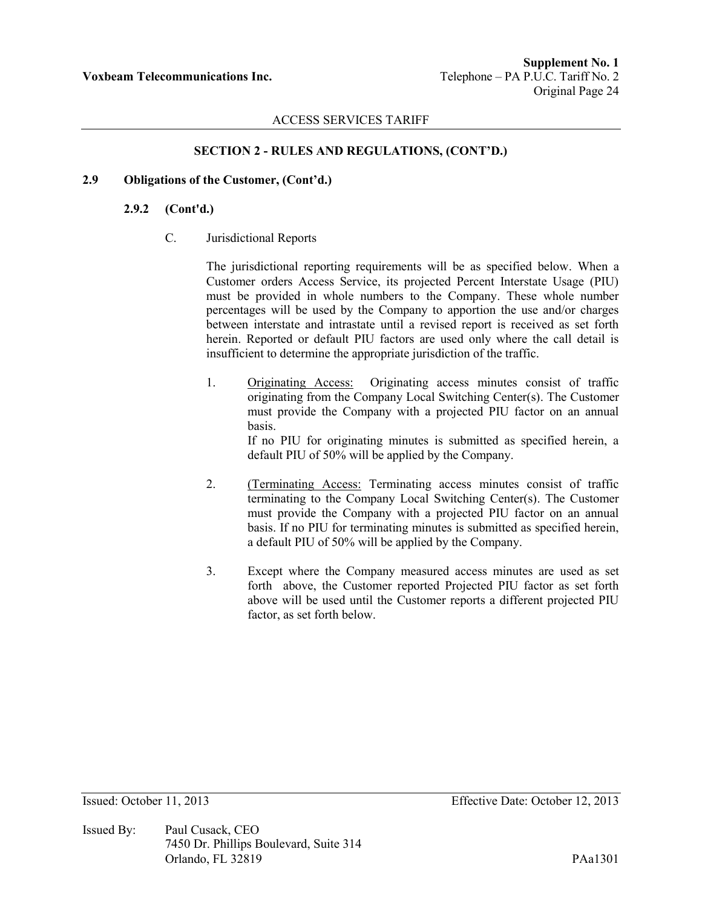ACCESS SERVICES TARIFF

## SECTION 2 - RULES AND REGULATIONS, (CONT'D.)

### 2.9 Obligations of the Customer, (Cont'd.)

#### 2.9.2 (Cont'd.)

C. Jurisdictional Reports

The jurisdictional reporting requirements will be as specified below. When a Customer orders Access Service, its projected Percent Interstate Usage (PIU) must be provided in whole numbers to the Company. These whole number percentages will be used by the Company to apportion the use and/or charges between interstate and intrastate until a revised report is received as set forth herein. Reported or default PIU factors are used only where the call detail is insufficient to determine the appropriate jurisdiction of the traffic.

1. Originating Access: Originating access minutes consist of traffic originating from the Company Local Switching Center(s). The Customer must provide the Company with a projected PIU factor on an annual basis.
   If no PIU for originating minutes is submitted as specified herein, a default PIU of 50% will be applied by the Company.

2. (Terminating Access: Terminating access minutes consist of traffic terminating to the Company Local Switching Center(s). The Customer must provide the Company with a projected PIU factor on an annual basis. If no PIU for terminating minutes is submitted as specified herein, a default PIU of 50% will be applied by the Company.

3. Except where the Company measured access minutes are used as set forth above, the Customer reported Projected PIU factor as set forth above will be used until the Customer reports a different projected PIU factor, as set forth below.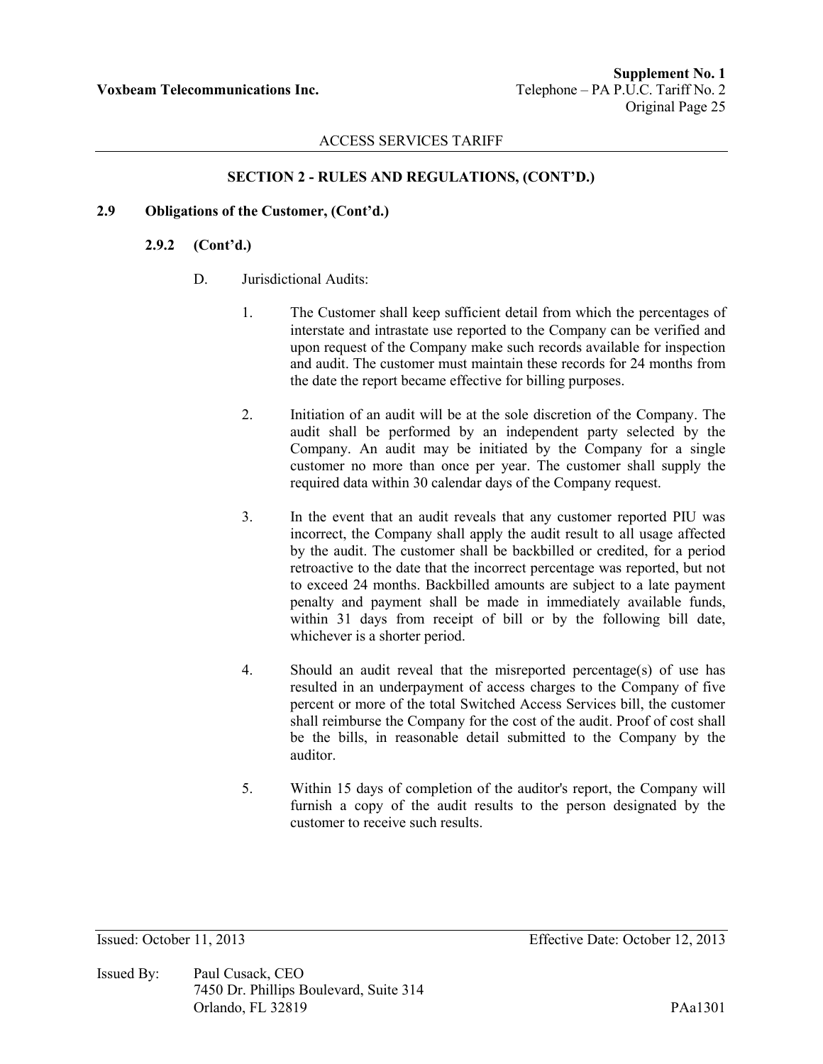ACCESS SERVICES TARIFF

## SECTION 2 - RULES AND REGULATIONS, (CONT'D.)

### 2.9 Obligations of the Customer, (Cont'd.)

#### 2.9.2 (Cont'd.)

D. Jurisdictional Audits:

1. The Customer shall keep sufficient detail from which the percentages of interstate and intrastate use reported to the Company can be verified and upon request of the Company make such records available for inspection and audit. The customer must maintain these records for 24 months from the date the report became effective for billing purposes.

2. Initiation of an audit will be at the sole discretion of the Company. The audit shall be performed by an independent party selected by the Company. An audit may be initiated by the Company for a single customer no more than once per year. The customer shall supply the required data within 30 calendar days of the Company request.

3. In the event that an audit reveals that any customer reported PIU was incorrect, the Company shall apply the audit result to all usage affected by the audit. The customer shall be backbilled or credited, for a period retroactive to the date that the incorrect percentage was reported, but not to exceed 24 months. Backbilled amounts are subject to a late payment penalty and payment shall be made in immediately available funds, within 31 days from receipt of bill or by the following bill date, whichever is a shorter period.

4. Should an audit reveal that the misreported percentage(s) of use has resulted in an underpayment of access charges to the Company of five percent or more of the total Switched Access Services bill, the customer shall reimburse the Company for the cost of the audit. Proof of cost shall be the bills, in reasonable detail submitted to the Company by the auditor.

5. Within 15 days of completion of the auditor's report, the Company will furnish a copy of the audit results to the person designated by the customer to receive such results.

Issued: October 11, 2013 Effective Date: October 12, 2013

Issued By: Paul Cusack, CEO
7450 Dr. Phillips Boulevard, Suite 314
Orlando, FL 32819 PAa1301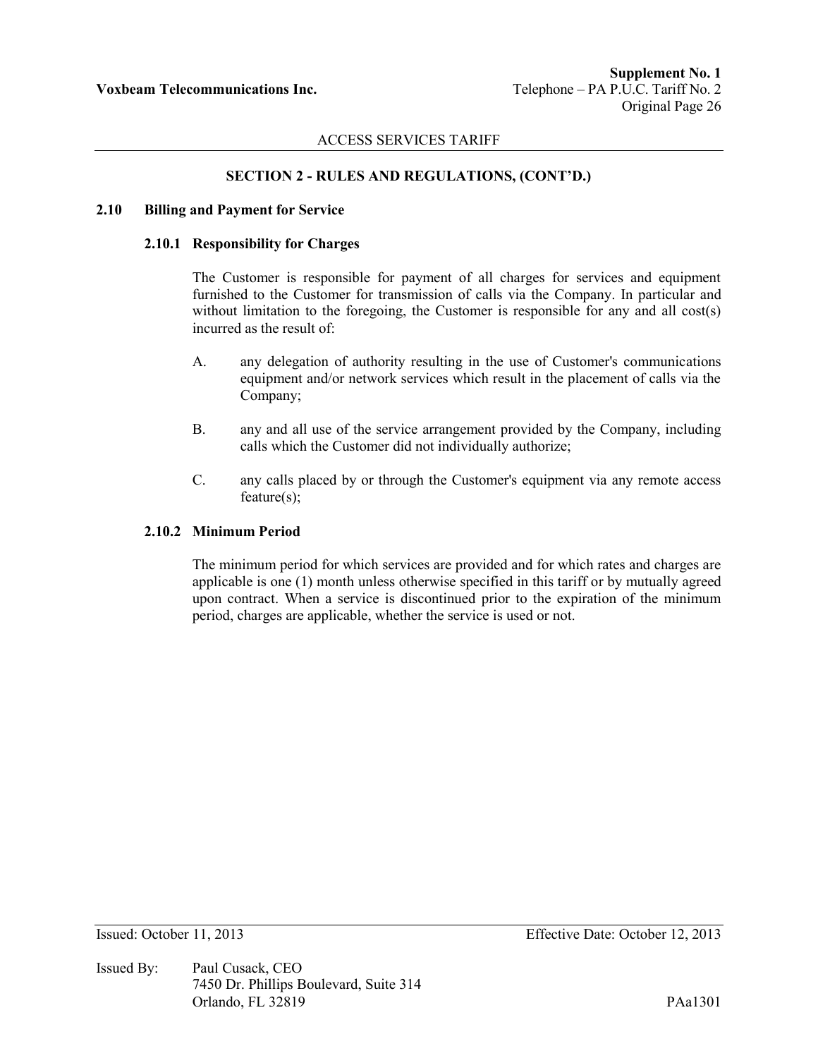## SECTION 2 - RULES AND REGULATIONS, (CONT'D.)

### 2.10 Billing and Payment for Service

#### 2.10.1 Responsibility for Charges

The Customer is responsible for payment of all charges for services and equipment furnished to the Customer for transmission of calls via the Company. In particular and without limitation to the foregoing, the Customer is responsible for any and all cost(s) incurred as the result of:

A. any delegation of authority resulting in the use of Customer's communications equipment and/or network services which result in the placement of calls via the Company;

B. any and all use of the service arrangement provided by the Company, including calls which the Customer did not individually authorize;

C. any calls placed by or through the Customer's equipment via any remote access feature(s);

#### 2.10.2 Minimum Period

The minimum period for which services are provided and for which rates and charges are applicable is one (1) month unless otherwise specified in this tariff or by mutually agreed upon contract. When a service is discontinued prior to the expiration of the minimum period, charges are applicable, whether the service is used or not.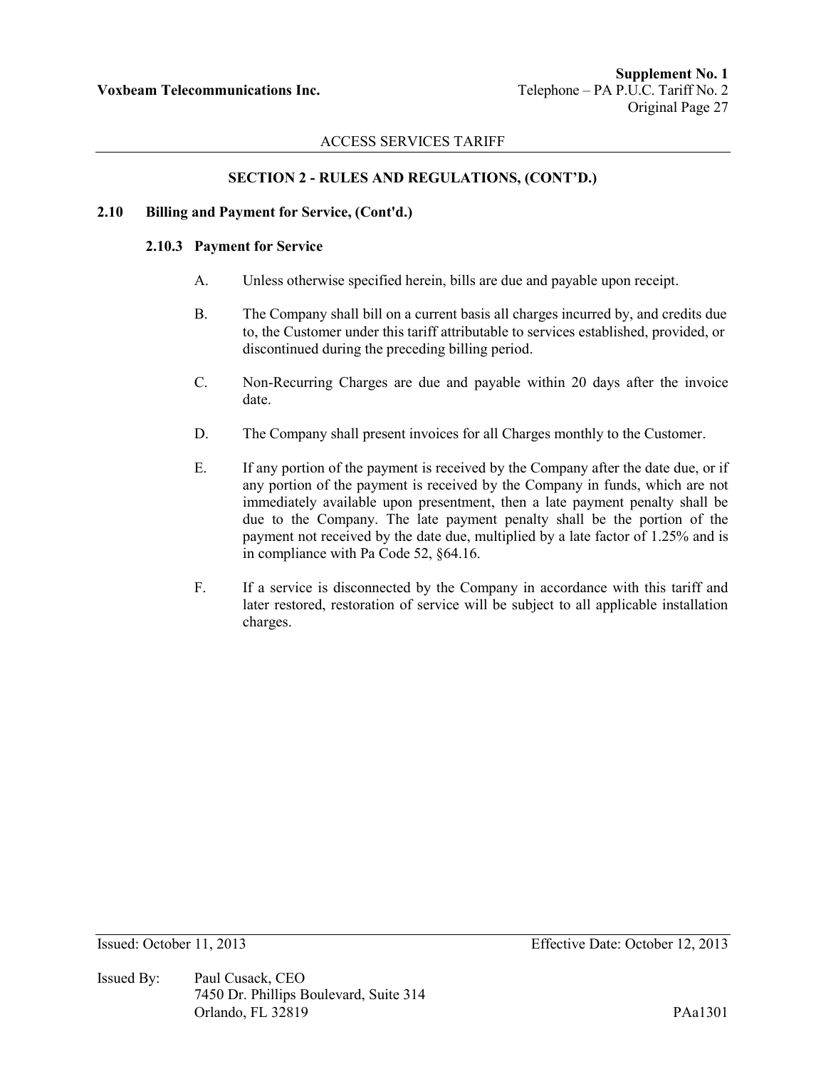## SECTION 2 - RULES AND REGULATIONS, (CONT'D.)

### 2.10 Billing and Payment for Service, (Cont'd.)

#### 2.10.3 Payment for Service

A. Unless otherwise specified herein, bills are due and payable upon receipt.

B. The Company shall bill on a current basis all charges incurred by, and credits due to, the Customer under this tariff attributable to services established, provided, or discontinued during the preceding billing period.

C. Non-Recurring Charges are due and payable within 20 days after the invoice date.

D. The Company shall present invoices for all Charges monthly to the Customer.

E. If any portion of the payment is received by the Company after the date due, or if any portion of the payment is received by the Company in funds, which are not immediately available upon presentment, then a late payment penalty shall be due to the Company. The late payment penalty shall be the portion of the payment not received by the date due, multiplied by a late factor of 1.25% and is in compliance with Pa Code 52, §64.16.

F. If a service is disconnected by the Company in accordance with this tariff and later restored, restoration of service will be subject to all applicable installation charges.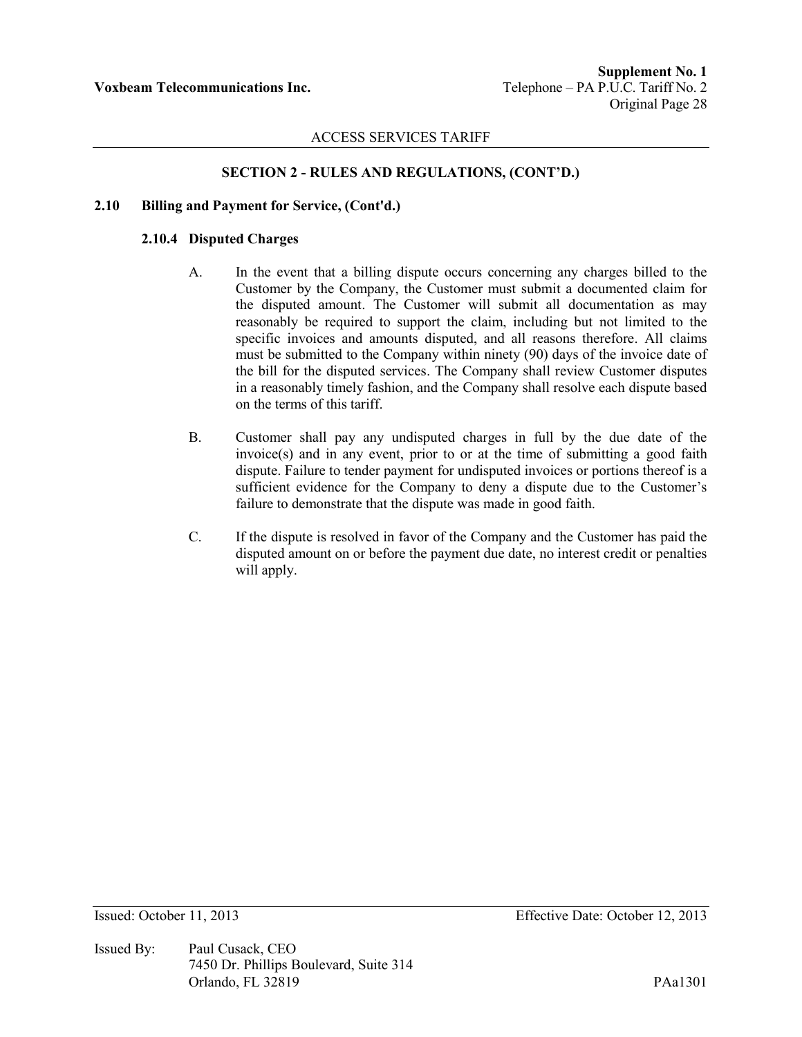## SECTION 2 - RULES AND REGULATIONS, (CONT'D.)

### 2.10 Billing and Payment for Service, (Cont'd.)

#### 2.10.4 Disputed Charges

A. In the event that a billing dispute occurs concerning any charges billed to the Customer by the Company, the Customer must submit a documented claim for the disputed amount. The Customer will submit all documentation as may reasonably be required to support the claim, including but not limited to the specific invoices and amounts disputed, and all reasons therefore. All claims must be submitted to the Company within ninety (90) days of the invoice date of the bill for the disputed services. The Company shall review Customer disputes in a reasonably timely fashion, and the Company shall resolve each dispute based on the terms of this tariff.

B. Customer shall pay any undisputed charges in full by the due date of the invoice(s) and in any event, prior to or at the time of submitting a good faith dispute. Failure to tender payment for undisputed invoices or portions thereof is a sufficient evidence for the Company to deny a dispute due to the Customer's failure to demonstrate that the dispute was made in good faith.

C. If the dispute is resolved in favor of the Company and the Customer has paid the disputed amount on or before the payment due date, no interest credit or penalties will apply.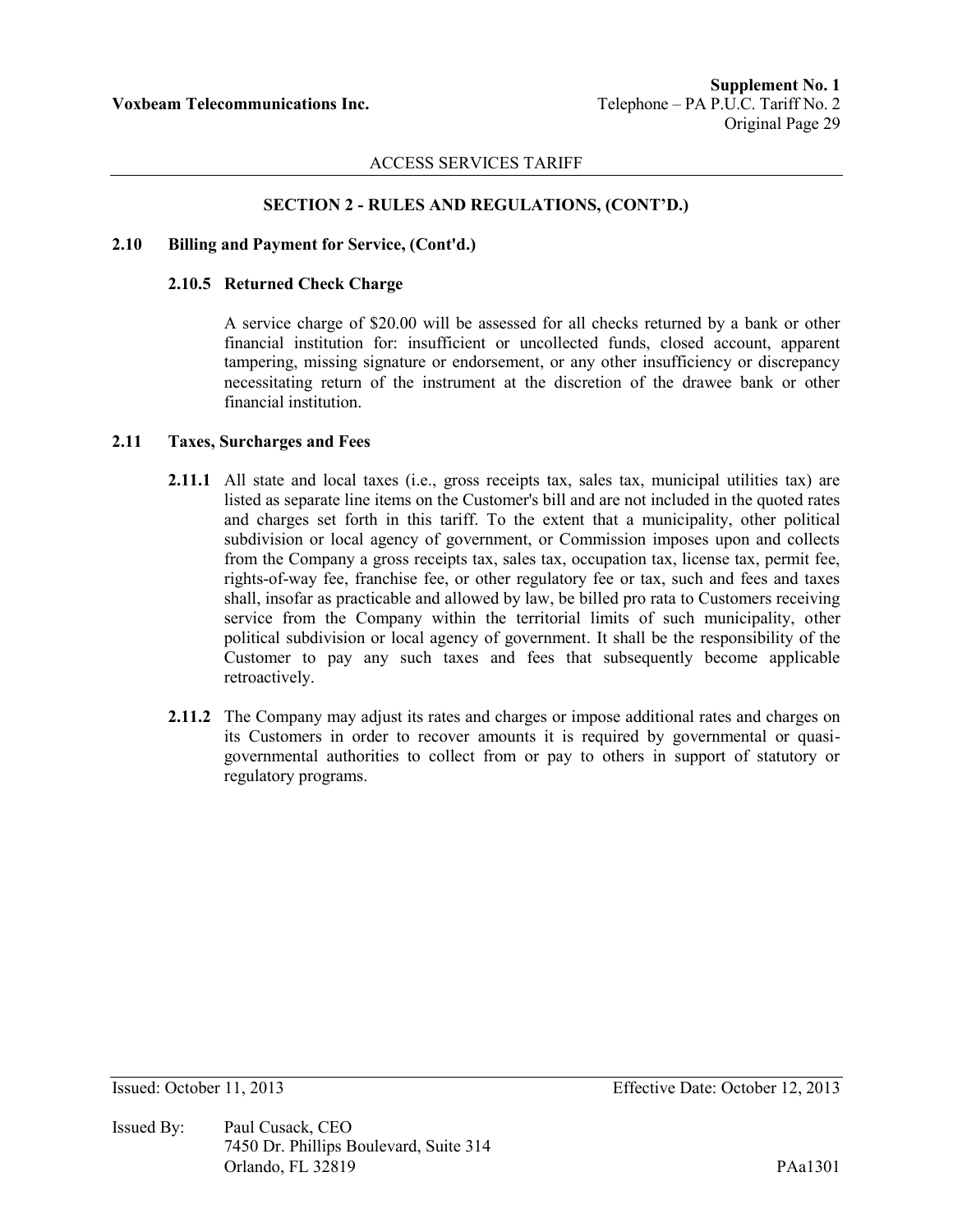## SECTION 2 - RULES AND REGULATIONS, (CONT'D.)

### 2.10 Billing and Payment for Service, (Cont'd.)

#### 2.10.5 Returned Check Charge

A service charge of $20.00 will be assessed for all checks returned by a bank or other financial institution for: insufficient or uncollected funds, closed account, apparent tampering, missing signature or endorsement, or any other insufficiency or discrepancy necessitating return of the instrument at the discretion of the drawee bank or other financial institution.

### 2.11 Taxes, Surcharges and Fees

**2.11.1** All state and local taxes (i.e., gross receipts tax, sales tax, municipal utilities tax) are listed as separate line items on the Customer's bill and are not included in the quoted rates and charges set forth in this tariff. To the extent that a municipality, other political subdivision or local agency of government, or Commission imposes upon and collects from the Company a gross receipts tax, sales tax, occupation tax, license tax, permit fee, rights-of-way fee, franchise fee, or other regulatory fee or tax, such and fees and taxes shall, insofar as practicable and allowed by law, be billed pro rata to Customers receiving service from the Company within the territorial limits of such municipality, other political subdivision or local agency of government. It shall be the responsibility of the Customer to pay any such taxes and fees that subsequently become applicable retroactively.

**2.11.2** The Company may adjust its rates and charges or impose additional rates and charges on its Customers in order to recover amounts it is required by governmental or quasi-governmental authorities to collect from or pay to others in support of statutory or regulatory programs.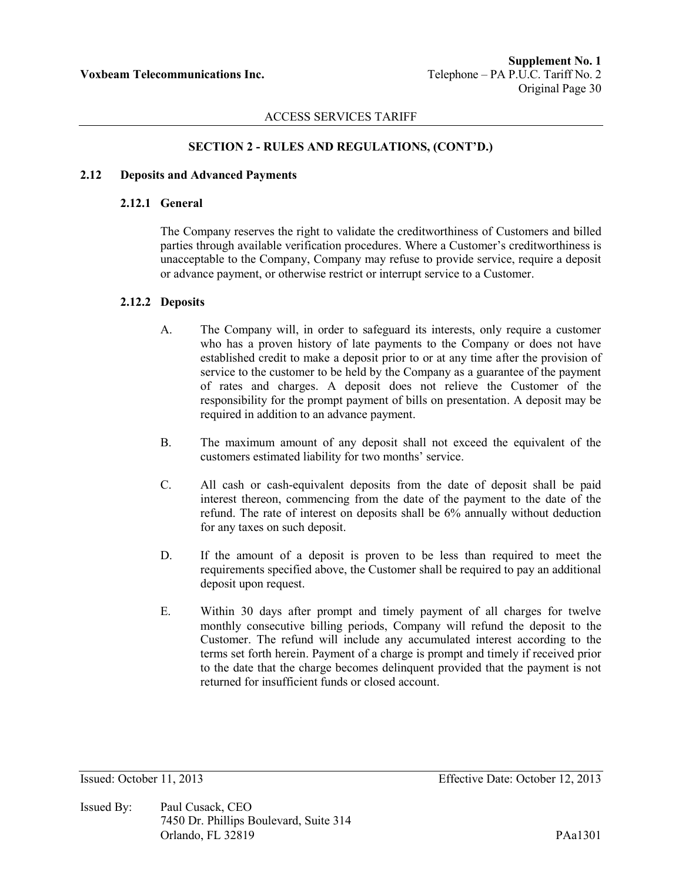## SECTION 2 - RULES AND REGULATIONS, (CONT'D.)

### 2.12 Deposits and Advanced Payments

#### 2.12.1 General

The Company reserves the right to validate the creditworthiness of Customers and billed parties through available verification procedures. Where a Customer's creditworthiness is unacceptable to the Company, Company may refuse to provide service, require a deposit or advance payment, or otherwise restrict or interrupt service to a Customer.

#### 2.12.2 Deposits

A. The Company will, in order to safeguard its interests, only require a customer who has a proven history of late payments to the Company or does not have established credit to make a deposit prior to or at any time after the provision of service to the customer to be held by the Company as a guarantee of the payment of rates and charges. A deposit does not relieve the Customer of the responsibility for the prompt payment of bills on presentation. A deposit may be required in addition to an advance payment.

B. The maximum amount of any deposit shall not exceed the equivalent of the customers estimated liability for two months' service.

C. All cash or cash-equivalent deposits from the date of deposit shall be paid interest thereon, commencing from the date of the payment to the date of the refund. The rate of interest on deposits shall be 6% annually without deduction for any taxes on such deposit.

D. If the amount of a deposit is proven to be less than required to meet the requirements specified above, the Customer shall be required to pay an additional deposit upon request.

E. Within 30 days after prompt and timely payment of all charges for twelve monthly consecutive billing periods, Company will refund the deposit to the Customer. The refund will include any accumulated interest according to the terms set forth herein. Payment of a charge is prompt and timely if received prior to the date that the charge becomes delinquent provided that the payment is not returned for insufficient funds or closed account.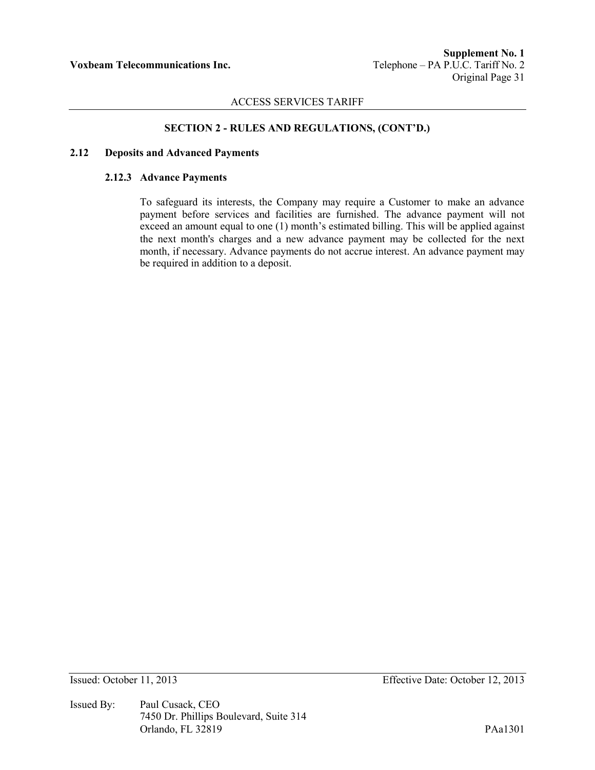## SECTION 2 - RULES AND REGULATIONS, (CONT'D.)

### 2.12 Deposits and Advanced Payments

#### 2.12.3 Advance Payments

To safeguard its interests, the Company may require a Customer to make an advance payment before services and facilities are furnished. The advance payment will not exceed an amount equal to one (1) month's estimated billing. This will be applied against the next month's charges and a new advance payment may be collected for the next month, if necessary. Advance payments do not accrue interest. An advance payment may be required in addition to a deposit.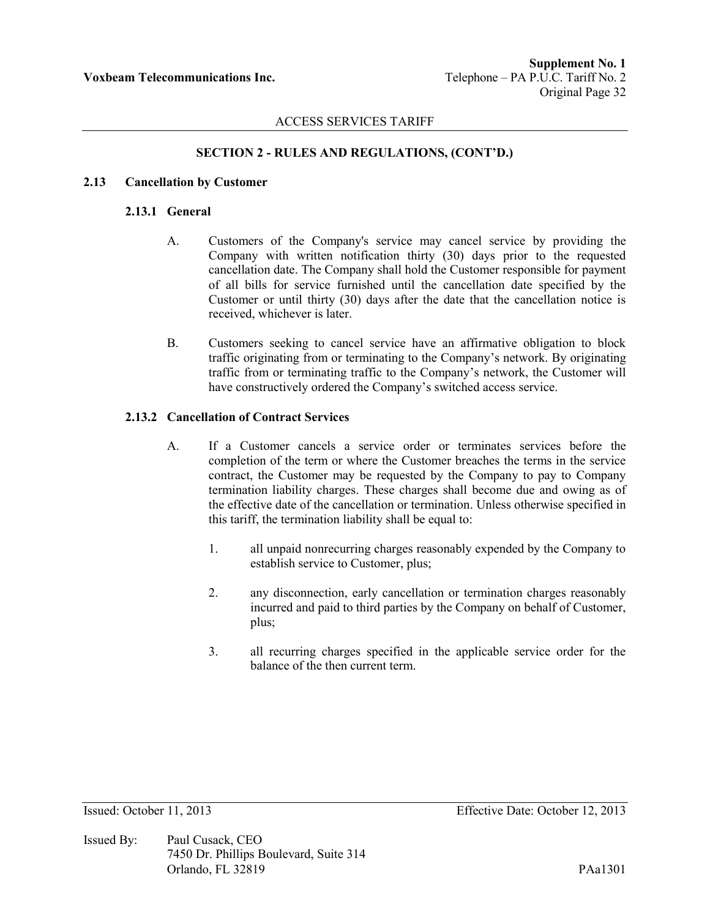## SECTION 2 - RULES AND REGULATIONS, (CONT'D.)

### 2.13 Cancellation by Customer

#### 2.13.1 General

A. Customers of the Company's service may cancel service by providing the Company with written notification thirty (30) days prior to the requested cancellation date. The Company shall hold the Customer responsible for payment of all bills for service furnished until the cancellation date specified by the Customer or until thirty (30) days after the date that the cancellation notice is received, whichever is later.

B. Customers seeking to cancel service have an affirmative obligation to block traffic originating from or terminating to the Company's network. By originating traffic from or terminating traffic to the Company's network, the Customer will have constructively ordered the Company's switched access service.

#### 2.13.2 Cancellation of Contract Services

A. If a Customer cancels a service order or terminates services before the completion of the term or where the Customer breaches the terms in the service contract, the Customer may be requested by the Company to pay to Company termination liability charges. These charges shall become due and owing as of the effective date of the cancellation or termination. Unless otherwise specified in this tariff, the termination liability shall be equal to:

1. all unpaid nonrecurring charges reasonably expended by the Company to establish service to Customer, plus;

2. any disconnection, early cancellation or termination charges reasonably incurred and paid to third parties by the Company on behalf of Customer, plus;

3. all recurring charges specified in the applicable service order for the balance of the then current term.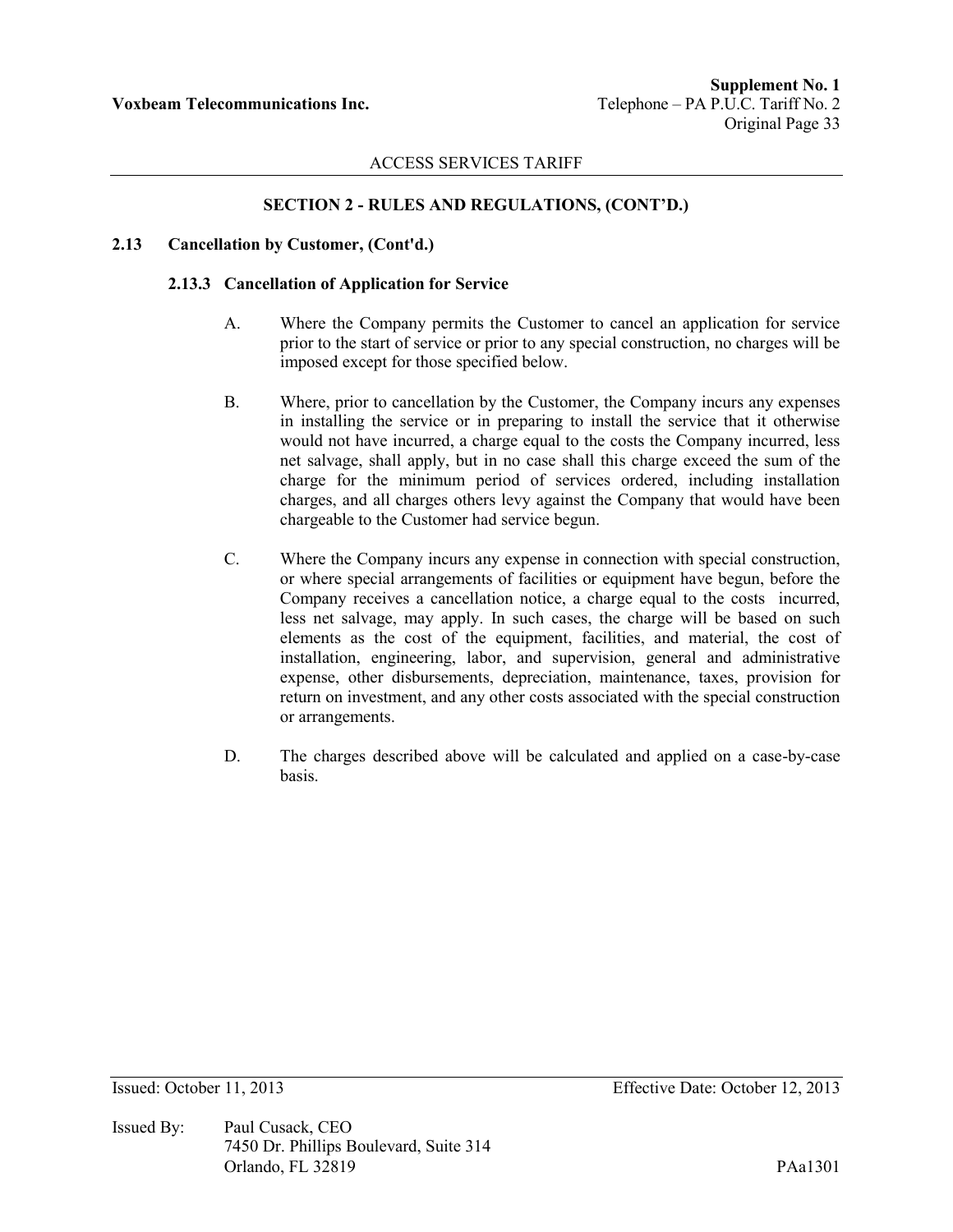## SECTION 2 - RULES AND REGULATIONS, (CONT'D.)

### 2.13 Cancellation by Customer, (Cont'd.)

#### 2.13.3 Cancellation of Application for Service

A. Where the Company permits the Customer to cancel an application for service prior to the start of service or prior to any special construction, no charges will be imposed except for those specified below.

B. Where, prior to cancellation by the Customer, the Company incurs any expenses in installing the service or in preparing to install the service that it otherwise would not have incurred, a charge equal to the costs the Company incurred, less net salvage, shall apply, but in no case shall this charge exceed the sum of the charge for the minimum period of services ordered, including installation charges, and all charges others levy against the Company that would have been chargeable to the Customer had service begun.

C. Where the Company incurs any expense in connection with special construction, or where special arrangements of facilities or equipment have begun, before the Company receives a cancellation notice, a charge equal to the costs incurred, less net salvage, may apply. In such cases, the charge will be based on such elements as the cost of the equipment, facilities, and material, the cost of installation, engineering, labor, and supervision, general and administrative expense, other disbursements, depreciation, maintenance, taxes, provision for return on investment, and any other costs associated with the special construction or arrangements.

D. The charges described above will be calculated and applied on a case-by-case basis.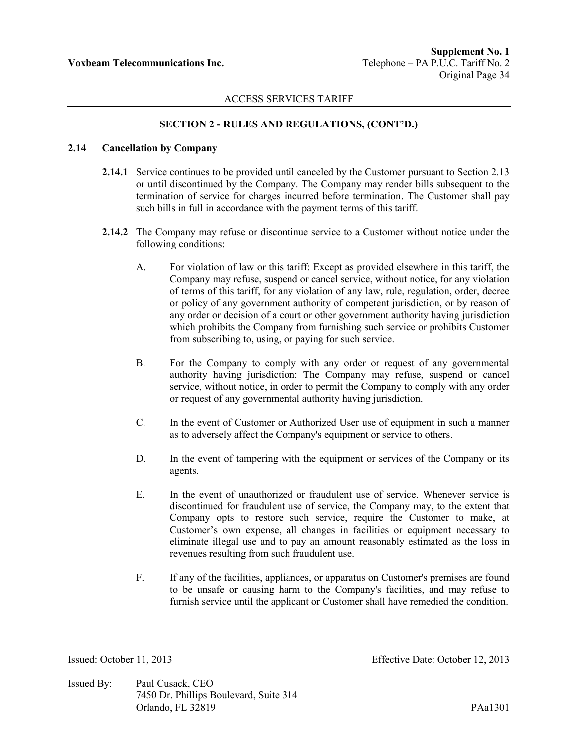ACCESS SERVICES TARIFF

## SECTION 2 - RULES AND REGULATIONS, (CONT'D.)

### 2.14 Cancellation by Company

**2.14.1** Service continues to be provided until canceled by the Customer pursuant to Section 2.13 or until discontinued by the Company. The Company may render bills subsequent to the termination of service for charges incurred before termination. The Customer shall pay such bills in full in accordance with the payment terms of this tariff.

**2.14.2** The Company may refuse or discontinue service to a Customer without notice under the following conditions:

A. For violation of law or this tariff: Except as provided elsewhere in this tariff, the Company may refuse, suspend or cancel service, without notice, for any violation of terms of this tariff, for any violation of any law, rule, regulation, order, decree or policy of any government authority of competent jurisdiction, or by reason of any order or decision of a court or other government authority having jurisdiction which prohibits the Company from furnishing such service or prohibits Customer from subscribing to, using, or paying for such service.

B. For the Company to comply with any order or request of any governmental authority having jurisdiction: The Company may refuse, suspend or cancel service, without notice, in order to permit the Company to comply with any order or request of any governmental authority having jurisdiction.

C. In the event of Customer or Authorized User use of equipment in such a manner as to adversely affect the Company's equipment or service to others.

D. In the event of tampering with the equipment or services of the Company or its agents.

E. In the event of unauthorized or fraudulent use of service. Whenever service is discontinued for fraudulent use of service, the Company may, to the extent that Company opts to restore such service, require the Customer to make, at Customer's own expense, all changes in facilities or equipment necessary to eliminate illegal use and to pay an amount reasonably estimated as the loss in revenues resulting from such fraudulent use.

F. If any of the facilities, appliances, or apparatus on Customer's premises are found to be unsafe or causing harm to the Company's facilities, and may refuse to furnish service until the applicant or Customer shall have remedied the condition.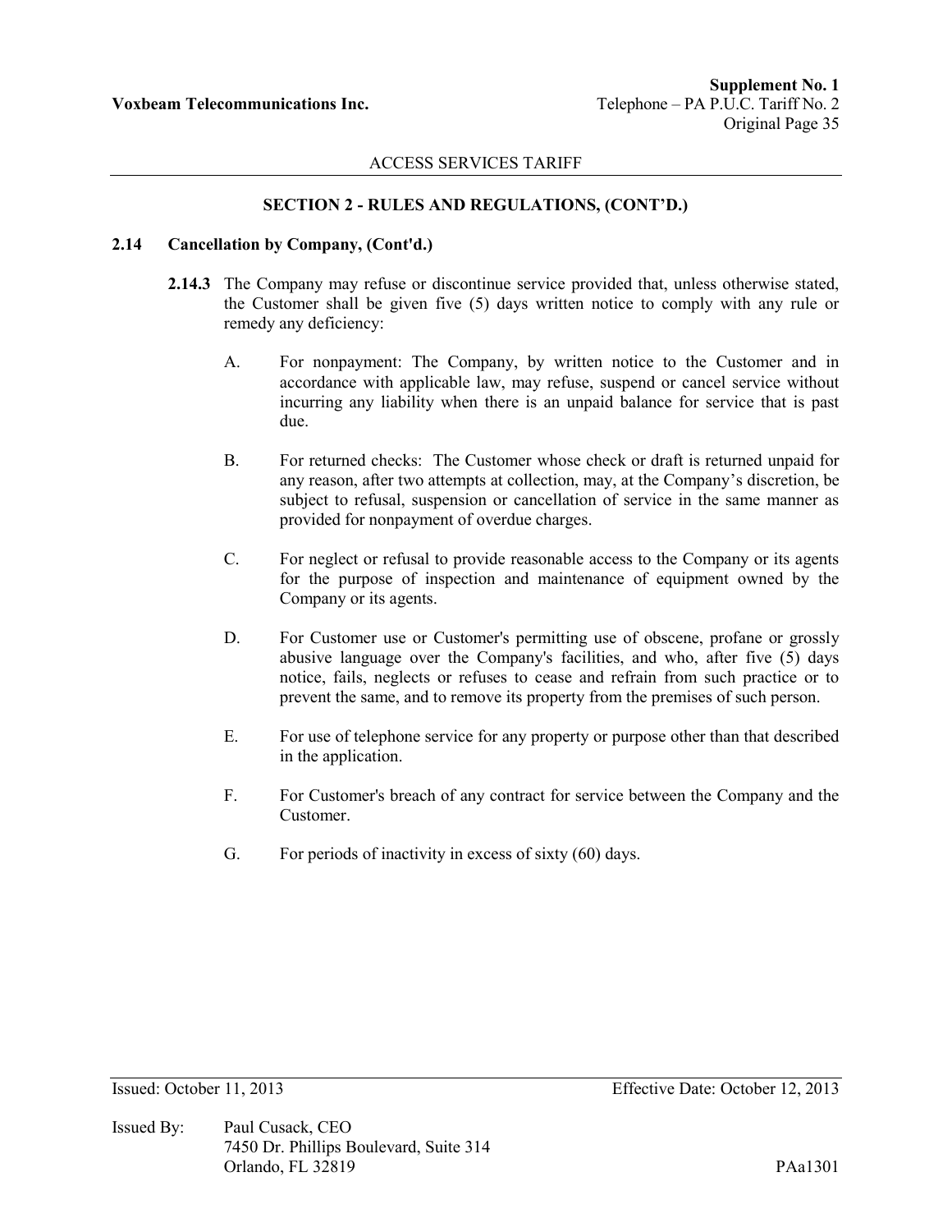## SECTION 2 - RULES AND REGULATIONS, (CONT'D.)

### 2.14 Cancellation by Company, (Cont'd.)

**2.14.3** The Company may refuse or discontinue service provided that, unless otherwise stated, the Customer shall be given five (5) days written notice to comply with any rule or remedy any deficiency:

A. For nonpayment: The Company, by written notice to the Customer and in accordance with applicable law, may refuse, suspend or cancel service without incurring any liability when there is an unpaid balance for service that is past due.

B. For returned checks: The Customer whose check or draft is returned unpaid for any reason, after two attempts at collection, may, at the Company's discretion, be subject to refusal, suspension or cancellation of service in the same manner as provided for nonpayment of overdue charges.

C. For neglect or refusal to provide reasonable access to the Company or its agents for the purpose of inspection and maintenance of equipment owned by the Company or its agents.

D. For Customer use or Customer's permitting use of obscene, profane or grossly abusive language over the Company's facilities, and who, after five (5) days notice, fails, neglects or refuses to cease and refrain from such practice or to prevent the same, and to remove its property from the premises of such person.

E. For use of telephone service for any property or purpose other than that described in the application.

F. For Customer's breach of any contract for service between the Company and the Customer.

G. For periods of inactivity in excess of sixty (60) days.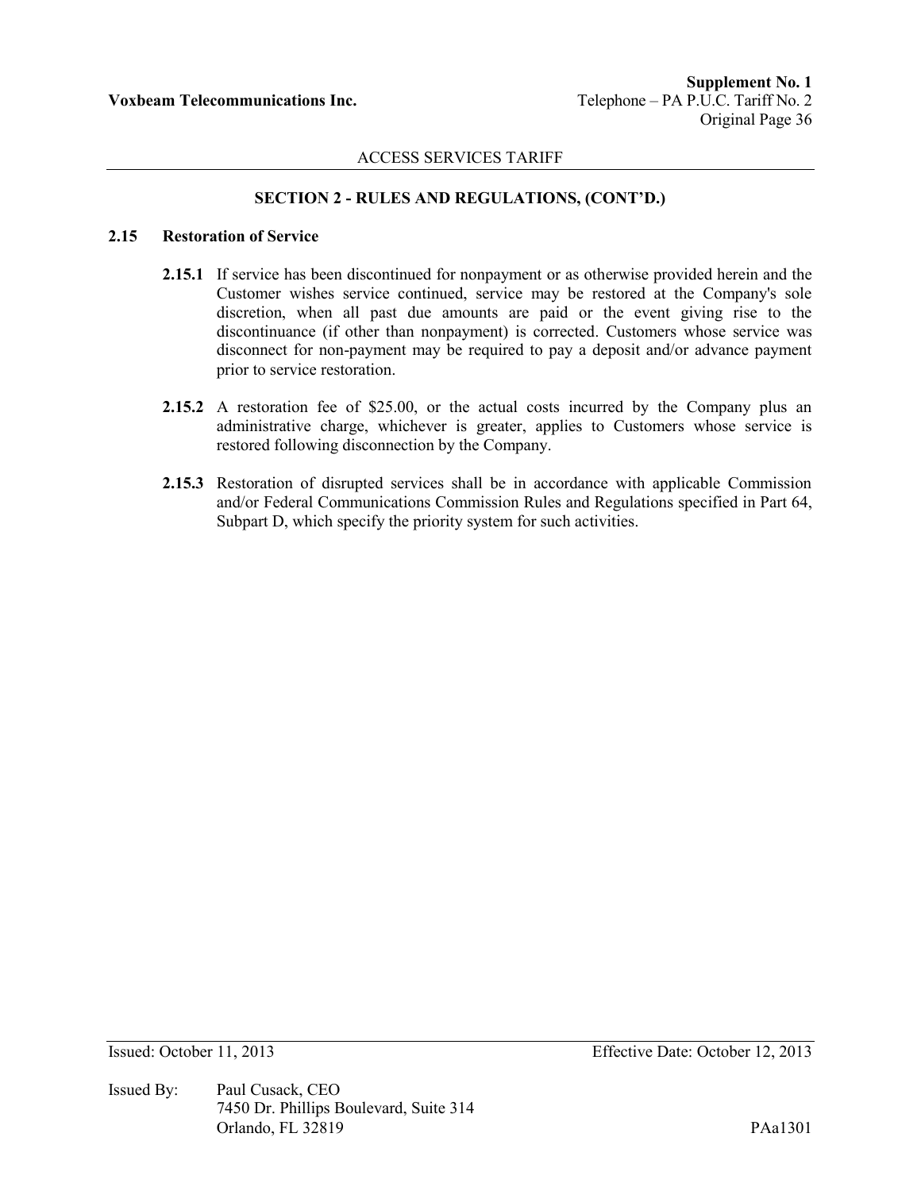## SECTION 2 - RULES AND REGULATIONS, (CONT'D.)

### 2.15 Restoration of Service

**2.15.1** If service has been discontinued for nonpayment or as otherwise provided herein and the Customer wishes service continued, service may be restored at the Company's sole discretion, when all past due amounts are paid or the event giving rise to the discontinuance (if other than nonpayment) is corrected. Customers whose service was disconnect for non-payment may be required to pay a deposit and/or advance payment prior to service restoration.

**2.15.2** A restoration fee of $25.00, or the actual costs incurred by the Company plus an administrative charge, whichever is greater, applies to Customers whose service is restored following disconnection by the Company.

**2.15.3** Restoration of disrupted services shall be in accordance with applicable Commission and/or Federal Communications Commission Rules and Regulations specified in Part 64, Subpart D, which specify the priority system for such activities.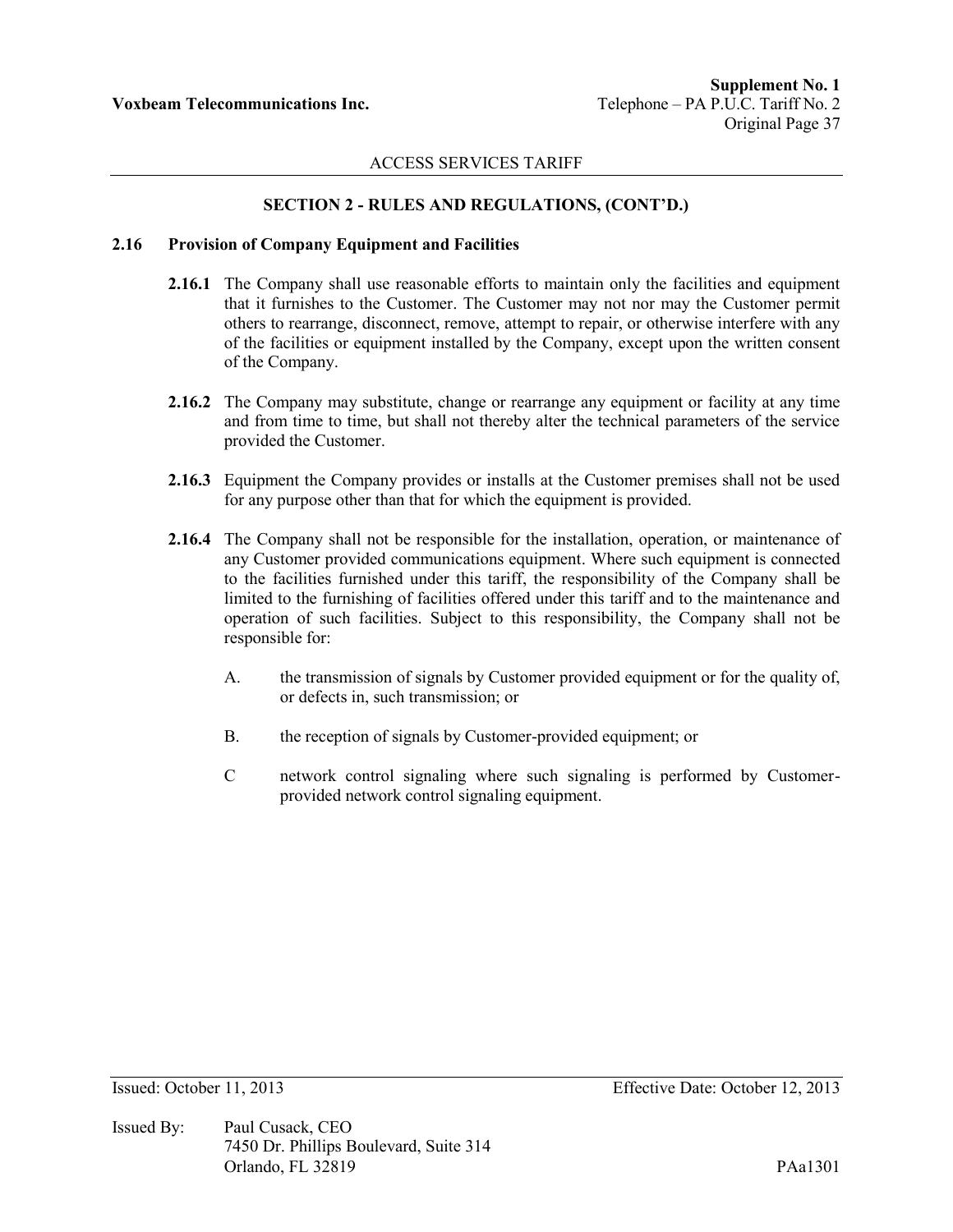## SECTION 2 - RULES AND REGULATIONS, (CONT'D.)

### 2.16 Provision of Company Equipment and Facilities

**2.16.1** The Company shall use reasonable efforts to maintain only the facilities and equipment that it furnishes to the Customer. The Customer may not nor may the Customer permit others to rearrange, disconnect, remove, attempt to repair, or otherwise interfere with any of the facilities or equipment installed by the Company, except upon the written consent of the Company.

**2.16.2** The Company may substitute, change or rearrange any equipment or facility at any time and from time to time, but shall not thereby alter the technical parameters of the service provided the Customer.

**2.16.3** Equipment the Company provides or installs at the Customer premises shall not be used for any purpose other than that for which the equipment is provided.

**2.16.4** The Company shall not be responsible for the installation, operation, or maintenance of any Customer provided communications equipment. Where such equipment is connected to the facilities furnished under this tariff, the responsibility of the Company shall be limited to the furnishing of facilities offered under this tariff and to the maintenance and operation of such facilities. Subject to this responsibility, the Company shall not be responsible for:

A. the transmission of signals by Customer provided equipment or for the quality of, or defects in, such transmission; or

B. the reception of signals by Customer-provided equipment; or

C network control signaling where such signaling is performed by Customer-provided network control signaling equipment.

Issued: October 11, 2013 Effective Date: October 12, 2013

Issued By: Paul Cusack, CEO
7450 Dr. Phillips Boulevard, Suite 314
Orlando, FL 32819

PAa1301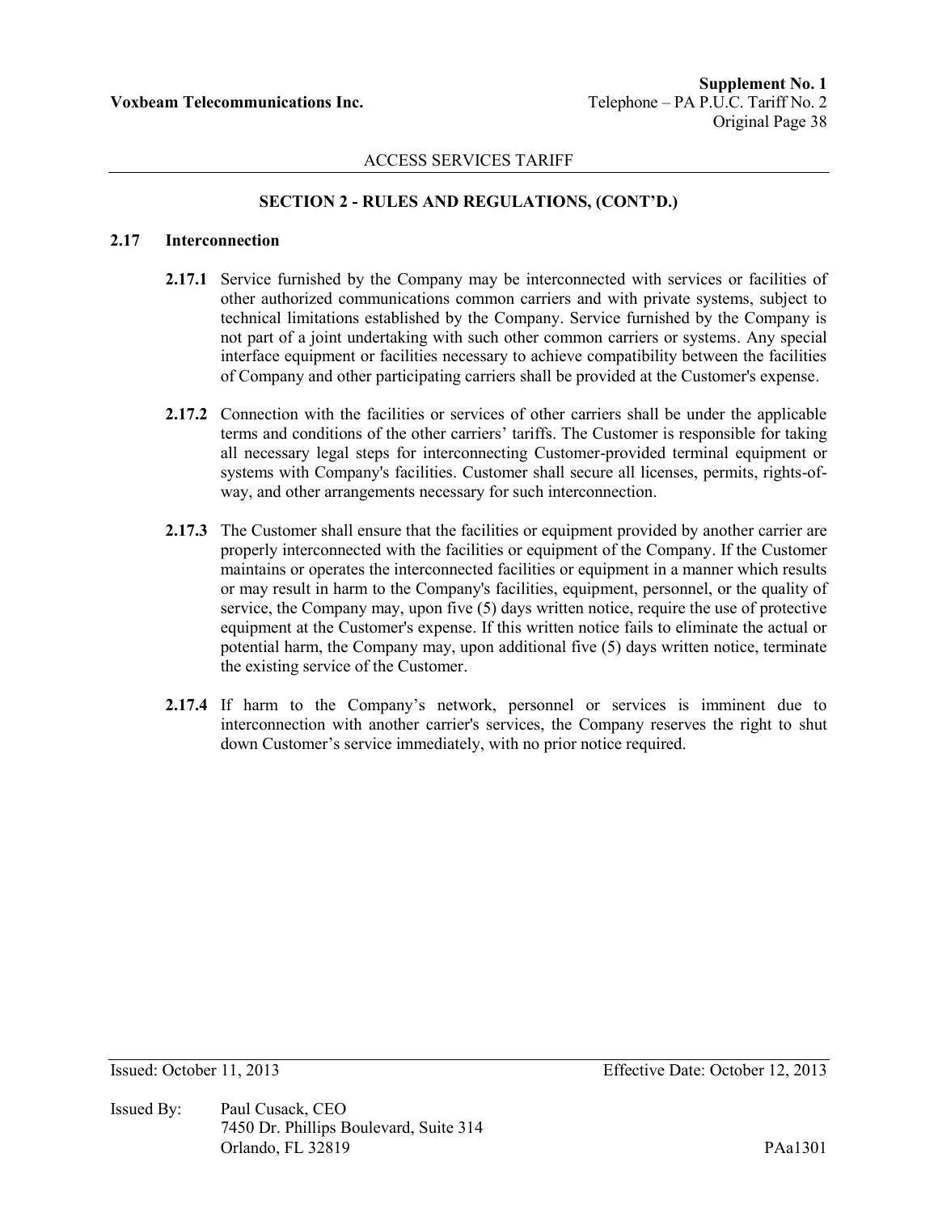## SECTION 2 - RULES AND REGULATIONS, (CONT'D.)

### 2.17 Interconnection

**2.17.1** Service furnished by the Company may be interconnected with services or facilities of other authorized communications common carriers and with private systems, subject to technical limitations established by the Company. Service furnished by the Company is not part of a joint undertaking with such other common carriers or systems. Any special interface equipment or facilities necessary to achieve compatibility between the facilities of Company and other participating carriers shall be provided at the Customer's expense.

**2.17.2** Connection with the facilities or services of other carriers shall be under the applicable terms and conditions of the other carriers' tariffs. The Customer is responsible for taking all necessary legal steps for interconnecting Customer-provided terminal equipment or systems with Company's facilities. Customer shall secure all licenses, permits, rights-of-way, and other arrangements necessary for such interconnection.

**2.17.3** The Customer shall ensure that the facilities or equipment provided by another carrier are properly interconnected with the facilities or equipment of the Company. If the Customer maintains or operates the interconnected facilities or equipment in a manner which results or may result in harm to the Company's facilities, equipment, personnel, or the quality of service, the Company may, upon five (5) days written notice, require the use of protective equipment at the Customer's expense. If this written notice fails to eliminate the actual or potential harm, the Company may, upon additional five (5) days written notice, terminate the existing service of the Customer.

**2.17.4** If harm to the Company's network, personnel or services is imminent due to interconnection with another carrier's services, the Company reserves the right to shut down Customer's service immediately, with no prior notice required.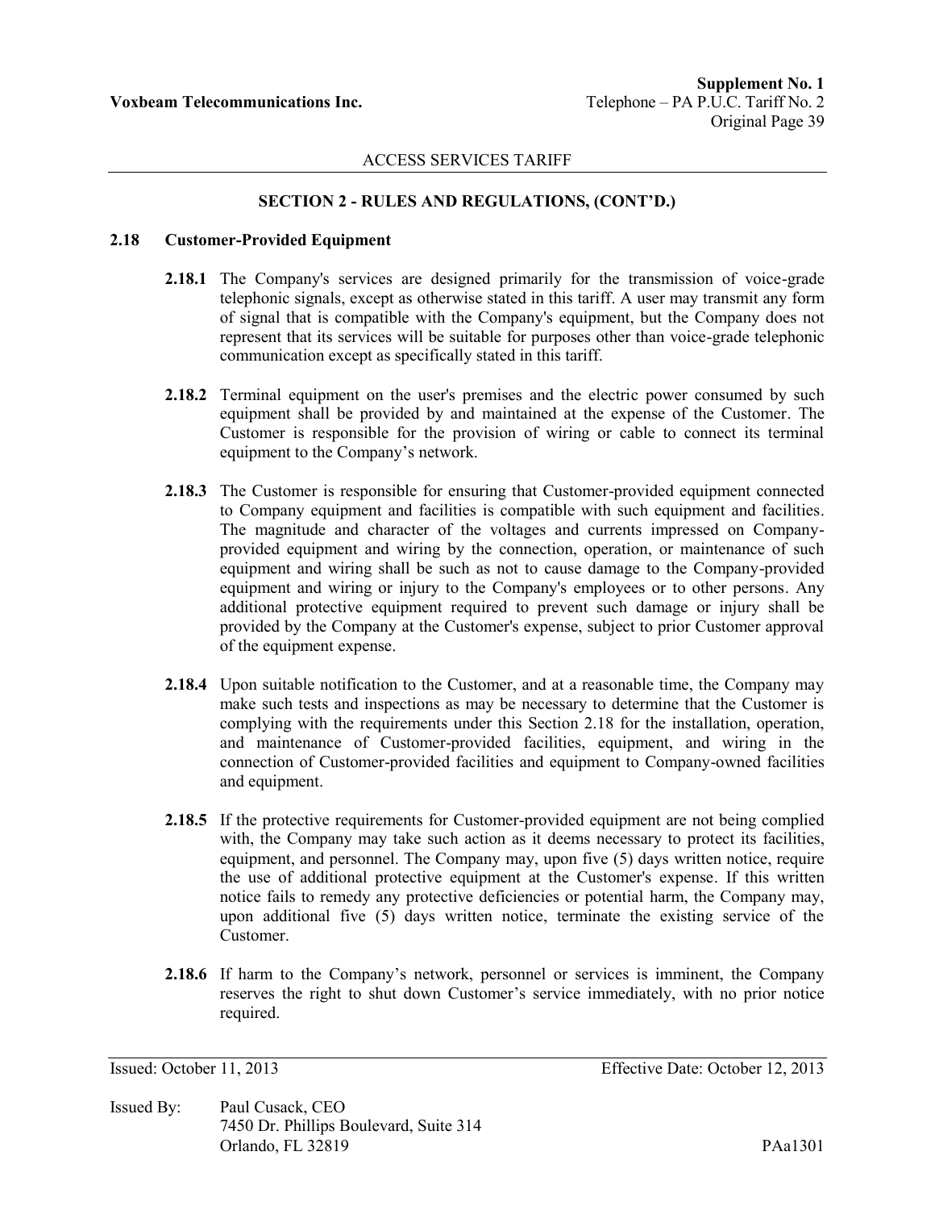ACCESS SERVICES TARIFF

## SECTION 2 - RULES AND REGULATIONS, (CONT'D.)

### 2.18 Customer-Provided Equipment

**2.18.1** The Company's services are designed primarily for the transmission of voice-grade telephonic signals, except as otherwise stated in this tariff. A user may transmit any form of signal that is compatible with the Company's equipment, but the Company does not represent that its services will be suitable for purposes other than voice-grade telephonic communication except as specifically stated in this tariff.

**2.18.2** Terminal equipment on the user's premises and the electric power consumed by such equipment shall be provided by and maintained at the expense of the Customer. The Customer is responsible for the provision of wiring or cable to connect its terminal equipment to the Company's network.

**2.18.3** The Customer is responsible for ensuring that Customer-provided equipment connected to Company equipment and facilities is compatible with such equipment and facilities. The magnitude and character of the voltages and currents impressed on Company-provided equipment and wiring by the connection, operation, or maintenance of such equipment and wiring shall be such as not to cause damage to the Company-provided equipment and wiring or injury to the Company's employees or to other persons. Any additional protective equipment required to prevent such damage or injury shall be provided by the Company at the Customer's expense, subject to prior Customer approval of the equipment expense.

**2.18.4** Upon suitable notification to the Customer, and at a reasonable time, the Company may make such tests and inspections as may be necessary to determine that the Customer is complying with the requirements under this Section 2.18 for the installation, operation, and maintenance of Customer-provided facilities, equipment, and wiring in the connection of Customer-provided facilities and equipment to Company-owned facilities and equipment.

**2.18.5** If the protective requirements for Customer-provided equipment are not being complied with, the Company may take such action as it deems necessary to protect its facilities, equipment, and personnel. The Company may, upon five (5) days written notice, require the use of additional protective equipment at the Customer's expense. If this written notice fails to remedy any protective deficiencies or potential harm, the Company may, upon additional five (5) days written notice, terminate the existing service of the Customer.

**2.18.6** If harm to the Company's network, personnel or services is imminent, the Company reserves the right to shut down Customer's service immediately, with no prior notice required.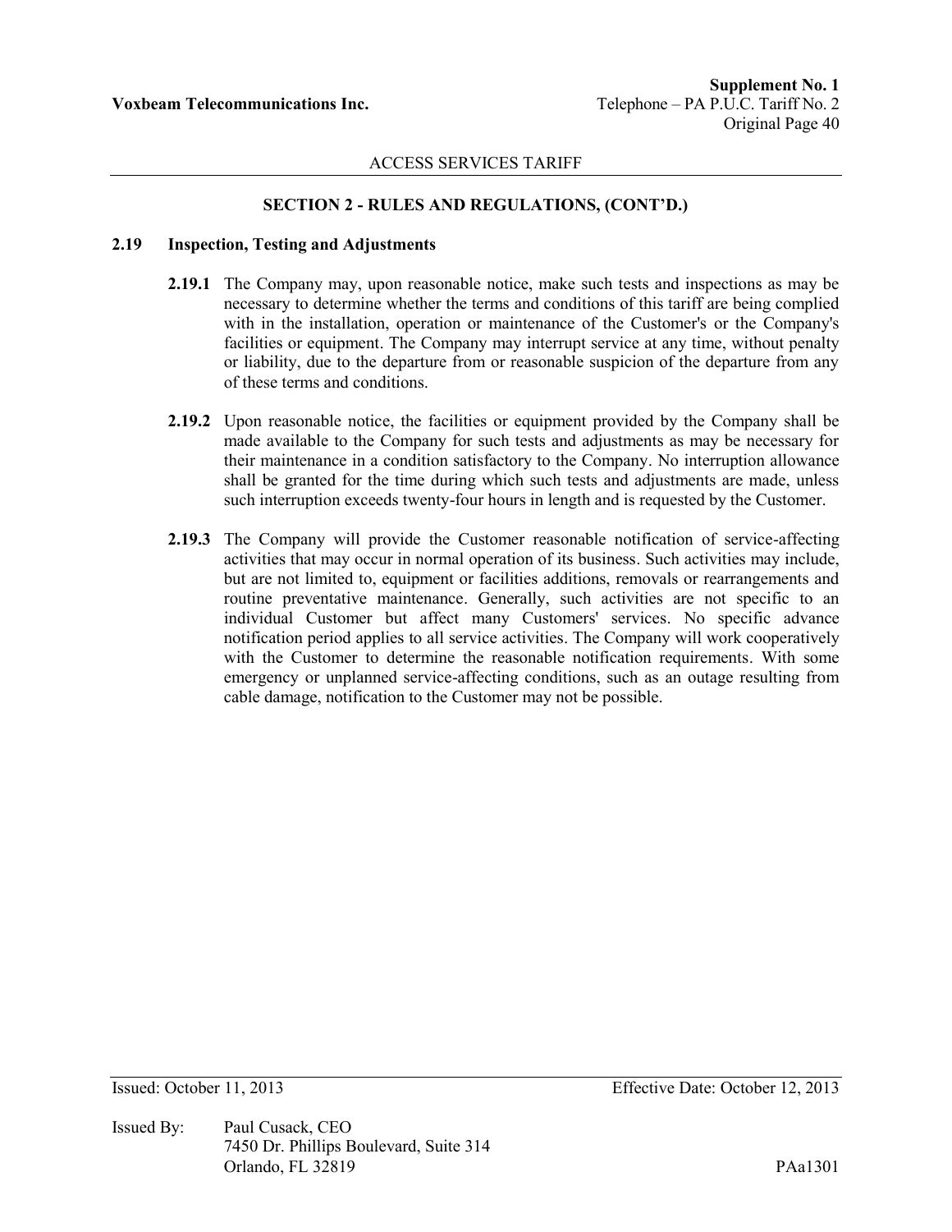## SECTION 2 - RULES AND REGULATIONS, (CONT'D.)

### 2.19 Inspection, Testing and Adjustments

**2.19.1** The Company may, upon reasonable notice, make such tests and inspections as may be necessary to determine whether the terms and conditions of this tariff are being complied with in the installation, operation or maintenance of the Customer's or the Company's facilities or equipment. The Company may interrupt service at any time, without penalty or liability, due to the departure from or reasonable suspicion of the departure from any of these terms and conditions.

**2.19.2** Upon reasonable notice, the facilities or equipment provided by the Company shall be made available to the Company for such tests and adjustments as may be necessary for their maintenance in a condition satisfactory to the Company. No interruption allowance shall be granted for the time during which such tests and adjustments are made, unless such interruption exceeds twenty-four hours in length and is requested by the Customer.

**2.19.3** The Company will provide the Customer reasonable notification of service-affecting activities that may occur in normal operation of its business. Such activities may include, but are not limited to, equipment or facilities additions, removals or rearrangements and routine preventative maintenance. Generally, such activities are not specific to an individual Customer but affect many Customers' services. No specific advance notification period applies to all service activities. The Company will work cooperatively with the Customer to determine the reasonable notification requirements. With some emergency or unplanned service-affecting conditions, such as an outage resulting from cable damage, notification to the Customer may not be possible.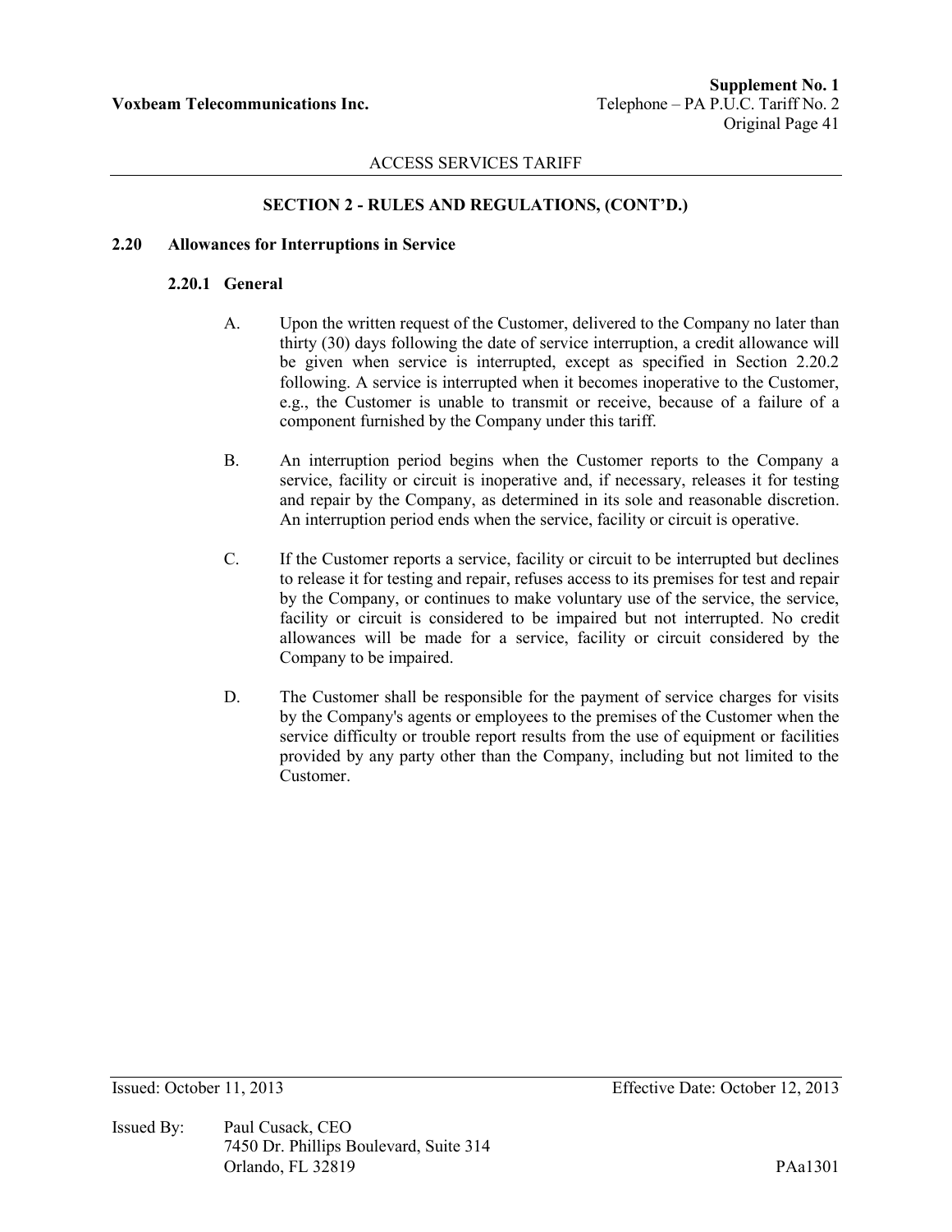## SECTION 2 - RULES AND REGULATIONS, (CONT'D.)

### 2.20 Allowances for Interruptions in Service

#### 2.20.1 General

A. Upon the written request of the Customer, delivered to the Company no later than thirty (30) days following the date of service interruption, a credit allowance will be given when service is interrupted, except as specified in Section 2.20.2 following. A service is interrupted when it becomes inoperative to the Customer, e.g., the Customer is unable to transmit or receive, because of a failure of a component furnished by the Company under this tariff.

B. An interruption period begins when the Customer reports to the Company a service, facility or circuit is inoperative and, if necessary, releases it for testing and repair by the Company, as determined in its sole and reasonable discretion. An interruption period ends when the service, facility or circuit is operative.

C. If the Customer reports a service, facility or circuit to be interrupted but declines to release it for testing and repair, refuses access to its premises for test and repair by the Company, or continues to make voluntary use of the service, the service, facility or circuit is considered to be impaired but not interrupted. No credit allowances will be made for a service, facility or circuit considered by the Company to be impaired.

D. The Customer shall be responsible for the payment of service charges for visits by the Company's agents or employees to the premises of the Customer when the service difficulty or trouble report results from the use of equipment or facilities provided by any party other than the Company, including but not limited to the Customer.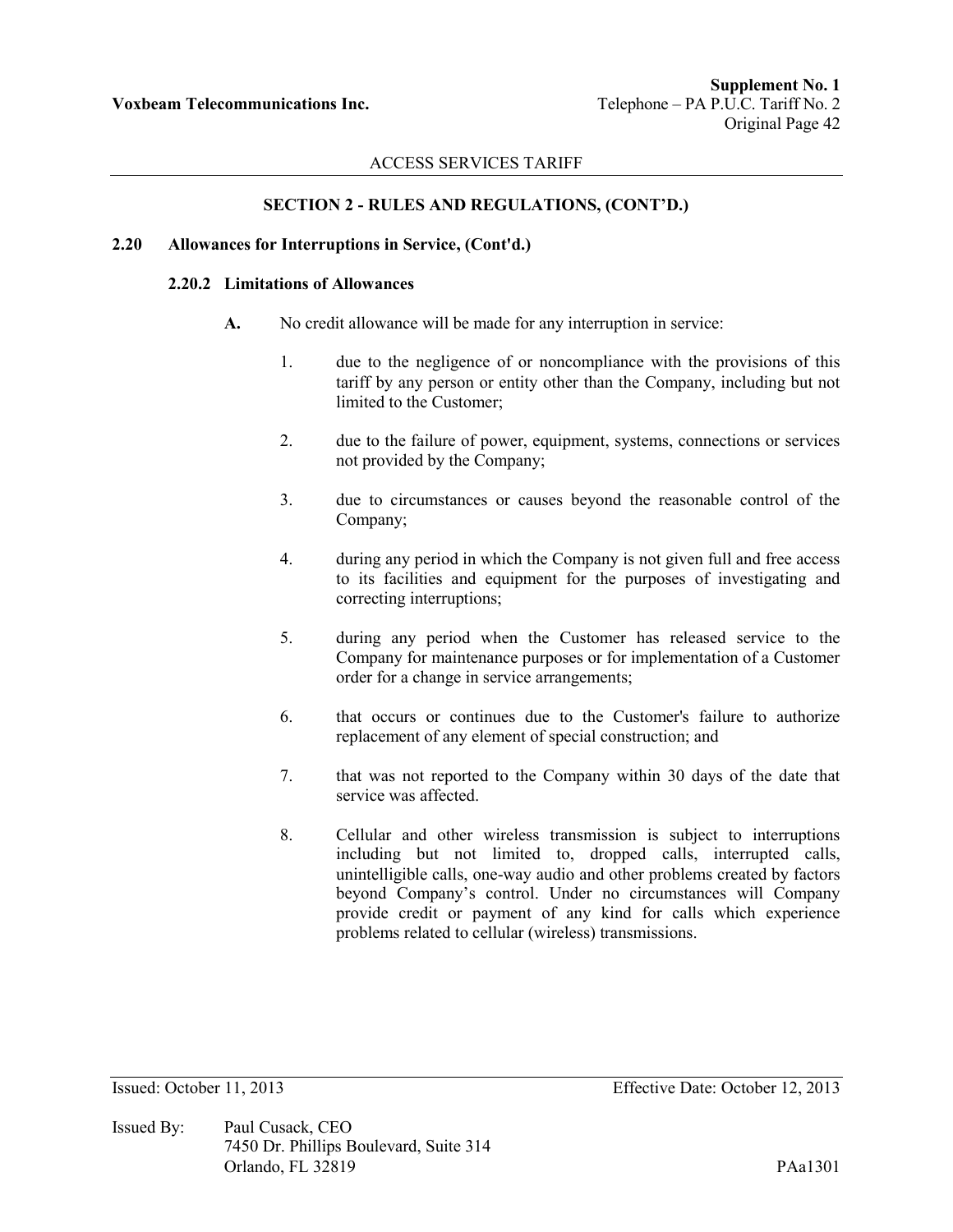## SECTION 2 - RULES AND REGULATIONS, (CONT'D.)

### 2.20 Allowances for Interruptions in Service, (Cont'd.)

#### 2.20.2 Limitations of Allowances

**A.** No credit allowance will be made for any interruption in service:

1. due to the negligence of or noncompliance with the provisions of this tariff by any person or entity other than the Company, including but not limited to the Customer;

2. due to the failure of power, equipment, systems, connections or services not provided by the Company;

3. due to circumstances or causes beyond the reasonable control of the Company;

4. during any period in which the Company is not given full and free access to its facilities and equipment for the purposes of investigating and correcting interruptions;

5. during any period when the Customer has released service to the Company for maintenance purposes or for implementation of a Customer order for a change in service arrangements;

6. that occurs or continues due to the Customer's failure to authorize replacement of any element of special construction; and

7. that was not reported to the Company within 30 days of the date that service was affected.

8. Cellular and other wireless transmission is subject to interruptions including but not limited to, dropped calls, interrupted calls, unintelligible calls, one-way audio and other problems created by factors beyond Company's control. Under no circumstances will Company provide credit or payment of any kind for calls which experience problems related to cellular (wireless) transmissions.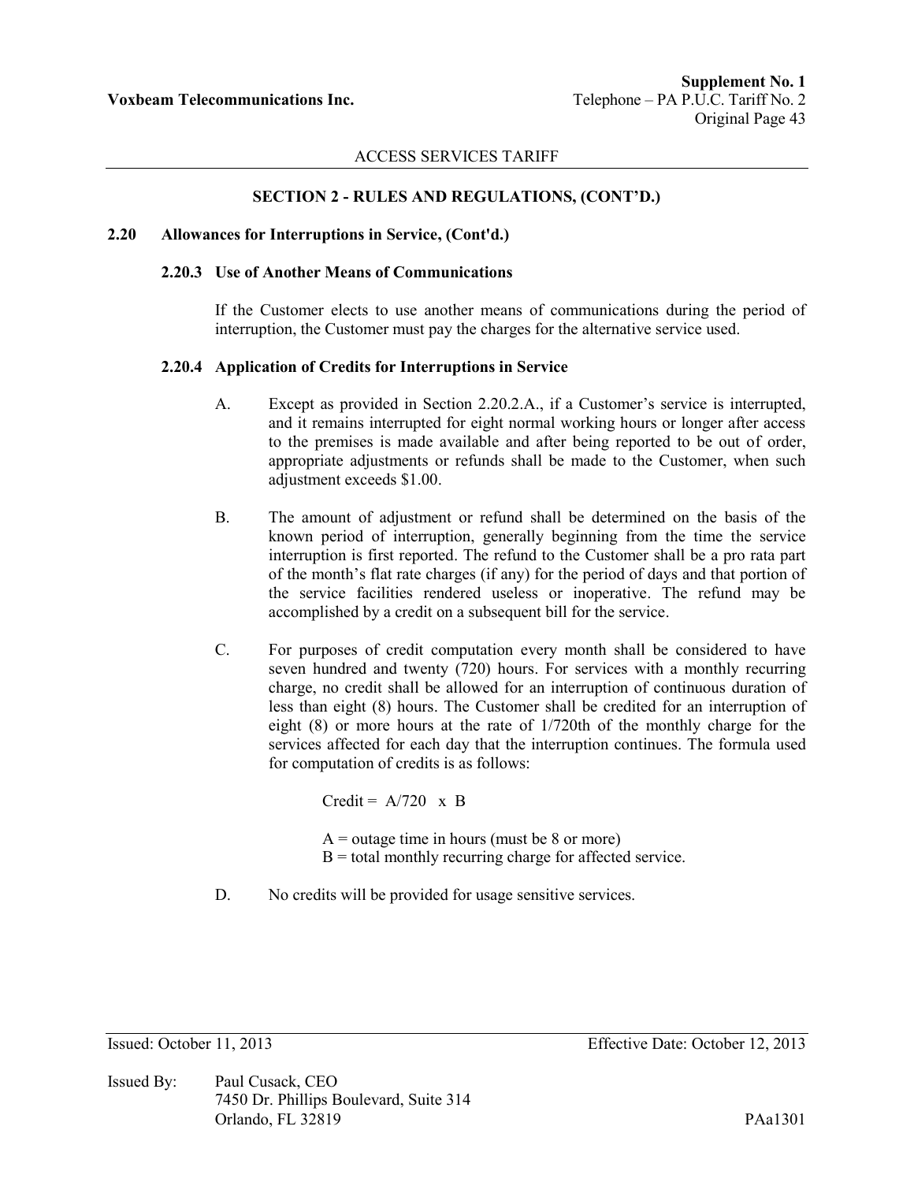## SECTION 2 - RULES AND REGULATIONS, (CONT'D.)

### 2.20 Allowances for Interruptions in Service, (Cont'd.)

#### 2.20.3 Use of Another Means of Communications

If the Customer elects to use another means of communications during the period of interruption, the Customer must pay the charges for the alternative service used.

#### 2.20.4 Application of Credits for Interruptions in Service

A. Except as provided in Section 2.20.2.A., if a Customer's service is interrupted, and it remains interrupted for eight normal working hours or longer after access to the premises is made available and after being reported to be out of order, appropriate adjustments or refunds shall be made to the Customer, when such adjustment exceeds $1.00.

B. The amount of adjustment or refund shall be determined on the basis of the known period of interruption, generally beginning from the time the service interruption is first reported. The refund to the Customer shall be a pro rata part of the month's flat rate charges (if any) for the period of days and that portion of the service facilities rendered useless or inoperative. The refund may be accomplished by a credit on a subsequent bill for the service.

C. For purposes of credit computation every month shall be considered to have seven hundred and twenty (720) hours. For services with a monthly recurring charge, no credit shall be allowed for an interruption of continuous duration of less than eight (8) hours. The Customer shall be credited for an interruption of eight (8) or more hours at the rate of 1/720th of the monthly charge for the services affected for each day that the interruption continues. The formula used for computation of credits is as follows:

$$\text{Credit} = A/720 \times B$$

A = outage time in hours (must be 8 or more)
B = total monthly recurring charge for affected service.

D. No credits will be provided for usage sensitive services.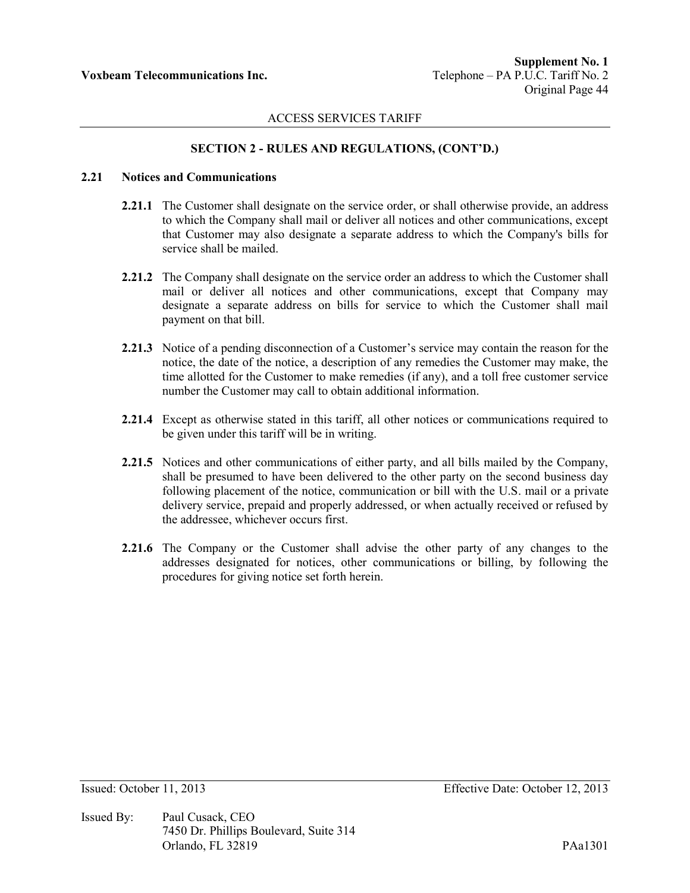## SECTION 2 - RULES AND REGULATIONS, (CONT'D.)

### 2.21 Notices and Communications

**2.21.1** The Customer shall designate on the service order, or shall otherwise provide, an address to which the Company shall mail or deliver all notices and other communications, except that Customer may also designate a separate address to which the Company's bills for service shall be mailed.

**2.21.2** The Company shall designate on the service order an address to which the Customer shall mail or deliver all notices and other communications, except that Company may designate a separate address on bills for service to which the Customer shall mail payment on that bill.

**2.21.3** Notice of a pending disconnection of a Customer's service may contain the reason for the notice, the date of the notice, a description of any remedies the Customer may make, the time allotted for the Customer to make remedies (if any), and a toll free customer service number the Customer may call to obtain additional information.

**2.21.4** Except as otherwise stated in this tariff, all other notices or communications required to be given under this tariff will be in writing.

**2.21.5** Notices and other communications of either party, and all bills mailed by the Company, shall be presumed to have been delivered to the other party on the second business day following placement of the notice, communication or bill with the U.S. mail or a private delivery service, prepaid and properly addressed, or when actually received or refused by the addressee, whichever occurs first.

**2.21.6** The Company or the Customer shall advise the other party of any changes to the addresses designated for notices, other communications or billing, by following the procedures for giving notice set forth herein.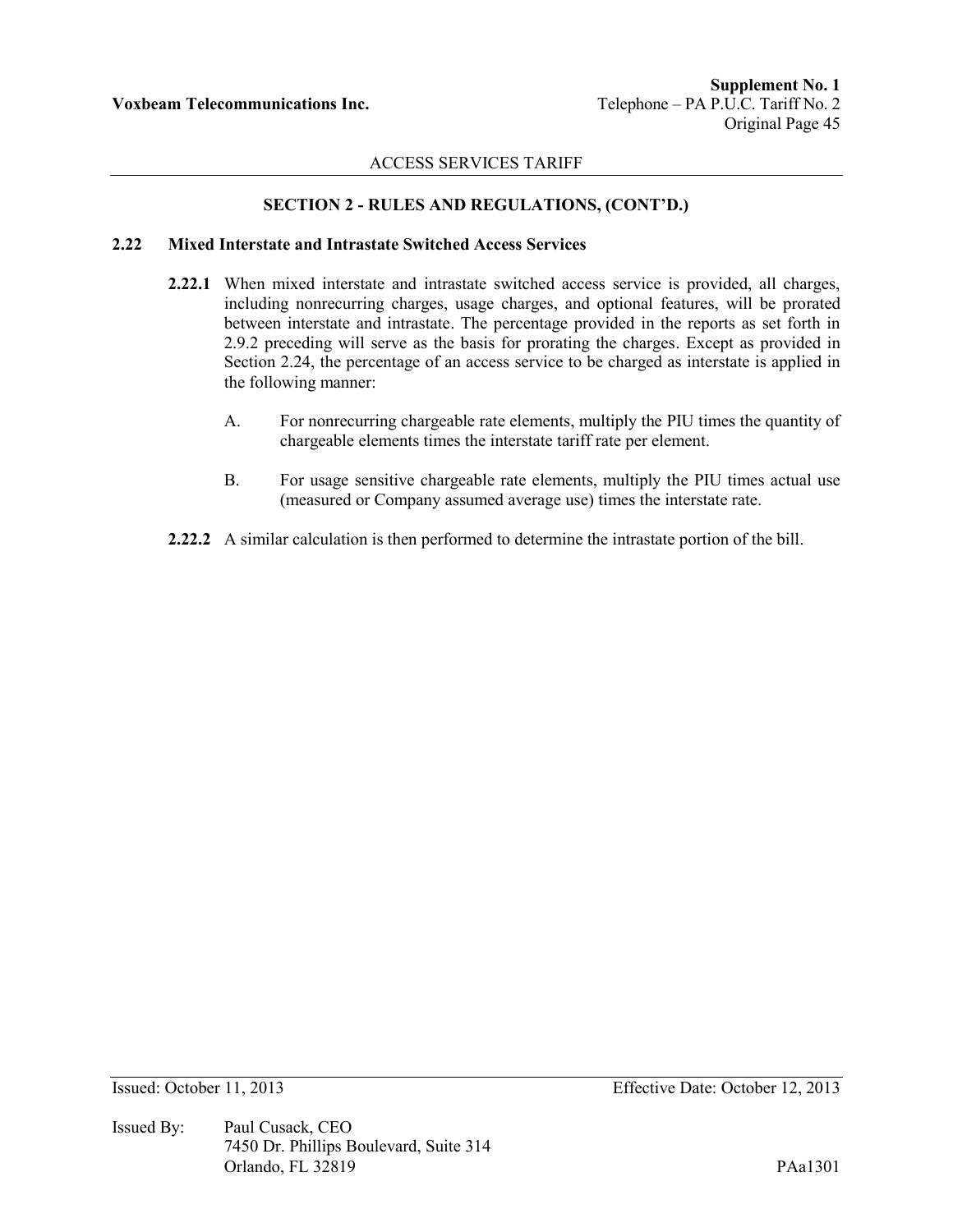## SECTION 2 - RULES AND REGULATIONS, (CONT'D.)

### 2.22 Mixed Interstate and Intrastate Switched Access Services

**2.22.1** When mixed interstate and intrastate switched access service is provided, all charges, including nonrecurring charges, usage charges, and optional features, will be prorated between interstate and intrastate. The percentage provided in the reports as set forth in 2.9.2 preceding will serve as the basis for prorating the charges. Except as provided in Section 2.24, the percentage of an access service to be charged as interstate is applied in the following manner:

A. For nonrecurring chargeable rate elements, multiply the PIU times the quantity of chargeable elements times the interstate tariff rate per element.

B. For usage sensitive chargeable rate elements, multiply the PIU times actual use (measured or Company assumed average use) times the interstate rate.

**2.22.2** A similar calculation is then performed to determine the intrastate portion of the bill.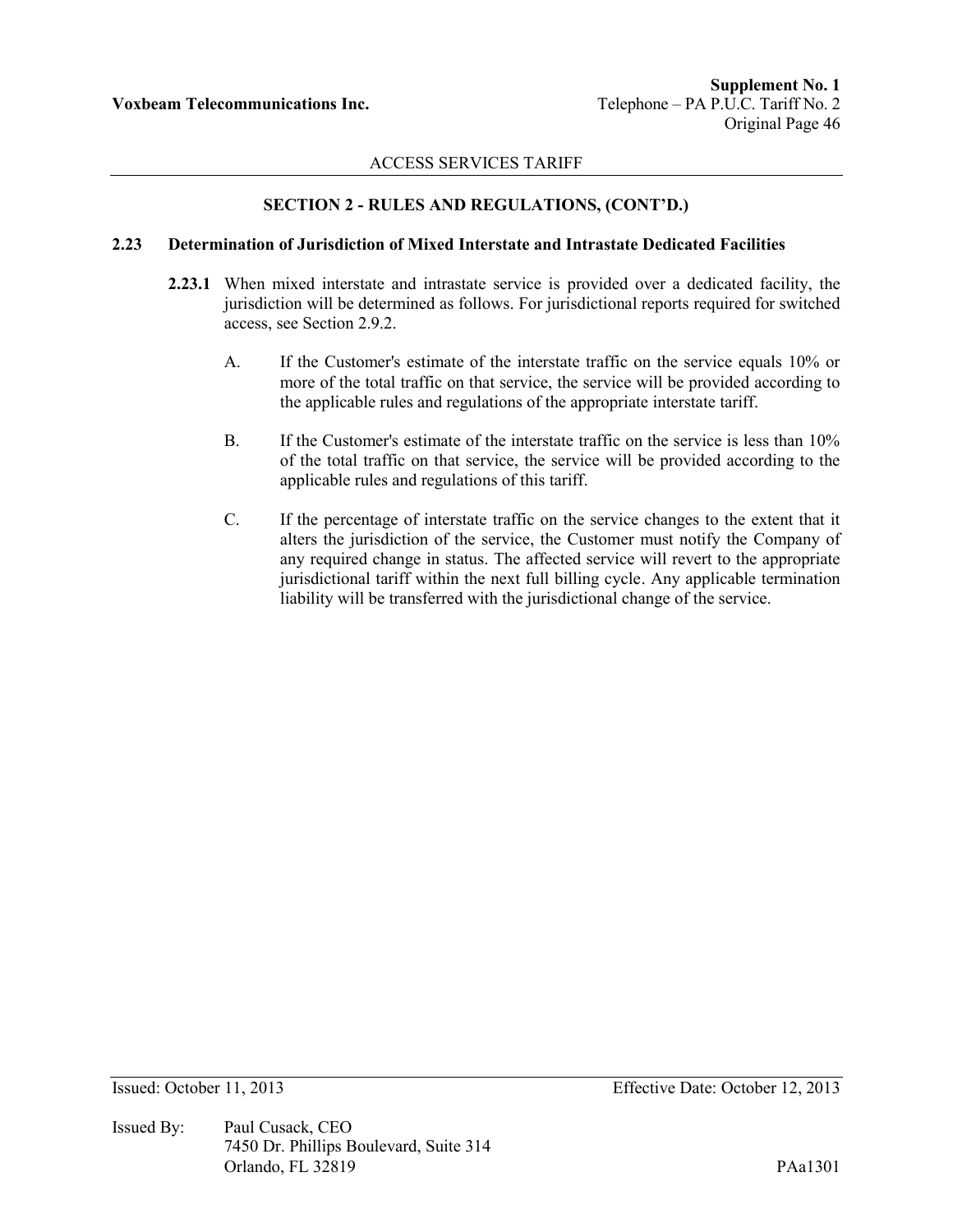## SECTION 2 - RULES AND REGULATIONS, (CONT'D.)

### 2.23 Determination of Jurisdiction of Mixed Interstate and Intrastate Dedicated Facilities

**2.23.1** When mixed interstate and intrastate service is provided over a dedicated facility, the jurisdiction will be determined as follows. For jurisdictional reports required for switched access, see Section 2.9.2.

A. If the Customer's estimate of the interstate traffic on the service equals 10% or more of the total traffic on that service, the service will be provided according to the applicable rules and regulations of the appropriate interstate tariff.

B. If the Customer's estimate of the interstate traffic on the service is less than 10% of the total traffic on that service, the service will be provided according to the applicable rules and regulations of this tariff.

C. If the percentage of interstate traffic on the service changes to the extent that it alters the jurisdiction of the service, the Customer must notify the Company of any required change in status. The affected service will revert to the appropriate jurisdictional tariff within the next full billing cycle. Any applicable termination liability will be transferred with the jurisdictional change of the service.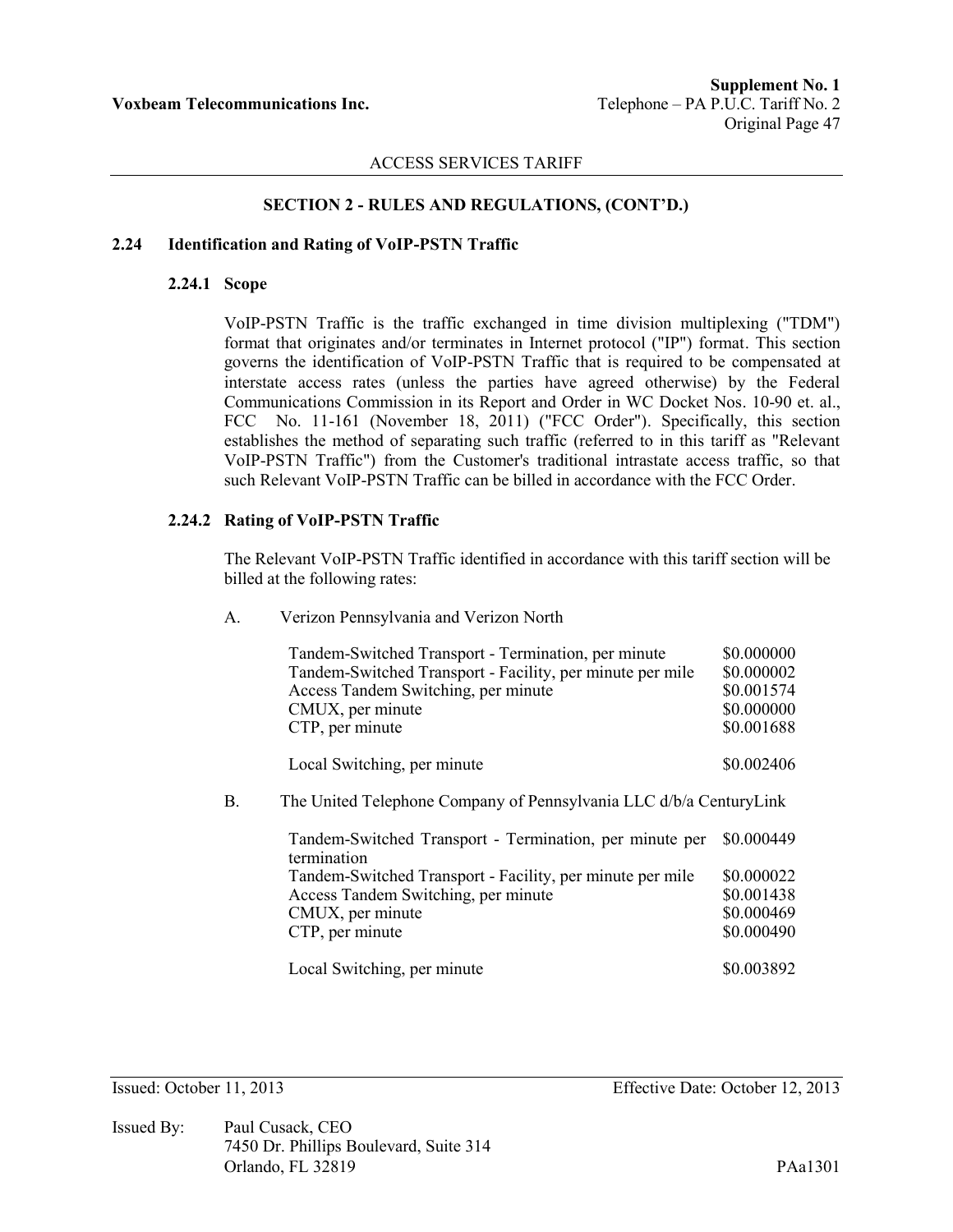## SECTION 2 - RULES AND REGULATIONS, (CONT'D.)

### 2.24 Identification and Rating of VoIP-PSTN Traffic

#### 2.24.1 Scope

VoIP-PSTN Traffic is the traffic exchanged in time division multiplexing ("TDM") format that originates and/or terminates in Internet protocol ("IP") format. This section governs the identification of VoIP-PSTN Traffic that is required to be compensated at interstate access rates (unless the parties have agreed otherwise) by the Federal Communications Commission in its Report and Order in WC Docket Nos. 10-90 et. al., FCC No. 11-161 (November 18, 2011) ("FCC Order"). Specifically, this section establishes the method of separating such traffic (referred to in this tariff as "Relevant VoIP-PSTN Traffic") from the Customer's traditional intrastate access traffic, so that such Relevant VoIP-PSTN Traffic can be billed in accordance with the FCC Order.

#### 2.24.2 Rating of VoIP-PSTN Traffic

The Relevant VoIP-PSTN Traffic identified in accordance with this tariff section will be billed at the following rates:

A. Verizon Pennsylvania and Verizon North

| | |
|---|---|
| Tandem-Switched Transport - Termination, per minute | $0.000000 |
| Tandem-Switched Transport - Facility, per minute per mile | $0.000002 |
| Access Tandem Switching, per minute | $0.001574 |
| CMUX, per minute | $0.000000 |
| CTP, per minute | $0.001688 |
| Local Switching, per minute | $0.002406 |

B. The United Telephone Company of Pennsylvania LLC d/b/a CenturyLink

| | |
|---|---|
| Tandem-Switched Transport - Termination, per minute per termination | $0.000449 |
| Tandem-Switched Transport - Facility, per minute per mile | $0.000022 |
| Access Tandem Switching, per minute | $0.001438 |
| CMUX, per minute | $0.000469 |
| CTP, per minute | $0.000490 |
| Local Switching, per minute | $0.003892 |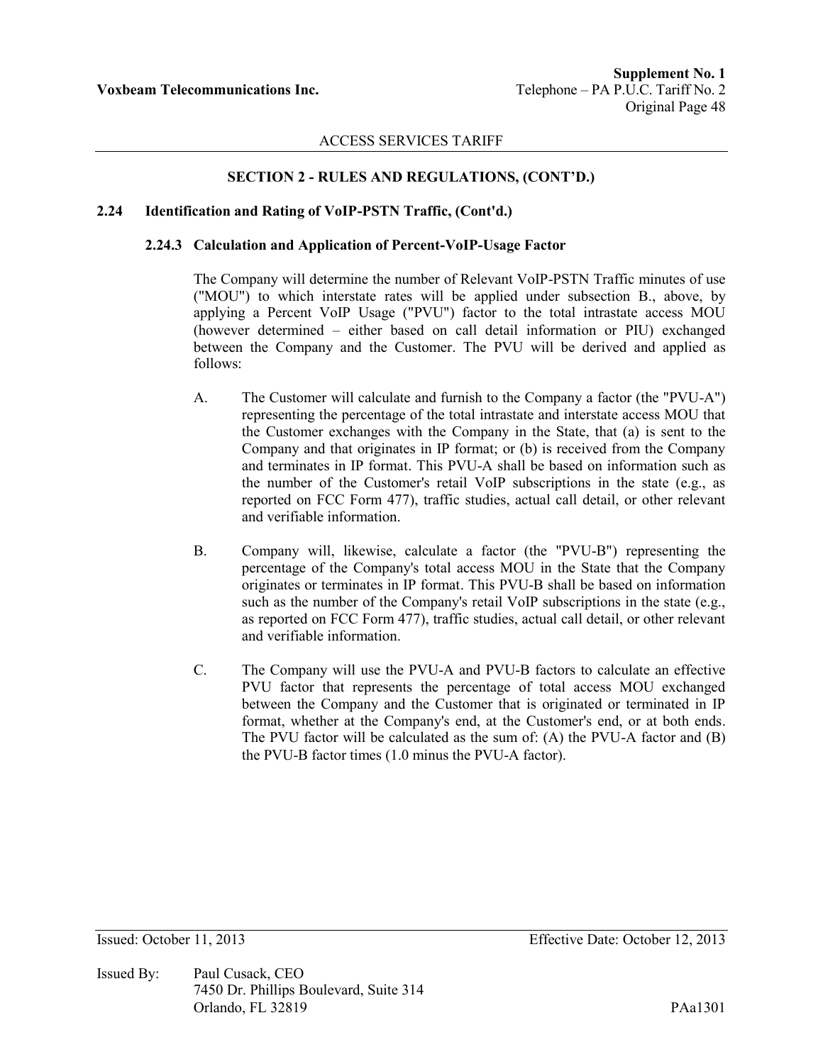## SECTION 2 - RULES AND REGULATIONS, (CONT'D.)

### 2.24 Identification and Rating of VoIP-PSTN Traffic, (Cont'd.)

#### 2.24.3 Calculation and Application of Percent-VoIP-Usage Factor

The Company will determine the number of Relevant VoIP-PSTN Traffic minutes of use ("MOU") to which interstate rates will be applied under subsection B., above, by applying a Percent VoIP Usage ("PVU") factor to the total intrastate access MOU (however determined – either based on call detail information or PIU) exchanged between the Company and the Customer. The PVU will be derived and applied as follows:

A. The Customer will calculate and furnish to the Company a factor (the "PVU-A") representing the percentage of the total intrastate and interstate access MOU that the Customer exchanges with the Company in the State, that (a) is sent to the Company and that originates in IP format; or (b) is received from the Company and terminates in IP format. This PVU-A shall be based on information such as the number of the Customer's retail VoIP subscriptions in the state (e.g., as reported on FCC Form 477), traffic studies, actual call detail, or other relevant and verifiable information.

B. Company will, likewise, calculate a factor (the "PVU-B") representing the percentage of the Company's total access MOU in the State that the Company originates or terminates in IP format. This PVU-B shall be based on information such as the number of the Company's retail VoIP subscriptions in the state (e.g., as reported on FCC Form 477), traffic studies, actual call detail, or other relevant and verifiable information.

C. The Company will use the PVU-A and PVU-B factors to calculate an effective PVU factor that represents the percentage of total access MOU exchanged between the Company and the Customer that is originated or terminated in IP format, whether at the Company's end, at the Customer's end, or at both ends. The PVU factor will be calculated as the sum of: (A) the PVU-A factor and (B) the PVU-B factor times (1.0 minus the PVU-A factor).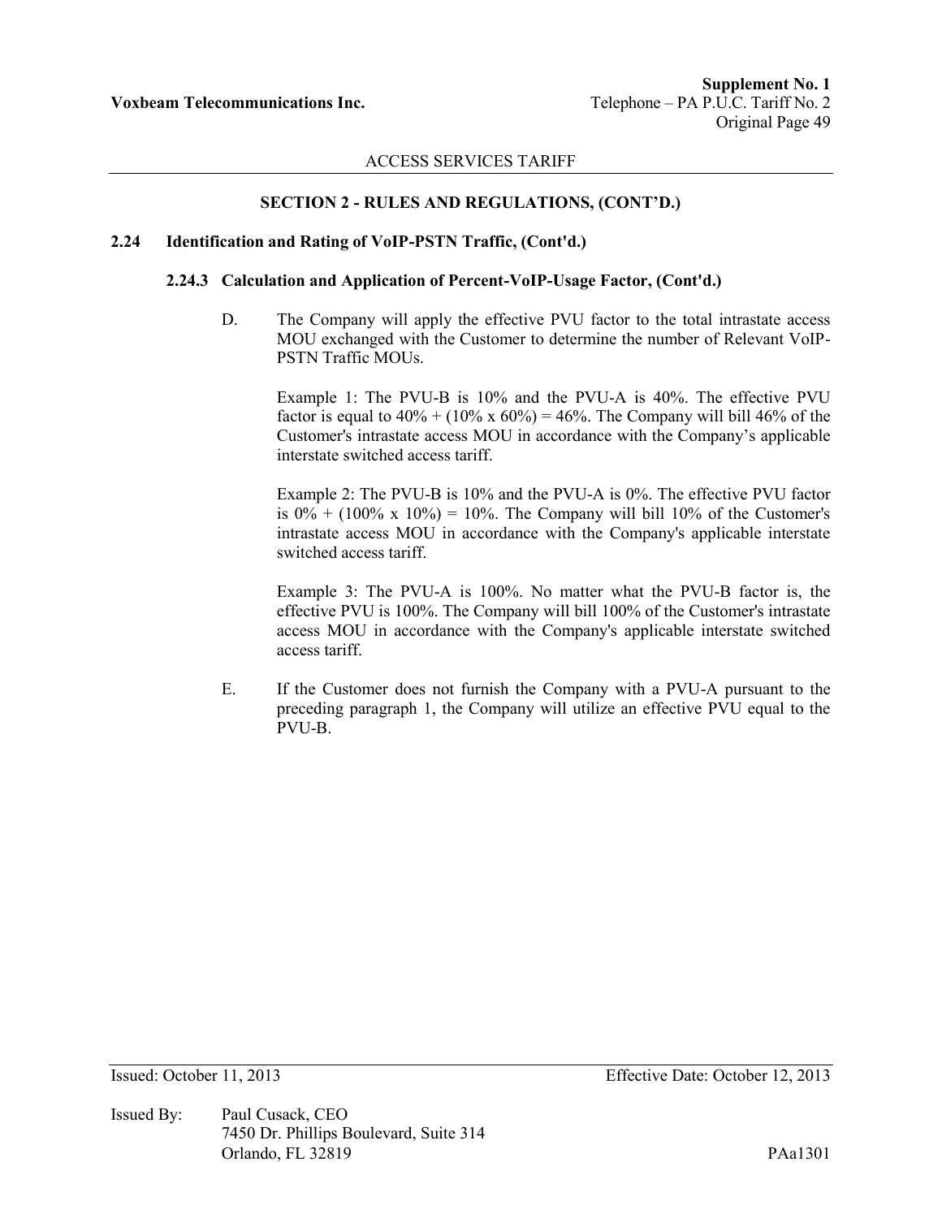ACCESS SERVICES TARIFF

## SECTION 2 - RULES AND REGULATIONS, (CONT'D.)

### 2.24 Identification and Rating of VoIP-PSTN Traffic, (Cont'd.)

#### 2.24.3 Calculation and Application of Percent-VoIP-Usage Factor, (Cont'd.)

D. The Company will apply the effective PVU factor to the total intrastate access MOU exchanged with the Customer to determine the number of Relevant VoIP-PSTN Traffic MOUs.

Example 1: The PVU-B is 10% and the PVU-A is 40%. The effective PVU factor is equal to 40% + (10% x 60%) = 46%. The Company will bill 46% of the Customer's intrastate access MOU in accordance with the Company's applicable interstate switched access tariff.

Example 2: The PVU-B is 10% and the PVU-A is 0%. The effective PVU factor is 0% + (100% x 10%) = 10%. The Company will bill 10% of the Customer's intrastate access MOU in accordance with the Company's applicable interstate switched access tariff.

Example 3: The PVU-A is 100%. No matter what the PVU-B factor is, the effective PVU is 100%. The Company will bill 100% of the Customer's intrastate access MOU in accordance with the Company's applicable interstate switched access tariff.

E. If the Customer does not furnish the Company with a PVU-A pursuant to the preceding paragraph 1, the Company will utilize an effective PVU equal to the PVU-B.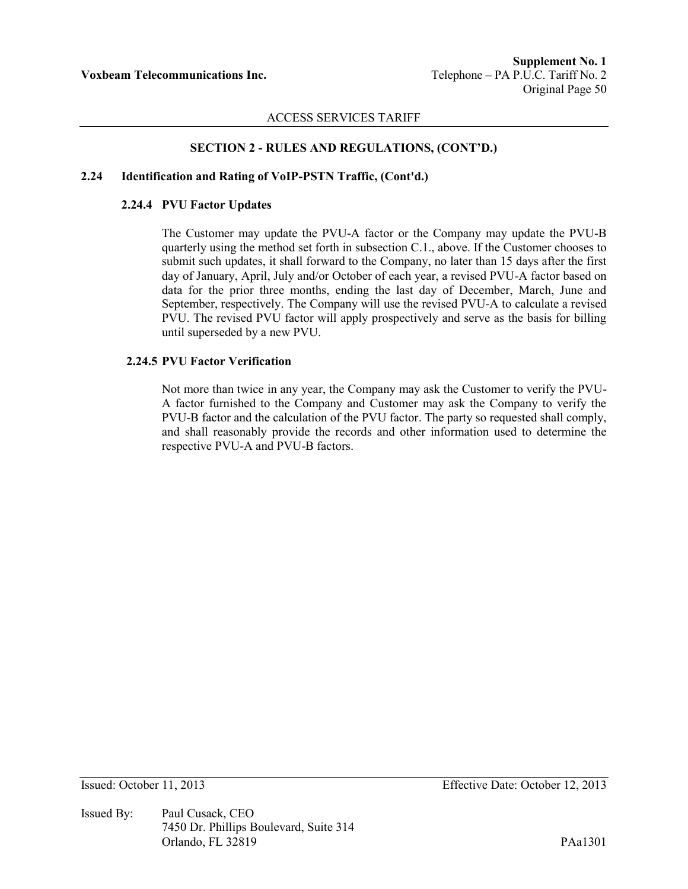ACCESS SERVICES TARIFF

## SECTION 2 - RULES AND REGULATIONS, (CONT'D.)

### 2.24 Identification and Rating of VoIP-PSTN Traffic, (Cont'd.)

#### 2.24.4 PVU Factor Updates

The Customer may update the PVU-A factor or the Company may update the PVU-B quarterly using the method set forth in subsection C.1., above. If the Customer chooses to submit such updates, it shall forward to the Company, no later than 15 days after the first day of January, April, July and/or October of each year, a revised PVU-A factor based on data for the prior three months, ending the last day of December, March, June and September, respectively. The Company will use the revised PVU-A to calculate a revised PVU. The revised PVU factor will apply prospectively and serve as the basis for billing until superseded by a new PVU.

#### 2.24.5 PVU Factor Verification

Not more than twice in any year, the Company may ask the Customer to verify the PVU-A factor furnished to the Company and Customer may ask the Company to verify the PVU-B factor and the calculation of the PVU factor. The party so requested shall comply, and shall reasonably provide the records and other information used to determine the respective PVU-A and PVU-B factors.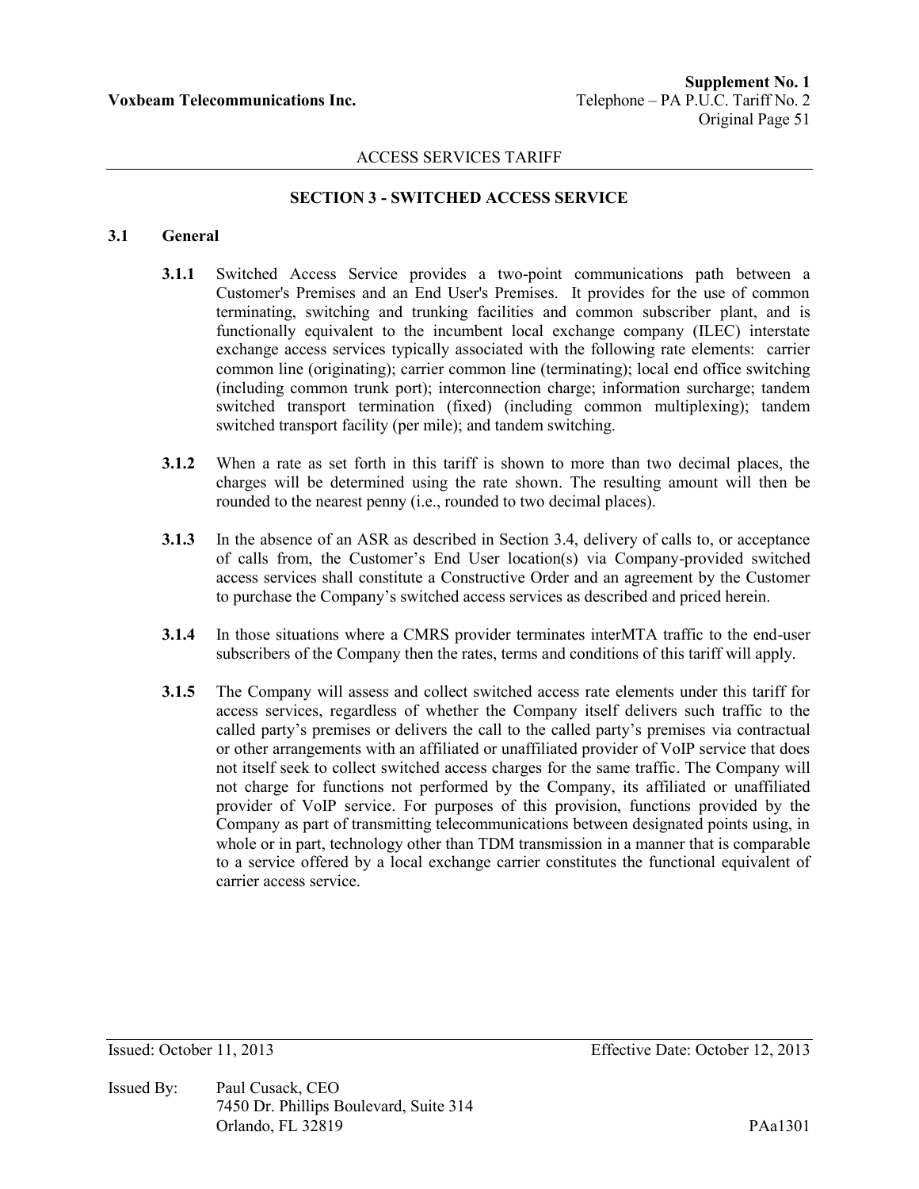ACCESS SERVICES TARIFF

## SECTION 3 - SWITCHED ACCESS SERVICE

### 3.1 General

**3.1.1** Switched Access Service provides a two-point communications path between a Customer's Premises and an End User's Premises. It provides for the use of common terminating, switching and trunking facilities and common subscriber plant, and is functionally equivalent to the incumbent local exchange company (ILEC) interstate exchange access services typically associated with the following rate elements: carrier common line (originating); carrier common line (terminating); local end office switching (including common trunk port); interconnection charge; information surcharge; tandem switched transport termination (fixed) (including common multiplexing); tandem switched transport facility (per mile); and tandem switching.

**3.1.2** When a rate as set forth in this tariff is shown to more than two decimal places, the charges will be determined using the rate shown. The resulting amount will then be rounded to the nearest penny (i.e., rounded to two decimal places).

**3.1.3** In the absence of an ASR as described in Section 3.4, delivery of calls to, or acceptance of calls from, the Customer's End User location(s) via Company-provided switched access services shall constitute a Constructive Order and an agreement by the Customer to purchase the Company's switched access services as described and priced herein.

**3.1.4** In those situations where a CMRS provider terminates interMTA traffic to the end-user subscribers of the Company then the rates, terms and conditions of this tariff will apply.

**3.1.5** The Company will assess and collect switched access rate elements under this tariff for access services, regardless of whether the Company itself delivers such traffic to the called party's premises or delivers the call to the called party's premises via contractual or other arrangements with an affiliated or unaffiliated provider of VoIP service that does not itself seek to collect switched access charges for the same traffic. The Company will not charge for functions not performed by the Company, its affiliated or unaffiliated provider of VoIP service. For purposes of this provision, functions provided by the Company as part of transmitting telecommunications between designated points using, in whole or in part, technology other than TDM transmission in a manner that is comparable to a service offered by a local exchange carrier constitutes the functional equivalent of carrier access service.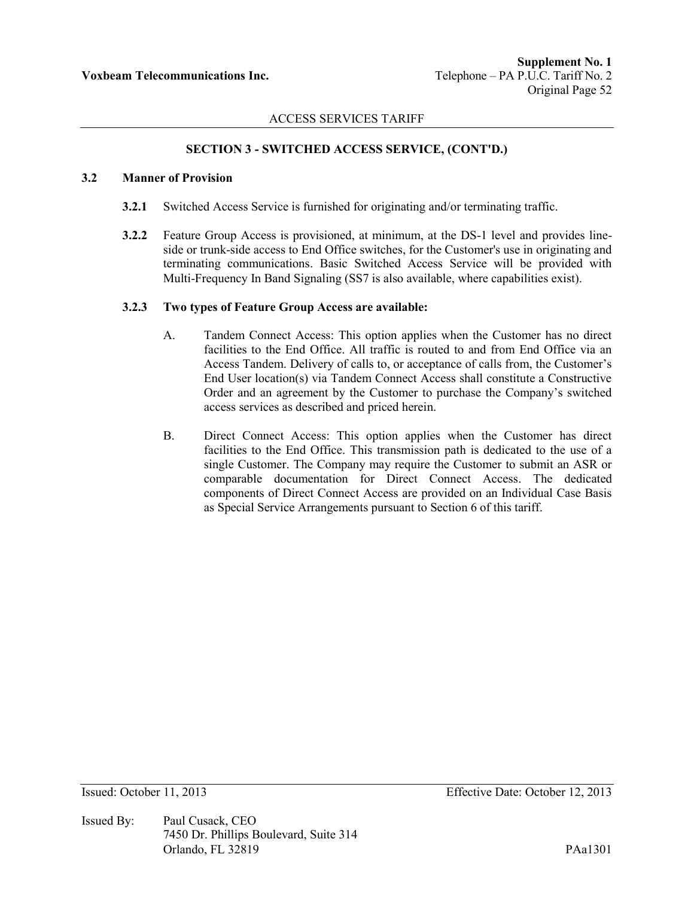## SECTION 3 - SWITCHED ACCESS SERVICE, (CONT'D.)

### 3.2 Manner of Provision

**3.2.1** Switched Access Service is furnished for originating and/or terminating traffic.

**3.2.2** Feature Group Access is provisioned, at minimum, at the DS-1 level and provides line-side or trunk-side access to End Office switches, for the Customer's use in originating and terminating communications. Basic Switched Access Service will be provided with Multi-Frequency In Band Signaling (SS7 is also available, where capabilities exist).

**3.2.3 Two types of Feature Group Access are available:**

A. Tandem Connect Access: This option applies when the Customer has no direct facilities to the End Office. All traffic is routed to and from End Office via an Access Tandem. Delivery of calls to, or acceptance of calls from, the Customer's End User location(s) via Tandem Connect Access shall constitute a Constructive Order and an agreement by the Customer to purchase the Company's switched access services as described and priced herein.

B. Direct Connect Access: This option applies when the Customer has direct facilities to the End Office. This transmission path is dedicated to the use of a single Customer. The Company may require the Customer to submit an ASR or comparable documentation for Direct Connect Access. The dedicated components of Direct Connect Access are provided on an Individual Case Basis as Special Service Arrangements pursuant to Section 6 of this tariff.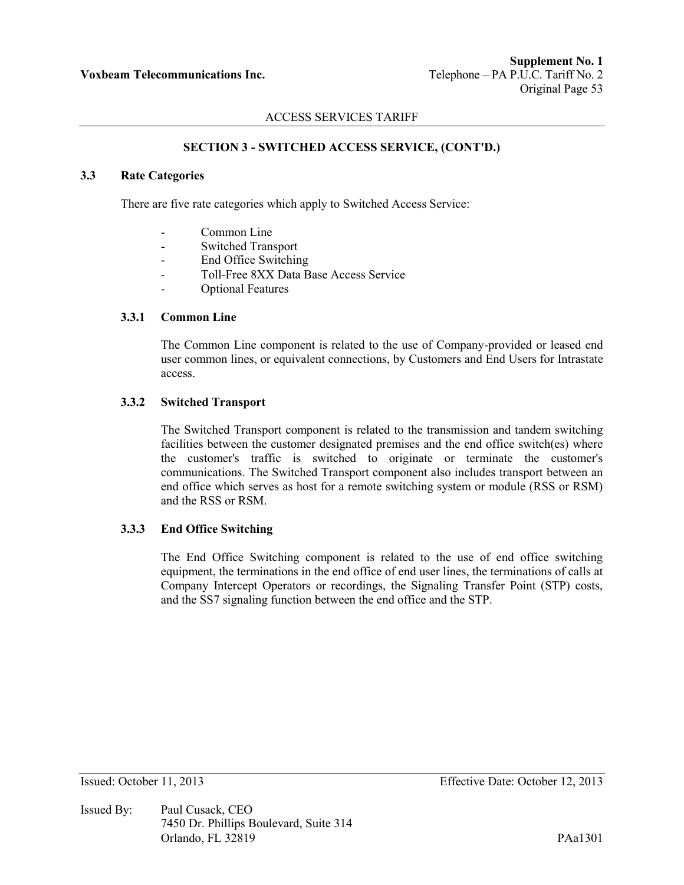## SECTION 3 - SWITCHED ACCESS SERVICE, (CONT'D.)

### 3.3 Rate Categories

There are five rate categories which apply to Switched Access Service:

- Common Line
- Switched Transport
- End Office Switching
- Toll-Free 8XX Data Base Access Service
- Optional Features

#### 3.3.1 Common Line

The Common Line component is related to the use of Company-provided or leased end user common lines, or equivalent connections, by Customers and End Users for Intrastate access.

#### 3.3.2 Switched Transport

The Switched Transport component is related to the transmission and tandem switching facilities between the customer designated premises and the end office switch(es) where the customer's traffic is switched to originate or terminate the customer's communications. The Switched Transport component also includes transport between an end office which serves as host for a remote switching system or module (RSS or RSM) and the RSS or RSM.

#### 3.3.3 End Office Switching

The End Office Switching component is related to the use of end office switching equipment, the terminations in the end office of end user lines, the terminations of calls at Company Intercept Operators or recordings, the Signaling Transfer Point (STP) costs, and the SS7 signaling function between the end office and the STP.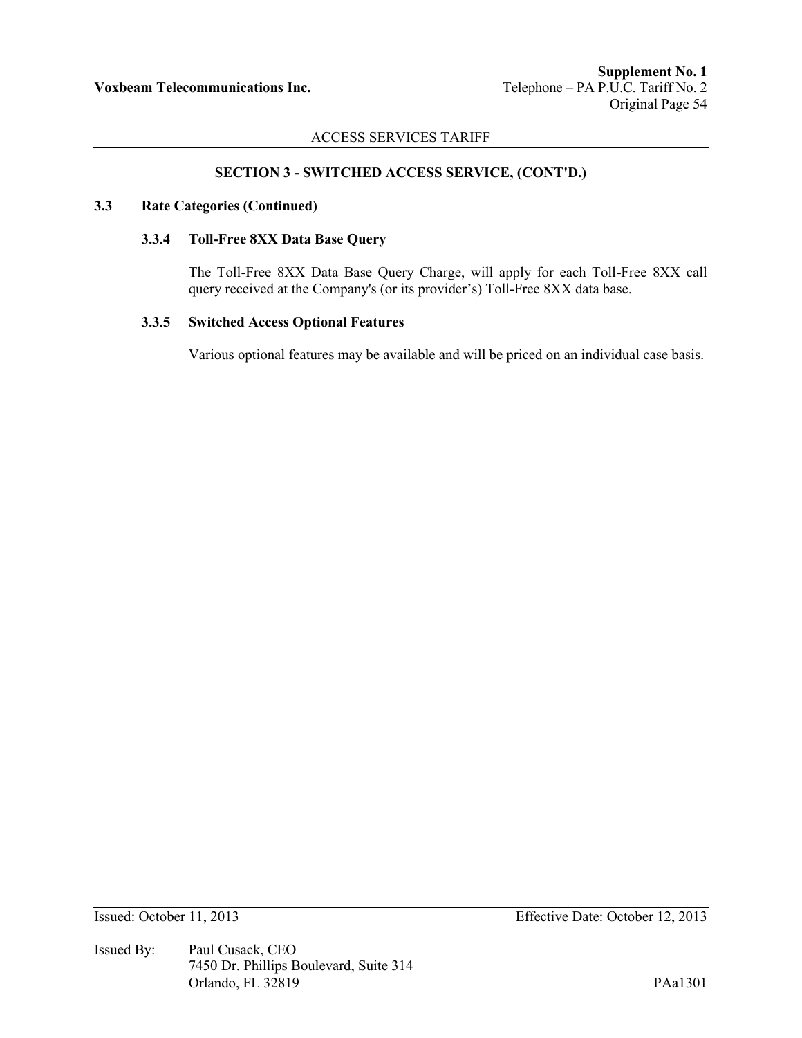## SECTION 3 - SWITCHED ACCESS SERVICE, (CONT'D.)

### 3.3 Rate Categories (Continued)

#### 3.3.4 Toll-Free 8XX Data Base Query

The Toll-Free 8XX Data Base Query Charge, will apply for each Toll-Free 8XX call query received at the Company's (or its provider's) Toll-Free 8XX data base.

#### 3.3.5 Switched Access Optional Features

Various optional features may be available and will be priced on an individual case basis.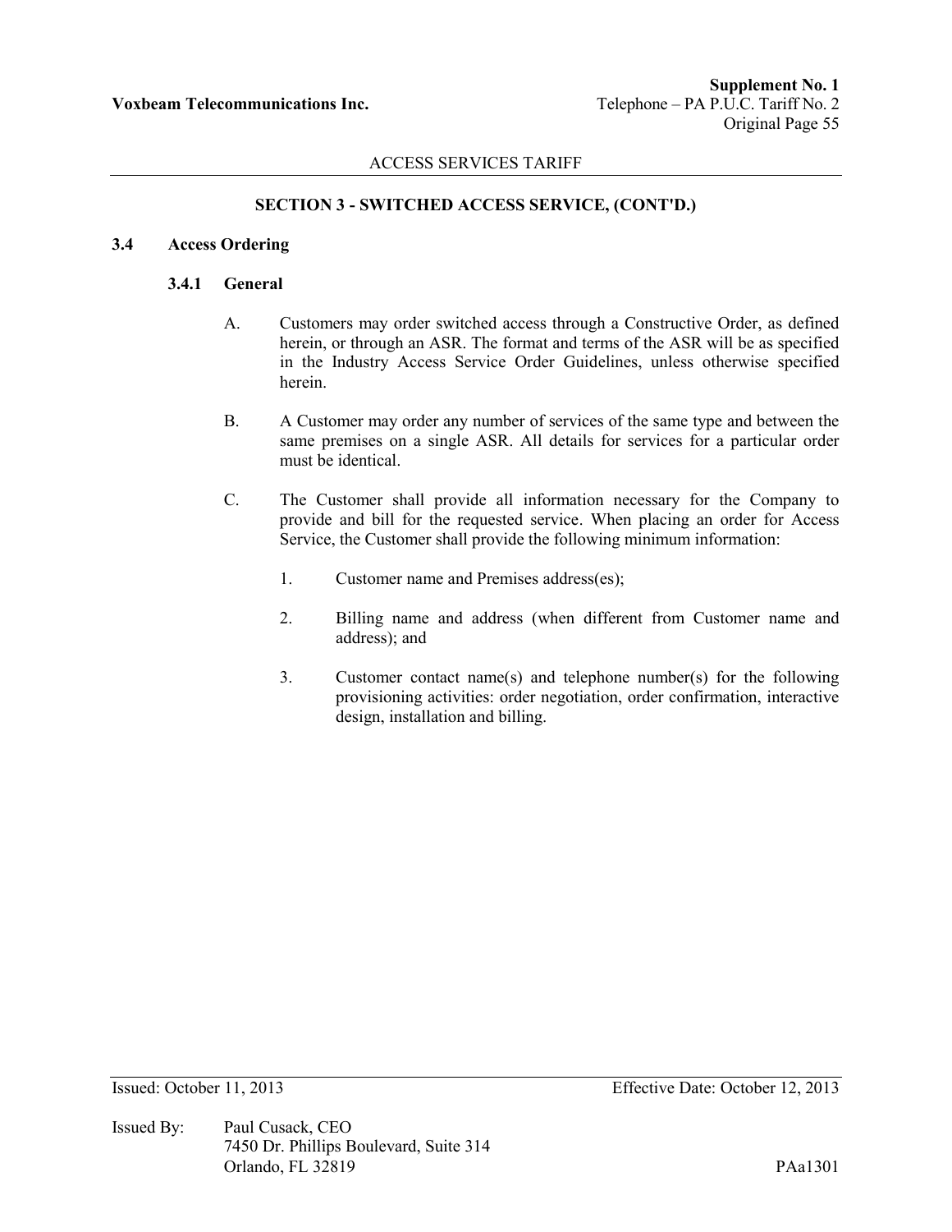## SECTION 3 - SWITCHED ACCESS SERVICE, (CONT'D.)

### 3.4 Access Ordering

#### 3.4.1 General

A. Customers may order switched access through a Constructive Order, as defined herein, or through an ASR. The format and terms of the ASR will be as specified in the Industry Access Service Order Guidelines, unless otherwise specified herein.

B. A Customer may order any number of services of the same type and between the same premises on a single ASR. All details for services for a particular order must be identical.

C. The Customer shall provide all information necessary for the Company to provide and bill for the requested service. When placing an order for Access Service, the Customer shall provide the following minimum information:

1. Customer name and Premises address(es);

2. Billing name and address (when different from Customer name and address); and

3. Customer contact name(s) and telephone number(s) for the following provisioning activities: order negotiation, order confirmation, interactive design, installation and billing.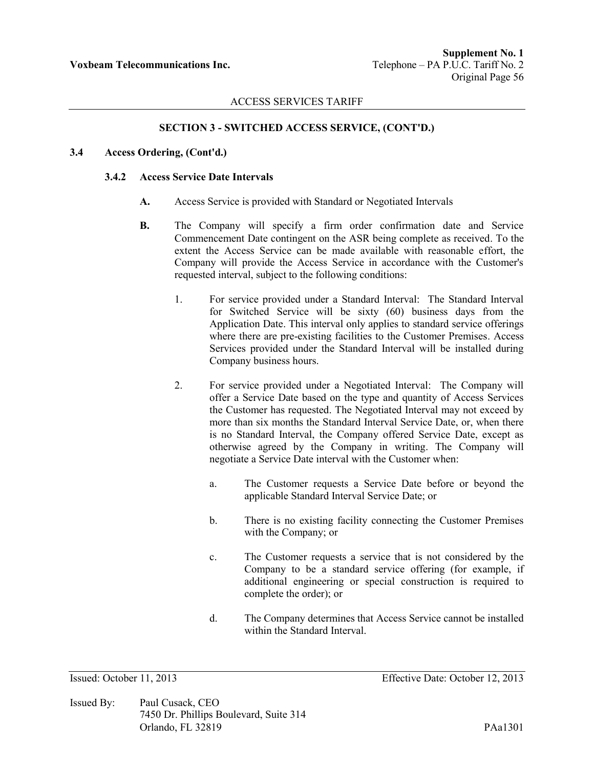## SECTION 3 - SWITCHED ACCESS SERVICE, (CONT'D.)

### 3.4 Access Ordering, (Cont'd.)

#### 3.4.2 Access Service Date Intervals

**A.** Access Service is provided with Standard or Negotiated Intervals

**B.** The Company will specify a firm order confirmation date and Service Commencement Date contingent on the ASR being complete as received. To the extent the Access Service can be made available with reasonable effort, the Company will provide the Access Service in accordance with the Customer's requested interval, subject to the following conditions:

1. For service provided under a Standard Interval: The Standard Interval for Switched Service will be sixty (60) business days from the Application Date. This interval only applies to standard service offerings where there are pre-existing facilities to the Customer Premises. Access Services provided under the Standard Interval will be installed during Company business hours.

2. For service provided under a Negotiated Interval: The Company will offer a Service Date based on the type and quantity of Access Services the Customer has requested. The Negotiated Interval may not exceed by more than six months the Standard Interval Service Date, or, when there is no Standard Interval, the Company offered Service Date, except as otherwise agreed by the Company in writing. The Company will negotiate a Service Date interval with the Customer when:

   a. The Customer requests a Service Date before or beyond the applicable Standard Interval Service Date; or

   b. There is no existing facility connecting the Customer Premises with the Company; or

   c. The Customer requests a service that is not considered by the Company to be a standard service offering (for example, if additional engineering or special construction is required to complete the order); or

   d. The Company determines that Access Service cannot be installed within the Standard Interval.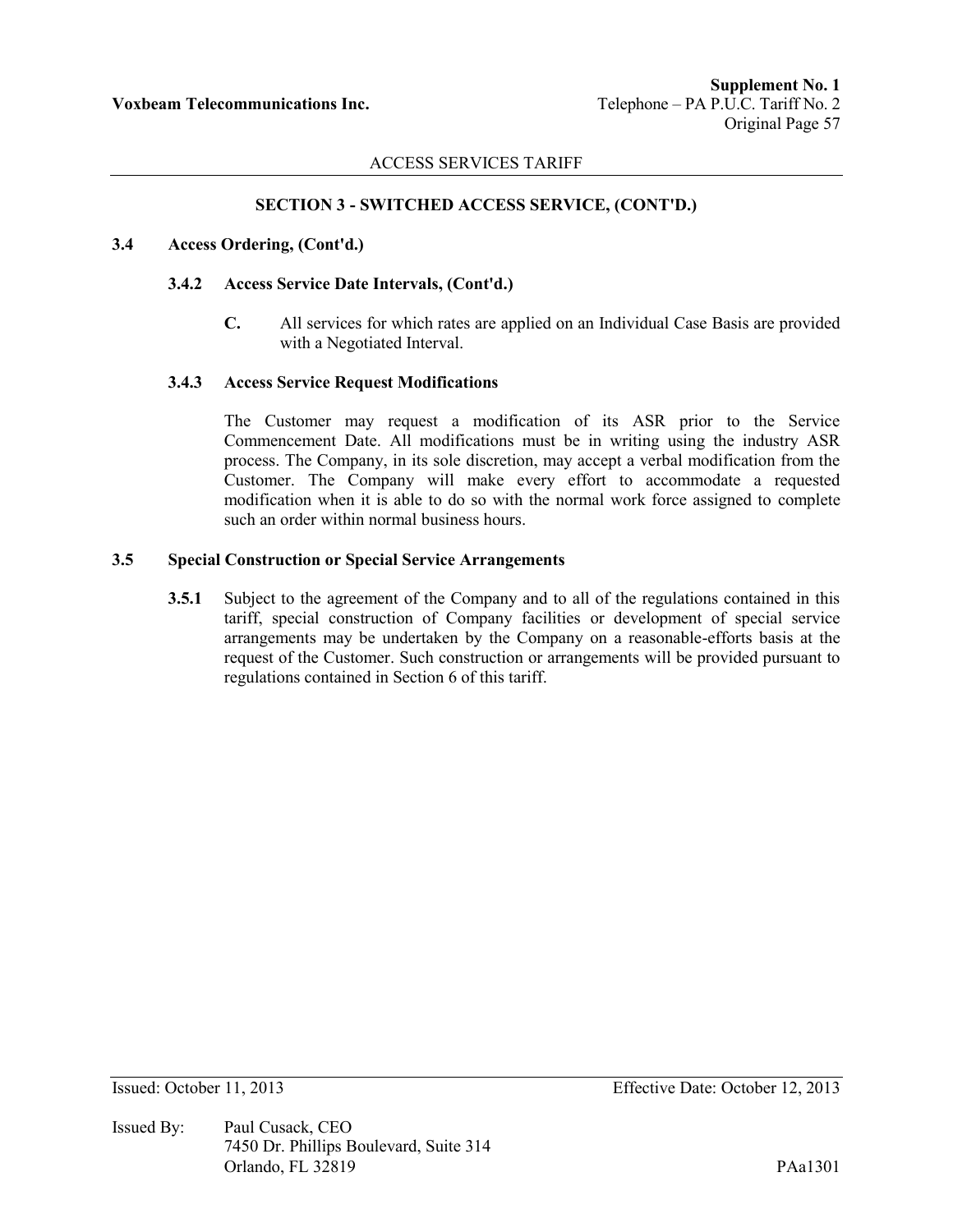## SECTION 3 - SWITCHED ACCESS SERVICE, (CONT'D.)

### 3.4 Access Ordering, (Cont'd.)

#### 3.4.2 Access Service Date Intervals, (Cont'd.)

**C.** All services for which rates are applied on an Individual Case Basis are provided with a Negotiated Interval.

#### 3.4.3 Access Service Request Modifications

The Customer may request a modification of its ASR prior to the Service Commencement Date. All modifications must be in writing using the industry ASR process. The Company, in its sole discretion, may accept a verbal modification from the Customer. The Company will make every effort to accommodate a requested modification when it is able to do so with the normal work force assigned to complete such an order within normal business hours.

### 3.5 Special Construction or Special Service Arrangements

**3.5.1** Subject to the agreement of the Company and to all of the regulations contained in this tariff, special construction of Company facilities or development of special service arrangements may be undertaken by the Company on a reasonable-efforts basis at the request of the Customer. Such construction or arrangements will be provided pursuant to regulations contained in Section 6 of this tariff.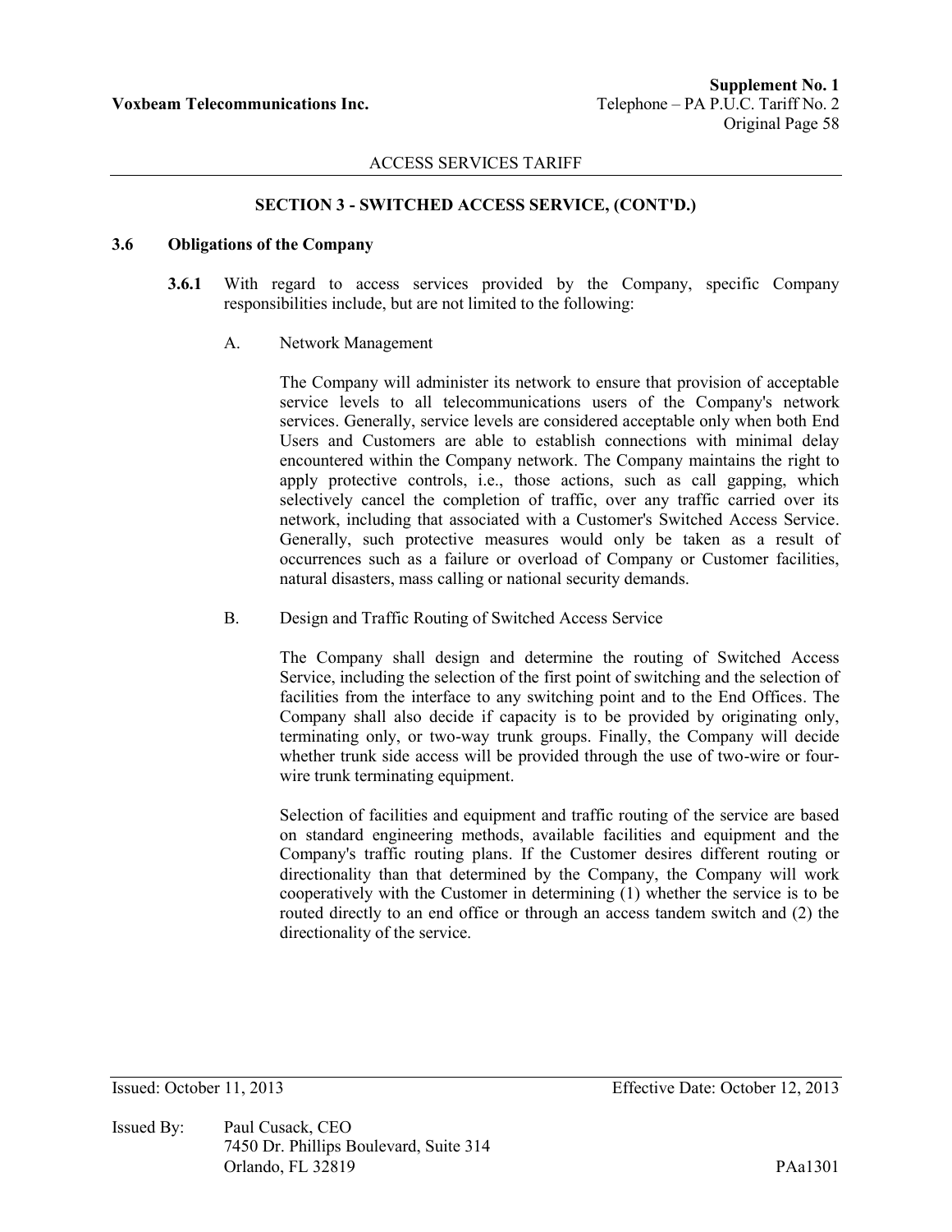## SECTION 3 - SWITCHED ACCESS SERVICE, (CONT'D.)

### 3.6 Obligations of the Company

**3.6.1** With regard to access services provided by the Company, specific Company responsibilities include, but are not limited to the following:

A. Network Management

The Company will administer its network to ensure that provision of acceptable service levels to all telecommunications users of the Company's network services. Generally, service levels are considered acceptable only when both End Users and Customers are able to establish connections with minimal delay encountered within the Company network. The Company maintains the right to apply protective controls, i.e., those actions, such as call gapping, which selectively cancel the completion of traffic, over any traffic carried over its network, including that associated with a Customer's Switched Access Service. Generally, such protective measures would only be taken as a result of occurrences such as a failure or overload of Company or Customer facilities, natural disasters, mass calling or national security demands.

B. Design and Traffic Routing of Switched Access Service

The Company shall design and determine the routing of Switched Access Service, including the selection of the first point of switching and the selection of facilities from the interface to any switching point and to the End Offices. The Company shall also decide if capacity is to be provided by originating only, terminating only, or two-way trunk groups. Finally, the Company will decide whether trunk side access will be provided through the use of two-wire or four-wire trunk terminating equipment.

Selection of facilities and equipment and traffic routing of the service are based on standard engineering methods, available facilities and equipment and the Company's traffic routing plans. If the Customer desires different routing or directionality than that determined by the Company, the Company will work cooperatively with the Customer in determining (1) whether the service is to be routed directly to an end office or through an access tandem switch and (2) the directionality of the service.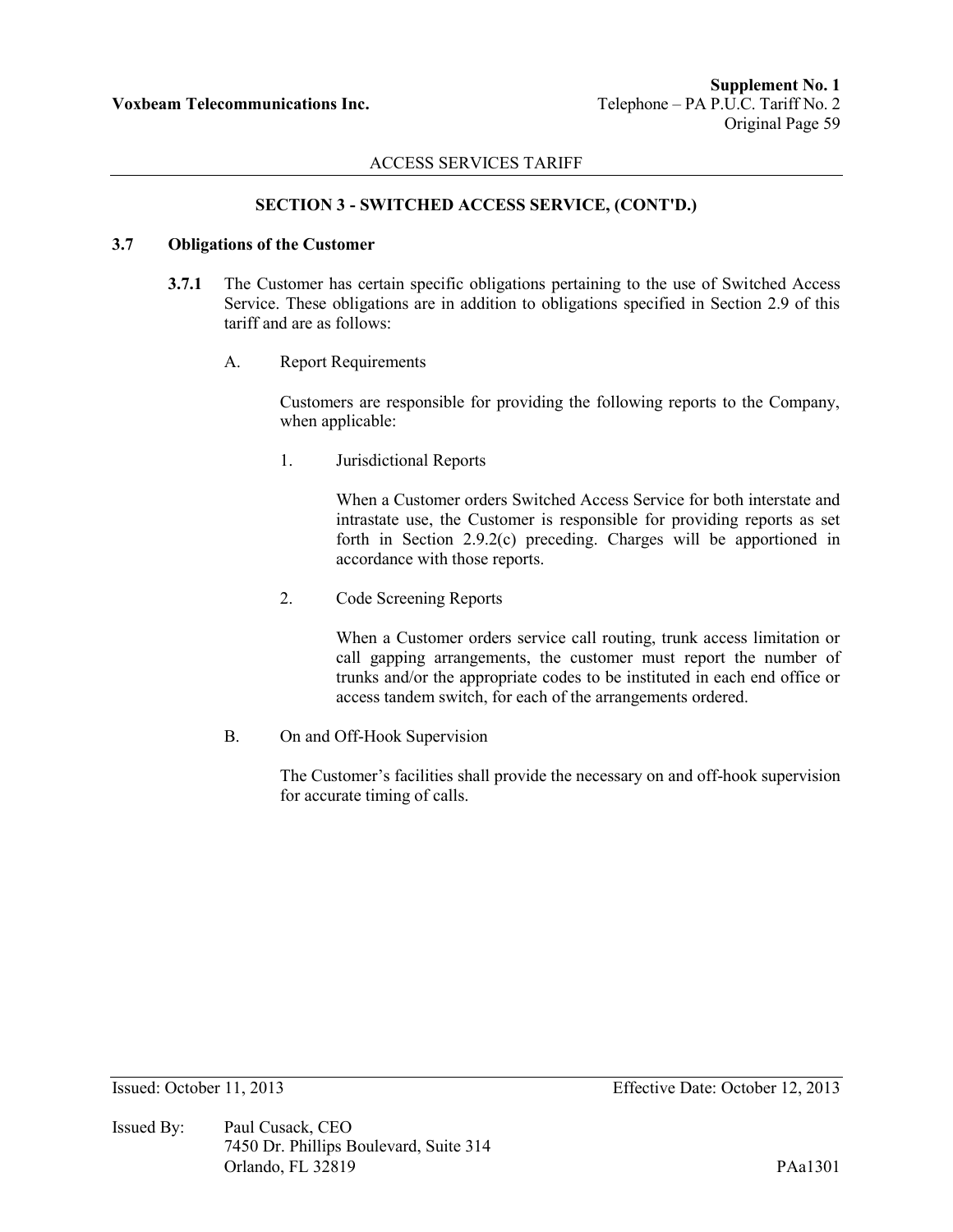## SECTION 3 - SWITCHED ACCESS SERVICE, (CONT'D.)

### 3.7 Obligations of the Customer

**3.7.1** The Customer has certain specific obligations pertaining to the use of Switched Access Service. These obligations are in addition to obligations specified in Section 2.9 of this tariff and are as follows:

A. Report Requirements

Customers are responsible for providing the following reports to the Company, when applicable:

1. Jurisdictional Reports

   When a Customer orders Switched Access Service for both interstate and intrastate use, the Customer is responsible for providing reports as set forth in Section 2.9.2(c) preceding. Charges will be apportioned in accordance with those reports.

2. Code Screening Reports

   When a Customer orders service call routing, trunk access limitation or call gapping arrangements, the customer must report the number of trunks and/or the appropriate codes to be instituted in each end office or access tandem switch, for each of the arrangements ordered.

B. On and Off-Hook Supervision

The Customer's facilities shall provide the necessary on and off-hook supervision for accurate timing of calls.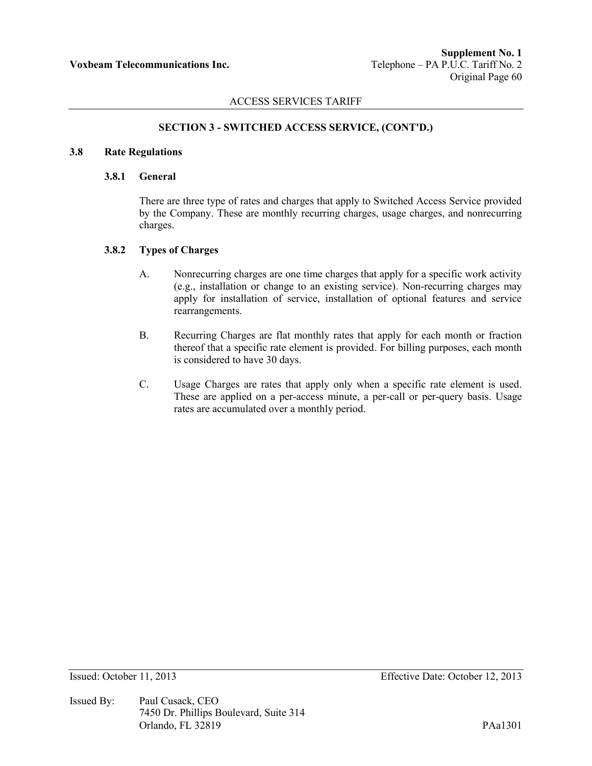## SECTION 3 - SWITCHED ACCESS SERVICE, (CONT'D.)

### 3.8 Rate Regulations

#### 3.8.1 General

There are three type of rates and charges that apply to Switched Access Service provided by the Company. These are monthly recurring charges, usage charges, and nonrecurring charges.

#### 3.8.2 Types of Charges

A. Nonrecurring charges are one time charges that apply for a specific work activity (e.g., installation or change to an existing service). Non-recurring charges may apply for installation of service, installation of optional features and service rearrangements.

B. Recurring Charges are flat monthly rates that apply for each month or fraction thereof that a specific rate element is provided. For billing purposes, each month is considered to have 30 days.

C. Usage Charges are rates that apply only when a specific rate element is used. These are applied on a per-access minute, a per-call or per-query basis. Usage rates are accumulated over a monthly period.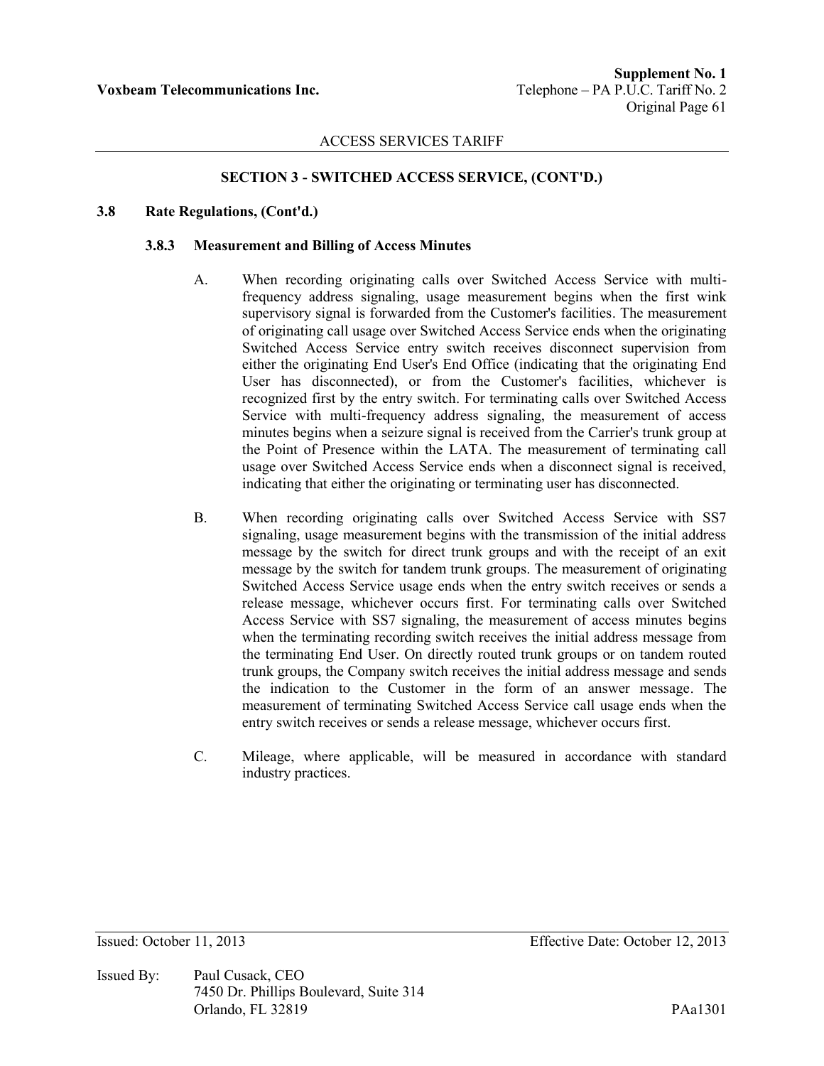## SECTION 3 - SWITCHED ACCESS SERVICE, (CONT'D.)

### 3.8 Rate Regulations, (Cont'd.)

#### 3.8.3 Measurement and Billing of Access Minutes

A. When recording originating calls over Switched Access Service with multi-frequency address signaling, usage measurement begins when the first wink supervisory signal is forwarded from the Customer's facilities. The measurement of originating call usage over Switched Access Service ends when the originating Switched Access Service entry switch receives disconnect supervision from either the originating End User's End Office (indicating that the originating End User has disconnected), or from the Customer's facilities, whichever is recognized first by the entry switch. For terminating calls over Switched Access Service with multi-frequency address signaling, the measurement of access minutes begins when a seizure signal is received from the Carrier's trunk group at the Point of Presence within the LATA. The measurement of terminating call usage over Switched Access Service ends when a disconnect signal is received, indicating that either the originating or terminating user has disconnected.

B. When recording originating calls over Switched Access Service with SS7 signaling, usage measurement begins with the transmission of the initial address message by the switch for direct trunk groups and with the receipt of an exit message by the switch for tandem trunk groups. The measurement of originating Switched Access Service usage ends when the entry switch receives or sends a release message, whichever occurs first. For terminating calls over Switched Access Service with SS7 signaling, the measurement of access minutes begins when the terminating recording switch receives the initial address message from the terminating End User. On directly routed trunk groups or on tandem routed trunk groups, the Company switch receives the initial address message and sends the indication to the Customer in the form of an answer message. The measurement of terminating Switched Access Service call usage ends when the entry switch receives or sends a release message, whichever occurs first.

C. Mileage, where applicable, will be measured in accordance with standard industry practices.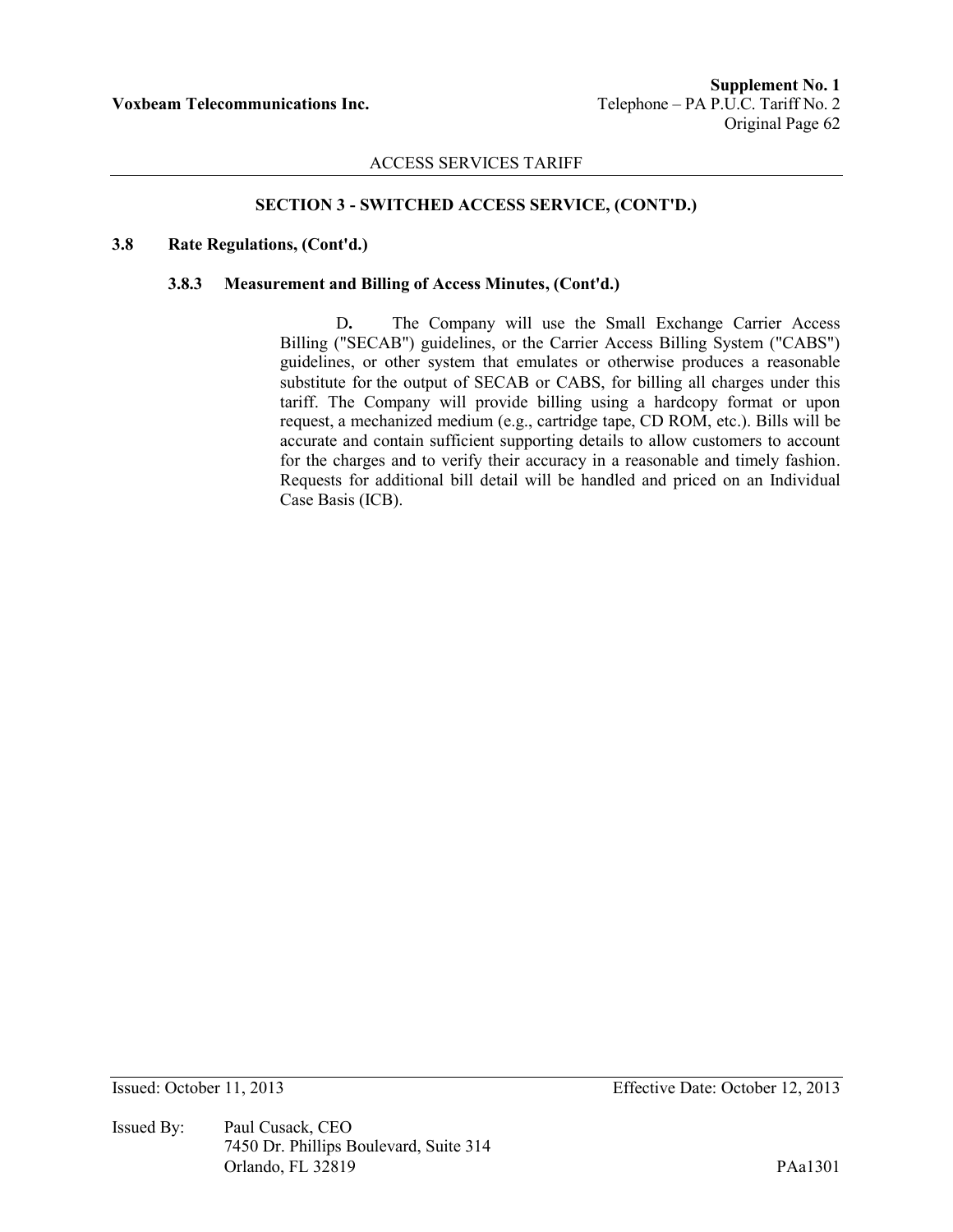## SECTION 3 - SWITCHED ACCESS SERVICE, (CONT'D.)

**3.8 Rate Regulations, (Cont'd.)**

**3.8.3 Measurement and Billing of Access Minutes, (Cont'd.)**

D**.** The Company will use the Small Exchange Carrier Access Billing ("SECAB") guidelines, or the Carrier Access Billing System ("CABS") guidelines, or other system that emulates or otherwise produces a reasonable substitute for the output of SECAB or CABS, for billing all charges under this tariff. The Company will provide billing using a hardcopy format or upon request, a mechanized medium (e.g., cartridge tape, CD ROM, etc.). Bills will be accurate and contain sufficient supporting details to allow customers to account for the charges and to verify their accuracy in a reasonable and timely fashion. Requests for additional bill detail will be handled and priced on an Individual Case Basis (ICB).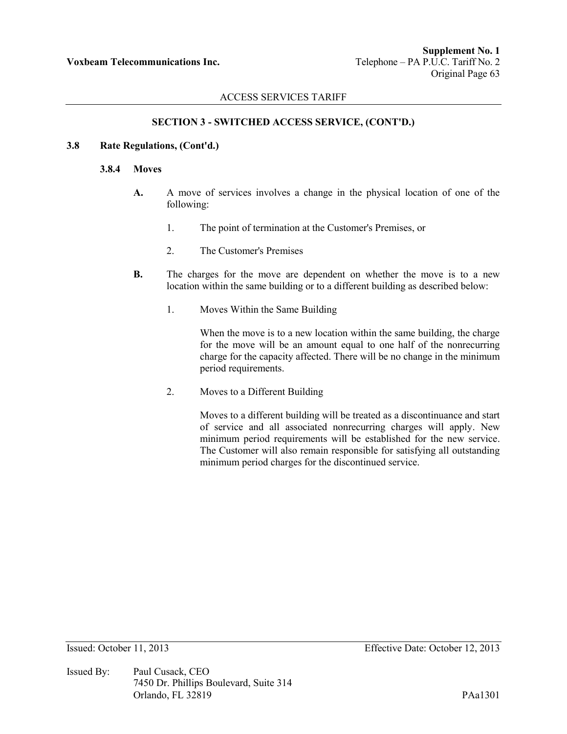## SECTION 3 - SWITCHED ACCESS SERVICE, (CONT'D.)

**3.8 Rate Regulations, (Cont'd.)**

**3.8.4 Moves**

**A.** A move of services involves a change in the physical location of one of the following:

1. The point of termination at the Customer's Premises, or
2. The Customer's Premises

**B.** The charges for the move are dependent on whether the move is to a new location within the same building or to a different building as described below:

1. Moves Within the Same Building

   When the move is to a new location within the same building, the charge for the move will be an amount equal to one half of the nonrecurring charge for the capacity affected. There will be no change in the minimum period requirements.

2. Moves to a Different Building

   Moves to a different building will be treated as a discontinuance and start of service and all associated nonrecurring charges will apply. New minimum period requirements will be established for the new service. The Customer will also remain responsible for satisfying all outstanding minimum period charges for the discontinued service.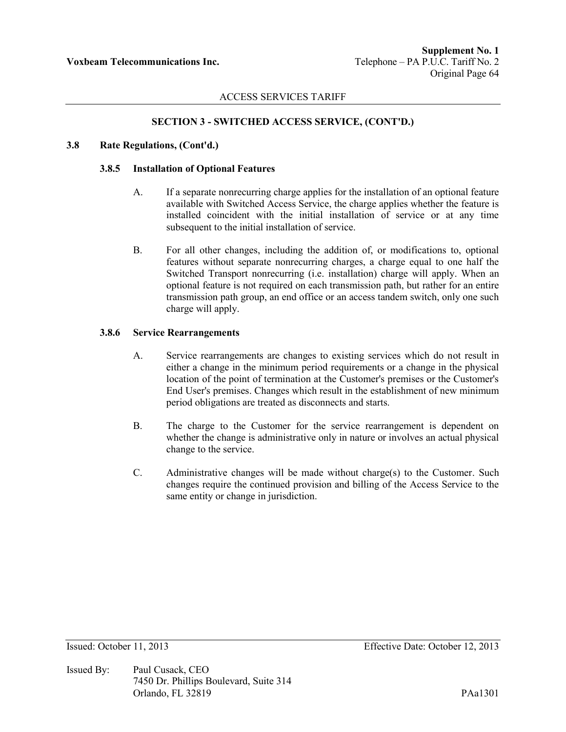## SECTION 3 - SWITCHED ACCESS SERVICE, (CONT'D.)

### 3.8 Rate Regulations, (Cont'd.)

#### 3.8.5 Installation of Optional Features

A. If a separate nonrecurring charge applies for the installation of an optional feature available with Switched Access Service, the charge applies whether the feature is installed coincident with the initial installation of service or at any time subsequent to the initial installation of service.

B. For all other changes, including the addition of, or modifications to, optional features without separate nonrecurring charges, a charge equal to one half the Switched Transport nonrecurring (i.e. installation) charge will apply. When an optional feature is not required on each transmission path, but rather for an entire transmission path group, an end office or an access tandem switch, only one such charge will apply.

#### 3.8.6 Service Rearrangements

A. Service rearrangements are changes to existing services which do not result in either a change in the minimum period requirements or a change in the physical location of the point of termination at the Customer's premises or the Customer's End User's premises. Changes which result in the establishment of new minimum period obligations are treated as disconnects and starts.

B. The charge to the Customer for the service rearrangement is dependent on whether the change is administrative only in nature or involves an actual physical change to the service.

C. Administrative changes will be made without charge(s) to the Customer. Such changes require the continued provision and billing of the Access Service to the same entity or change in jurisdiction.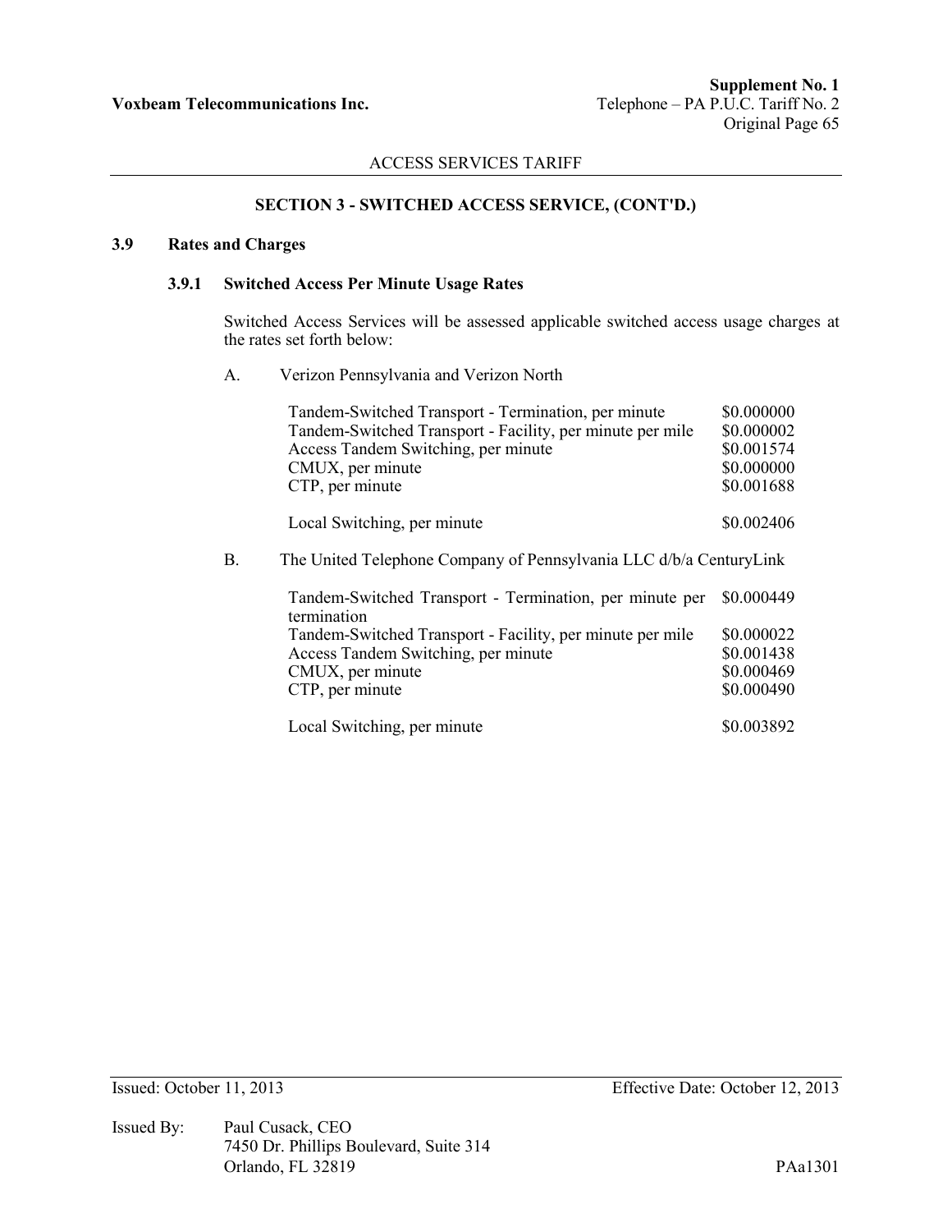## ACCESS SERVICES TARIFF

### SECTION 3 - SWITCHED ACCESS SERVICE, (CONT'D.)

### 3.9 Rates and Charges

#### 3.9.1 Switched Access Per Minute Usage Rates

Switched Access Services will be assessed applicable switched access usage charges at the rates set forth below:

A. Verizon Pennsylvania and Verizon North

| | |
|---|---|
| Tandem-Switched Transport - Termination, per minute | $0.000000 |
| Tandem-Switched Transport - Facility, per minute per mile | $0.000002 |
| Access Tandem Switching, per minute | $0.001574 |
| CMUX, per minute | $0.000000 |
| CTP, per minute | $0.001688 |
| Local Switching, per minute | $0.002406 |

B. The United Telephone Company of Pennsylvania LLC d/b/a CenturyLink

| | |
|---|---|
| Tandem-Switched Transport - Termination, per minute per termination | $0.000449 |
| Tandem-Switched Transport - Facility, per minute per mile | $0.000022 |
| Access Tandem Switching, per minute | $0.001438 |
| CMUX, per minute | $0.000469 |
| CTP, per minute | $0.000490 |
| Local Switching, per minute | $0.003892 |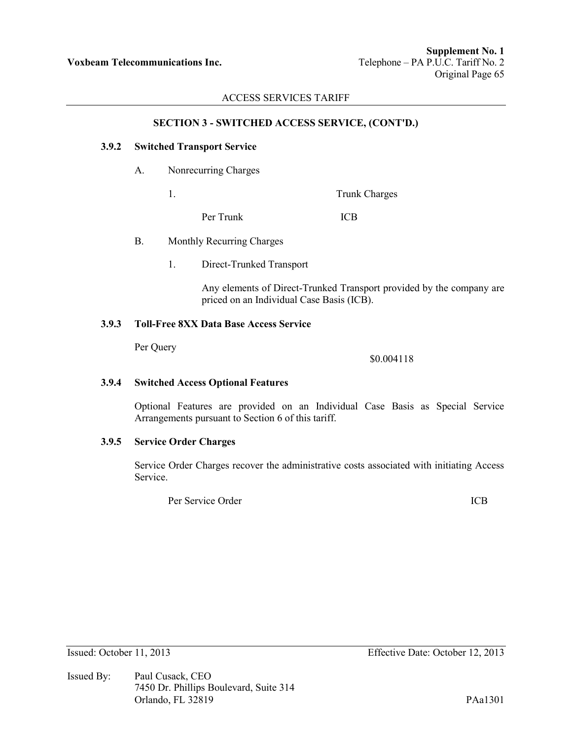## SECTION 3 - SWITCHED ACCESS SERVICE, (CONT'D.)

### 3.9.2 Switched Transport Service

A. Nonrecurring Charges

1. Trunk Charges

| | |
|---|---|
| Per Trunk | ICB |

B. Monthly Recurring Charges

1. Direct-Trunked Transport

Any elements of Direct-Trunked Transport provided by the company are priced on an Individual Case Basis (ICB).

### 3.9.3 Toll-Free 8XX Data Base Access Service

| | |
|---|---|
| Per Query | $0.004118 |

### 3.9.4 Switched Access Optional Features

Optional Features are provided on an Individual Case Basis as Special Service Arrangements pursuant to Section 6 of this tariff.

### 3.9.5 Service Order Charges

Service Order Charges recover the administrative costs associated with initiating Access Service.

| | |
|---|---|
| Per Service Order | ICB |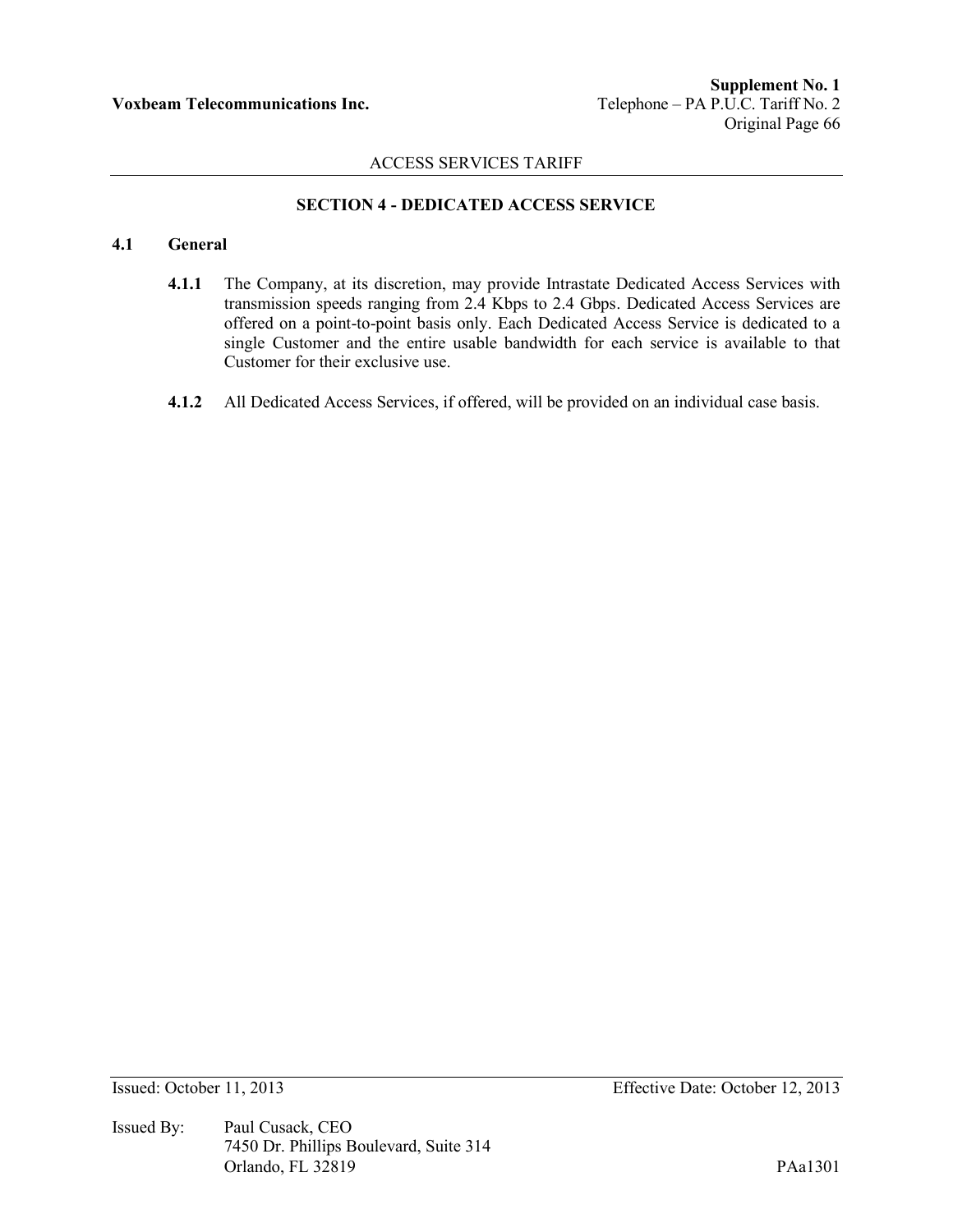## SECTION 4 - DEDICATED ACCESS SERVICE

### 4.1 General

**4.1.1** The Company, at its discretion, may provide Intrastate Dedicated Access Services with transmission speeds ranging from 2.4 Kbps to 2.4 Gbps. Dedicated Access Services are offered on a point-to-point basis only. Each Dedicated Access Service is dedicated to a single Customer and the entire usable bandwidth for each service is available to that Customer for their exclusive use.

**4.1.2** All Dedicated Access Services, if offered, will be provided on an individual case basis.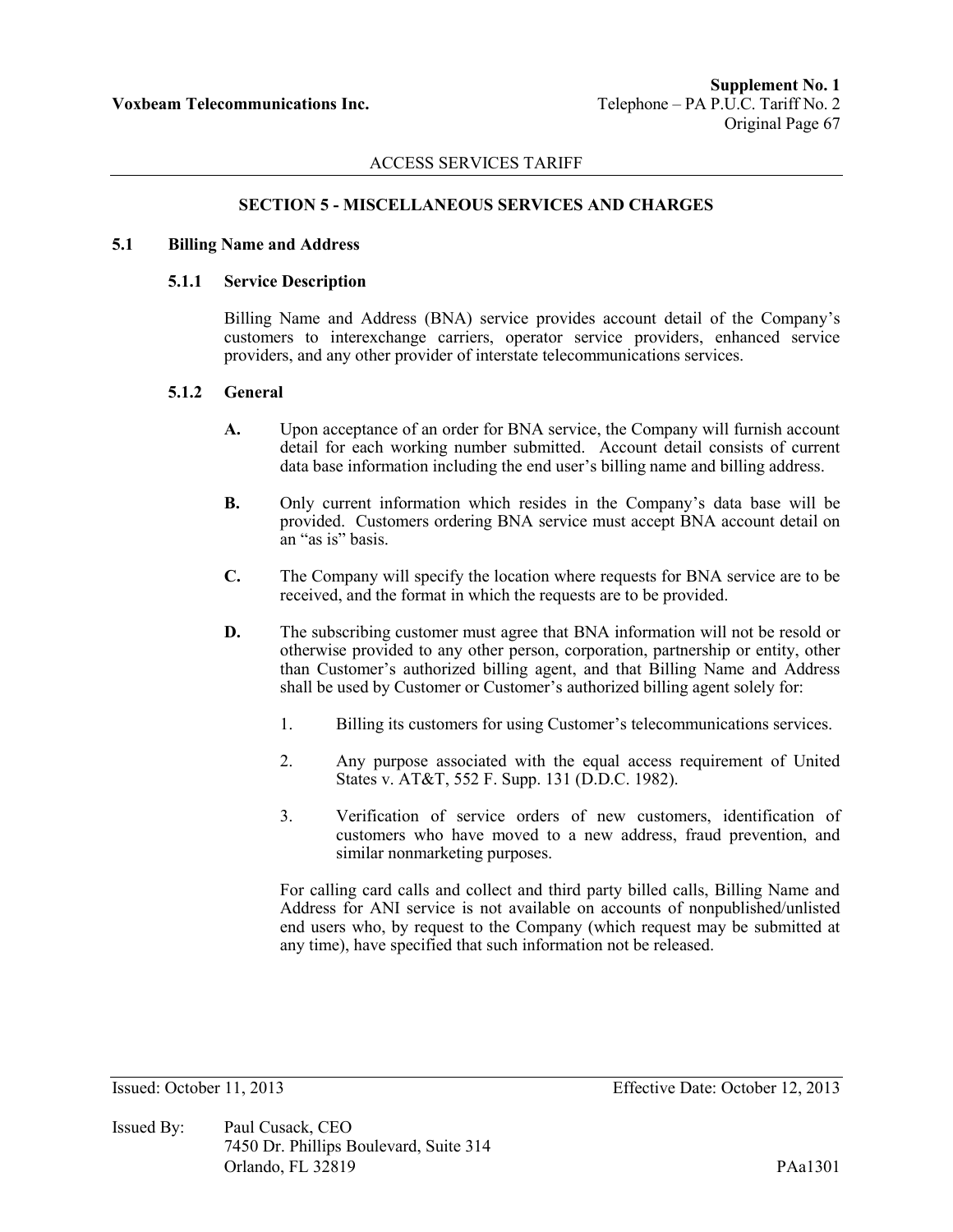## SECTION 5 - MISCELLANEOUS SERVICES AND CHARGES

### 5.1 Billing Name and Address

#### 5.1.1 Service Description

Billing Name and Address (BNA) service provides account detail of the Company's customers to interexchange carriers, operator service providers, enhanced service providers, and any other provider of interstate telecommunications services.

#### 5.1.2 General

**A.** Upon acceptance of an order for BNA service, the Company will furnish account detail for each working number submitted. Account detail consists of current data base information including the end user's billing name and billing address.

**B.** Only current information which resides in the Company's data base will be provided. Customers ordering BNA service must accept BNA account detail on an "as is" basis.

**C.** The Company will specify the location where requests for BNA service are to be received, and the format in which the requests are to be provided.

**D.** The subscribing customer must agree that BNA information will not be resold or otherwise provided to any other person, corporation, partnership or entity, other than Customer's authorized billing agent, and that Billing Name and Address shall be used by Customer or Customer's authorized billing agent solely for:

1. Billing its customers for using Customer's telecommunications services.
2. Any purpose associated with the equal access requirement of United States v. AT&T, 552 F. Supp. 131 (D.D.C. 1982).
3. Verification of service orders of new customers, identification of customers who have moved to a new address, fraud prevention, and similar nonmarketing purposes.

For calling card calls and collect and third party billed calls, Billing Name and Address for ANI service is not available on accounts of nonpublished/unlisted end users who, by request to the Company (which request may be submitted at any time), have specified that such information not be released.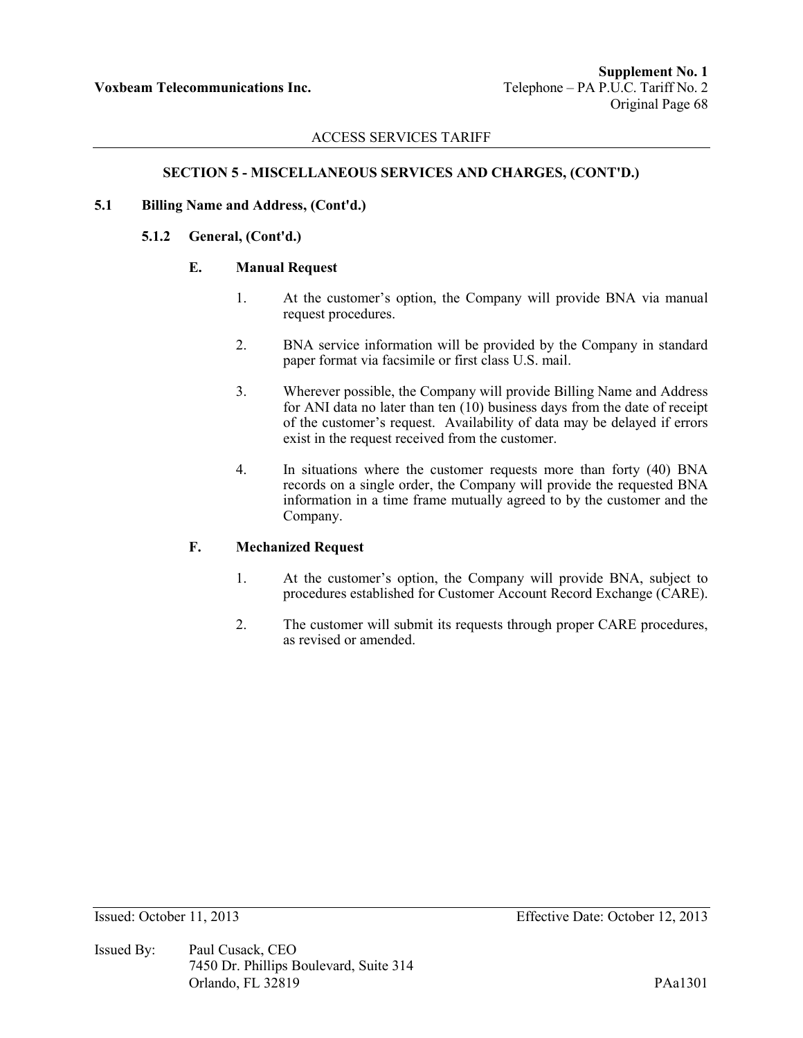ACCESS SERVICES TARIFF

## SECTION 5 - MISCELLANEOUS SERVICES AND CHARGES, (CONT'D.)

### 5.1 Billing Name and Address, (Cont'd.)

#### 5.1.2 General, (Cont'd.)

**E. Manual Request**

1. At the customer's option, the Company will provide BNA via manual request procedures.

2. BNA service information will be provided by the Company in standard paper format via facsimile or first class U.S. mail.

3. Wherever possible, the Company will provide Billing Name and Address for ANI data no later than ten (10) business days from the date of receipt of the customer's request. Availability of data may be delayed if errors exist in the request received from the customer.

4. In situations where the customer requests more than forty (40) BNA records on a single order, the Company will provide the requested BNA information in a time frame mutually agreed to by the customer and the Company.

**F. Mechanized Request**

1. At the customer's option, the Company will provide BNA, subject to procedures established for Customer Account Record Exchange (CARE).

2. The customer will submit its requests through proper CARE procedures, as revised or amended.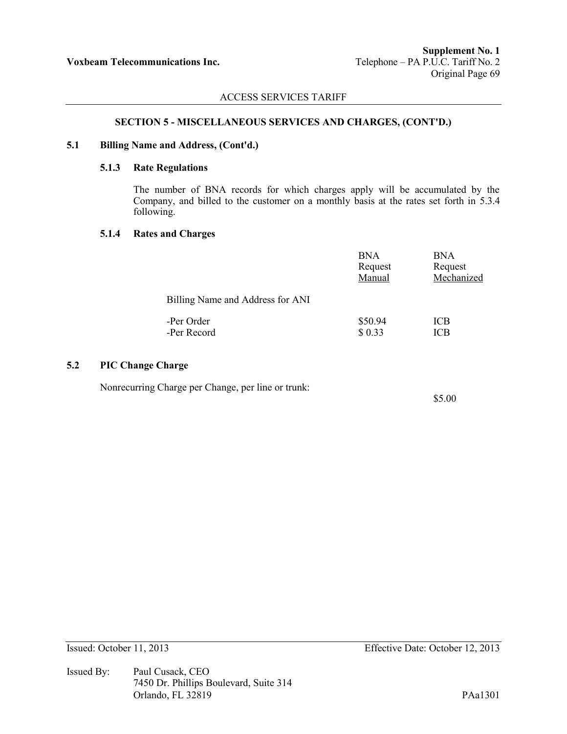## SECTION 5 - MISCELLANEOUS SERVICES AND CHARGES, (CONT'D.)

### 5.1 Billing Name and Address, (Cont'd.)

#### 5.1.3 Rate Regulations

The number of BNA records for which charges apply will be accumulated by the Company, and billed to the customer on a monthly basis at the rates set forth in 5.3.4 following.

#### 5.1.4 Rates and Charges

| | BNA Request Manual | BNA Request Mechanized |
|---|---|---|
| Billing Name and Address for ANI | | |
| -Per Order | $50.94 | ICB |
| -Per Record | $ 0.33 | ICB |

### 5.2 PIC Change Charge

Nonrecurring Charge per Change, per line or trunk: $5.00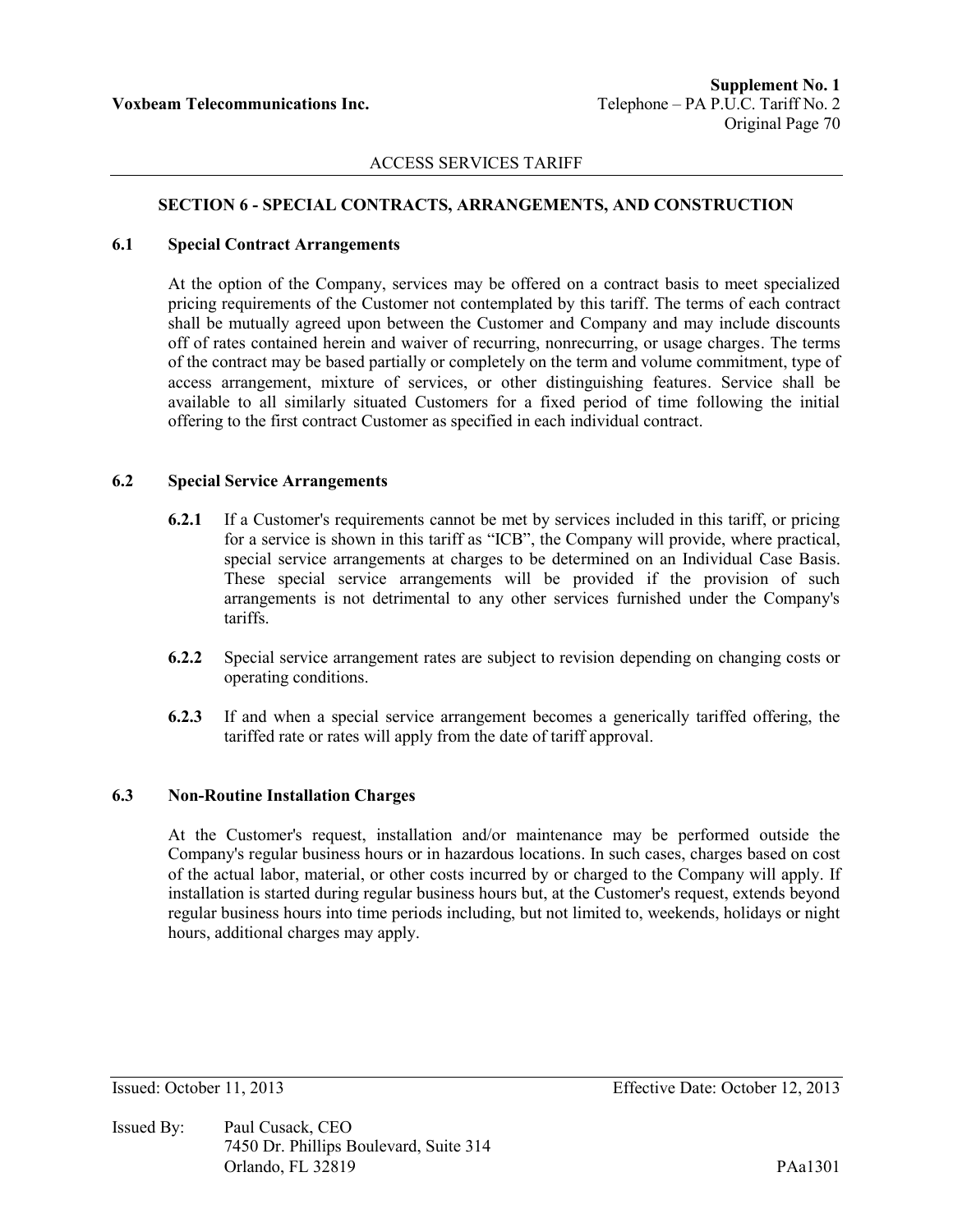# SECTION 6 - SPECIAL CONTRACTS, ARRANGEMENTS, AND CONSTRUCTION

## 6.1 Special Contract Arrangements

At the option of the Company, services may be offered on a contract basis to meet specialized pricing requirements of the Customer not contemplated by this tariff. The terms of each contract shall be mutually agreed upon between the Customer and Company and may include discounts off of rates contained herein and waiver of recurring, nonrecurring, or usage charges. The terms of the contract may be based partially or completely on the term and volume commitment, type of access arrangement, mixture of services, or other distinguishing features. Service shall be available to all similarly situated Customers for a fixed period of time following the initial offering to the first contract Customer as specified in each individual contract.

## 6.2 Special Service Arrangements

**6.2.1** If a Customer's requirements cannot be met by services included in this tariff, or pricing for a service is shown in this tariff as "ICB", the Company will provide, where practical, special service arrangements at charges to be determined on an Individual Case Basis. These special service arrangements will be provided if the provision of such arrangements is not detrimental to any other services furnished under the Company's tariffs.

**6.2.2** Special service arrangement rates are subject to revision depending on changing costs or operating conditions.

**6.2.3** If and when a special service arrangement becomes a generically tariffed offering, the tariffed rate or rates will apply from the date of tariff approval.

## 6.3 Non-Routine Installation Charges

At the Customer's request, installation and/or maintenance may be performed outside the Company's regular business hours or in hazardous locations. In such cases, charges based on cost of the actual labor, material, or other costs incurred by or charged to the Company will apply. If installation is started during regular business hours but, at the Customer's request, extends beyond regular business hours into time periods including, but not limited to, weekends, holidays or night hours, additional charges may apply.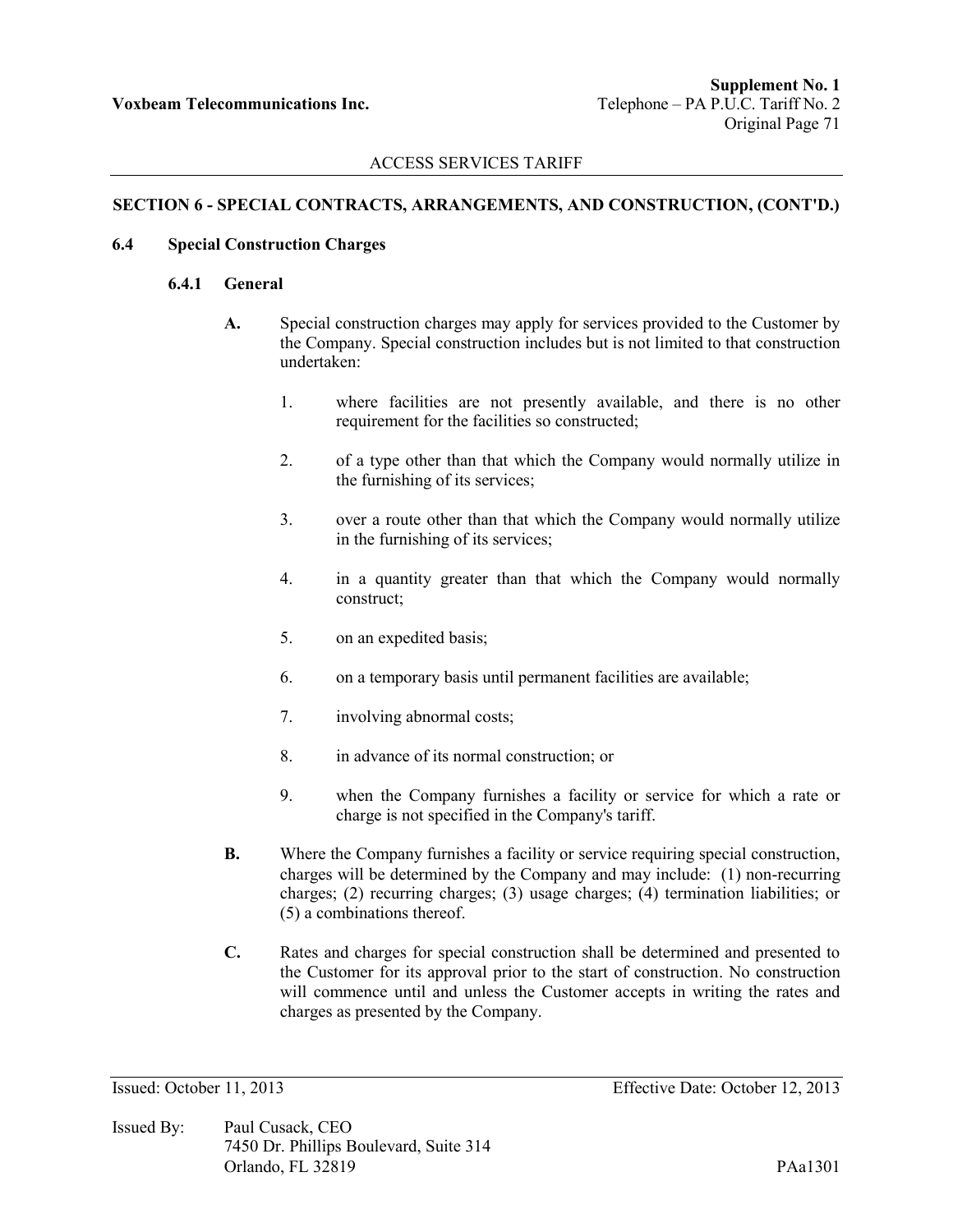## SECTION 6 - SPECIAL CONTRACTS, ARRANGEMENTS, AND CONSTRUCTION, (CONT'D.)

### 6.4 Special Construction Charges

#### 6.4.1 General

**A.** Special construction charges may apply for services provided to the Customer by the Company. Special construction includes but is not limited to that construction undertaken:

1. where facilities are not presently available, and there is no other requirement for the facilities so constructed;
2. of a type other than that which the Company would normally utilize in the furnishing of its services;
3. over a route other than that which the Company would normally utilize in the furnishing of its services;
4. in a quantity greater than that which the Company would normally construct;
5. on an expedited basis;
6. on a temporary basis until permanent facilities are available;
7. involving abnormal costs;
8. in advance of its normal construction; or
9. when the Company furnishes a facility or service for which a rate or charge is not specified in the Company's tariff.

**B.** Where the Company furnishes a facility or service requiring special construction, charges will be determined by the Company and may include: (1) non-recurring charges; (2) recurring charges; (3) usage charges; (4) termination liabilities; or (5) a combinations thereof.

**C.** Rates and charges for special construction shall be determined and presented to the Customer for its approval prior to the start of construction. No construction will commence until and unless the Customer accepts in writing the rates and charges as presented by the Company.